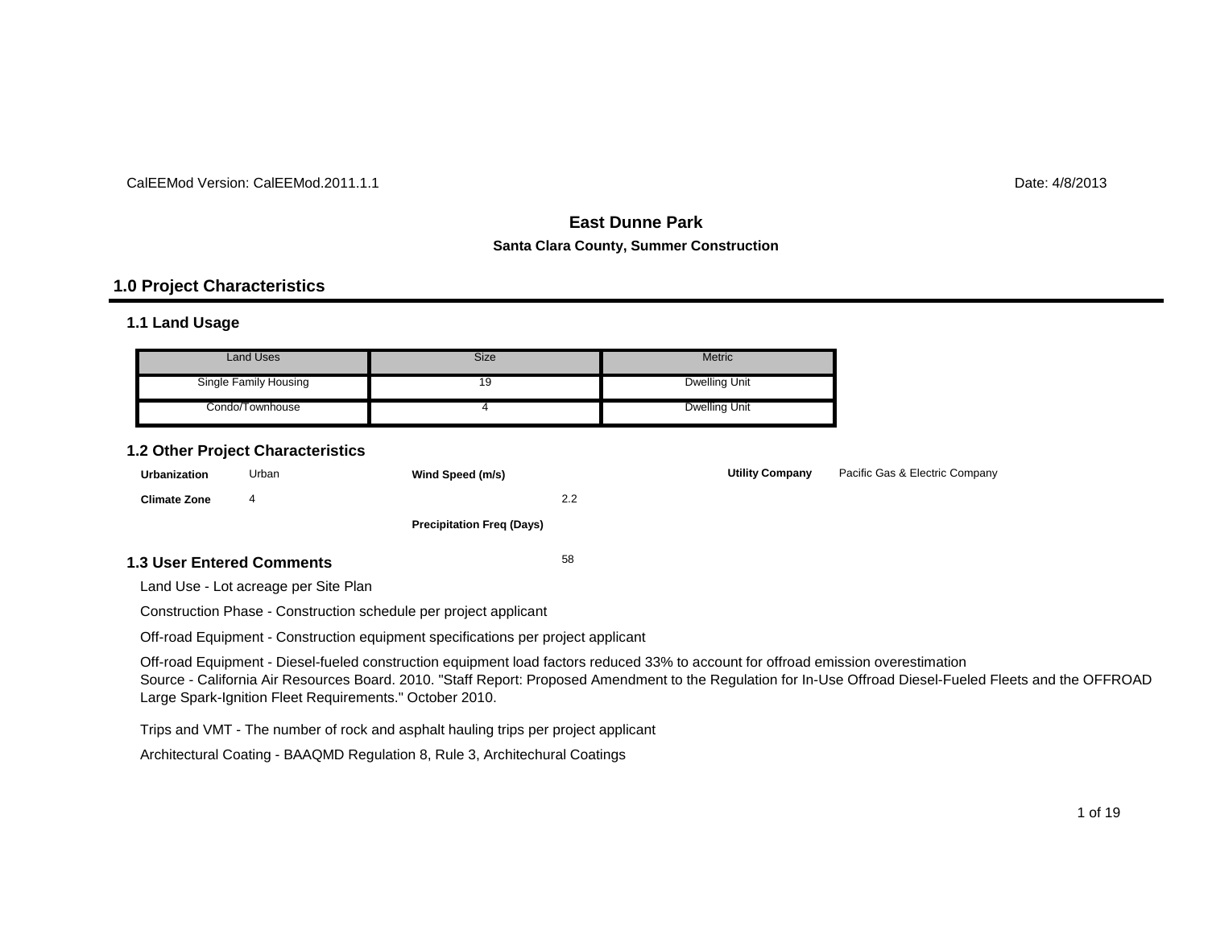CalEEMod Version: CalEEMod.2011.1.1

Date: 4/8/2013

# East Dunne Park

**Santa Clara County, Summer Construction**

## 1.0 Project Characteristics

### 1.1 Land Usage

| Land Uses | Size | Metric |
|---|---|---|
| Single Family Housing | 19 | Dwelling Unit |
| Condo/Townhouse | 4 | Dwelling Unit |

### 1.2 Other Project Characteristics

| | | | | | |
|---|---|---|---|---|---|
| **Urbanization** | Urban | **Wind Speed (m/s)** | 2.2 | **Utility Company** | Pacific Gas & Electric Company |
| **Climate Zone** | 4 | **Precipitation Freq (Days)** | 58 | | |

### 1.3 User Entered Comments

Land Use - Lot acreage per Site Plan

Construction Phase - Construction schedule per project applicant

Off-road Equipment - Construction equipment specifications per project applicant

Off-road Equipment - Diesel-fueled construction equipment load factors reduced 33% to account for offroad emission overestimation
Source - California Air Resources Board. 2010. "Staff Report: Proposed Amendment to the Regulation for In-Use Offroad Diesel-Fueled Fleets and the OFFROAD Large Spark-Ignition Fleet Requirements." October 2010.

Trips and VMT - The number of rock and asphalt hauling trips per project applicant

Architectural Coating - BAAQMD Regulation 8, Rule 3, Architechural Coatings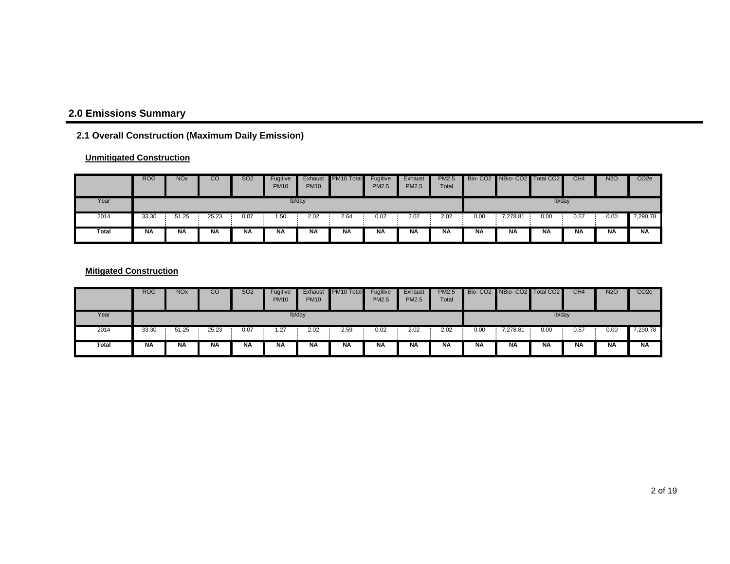## 2.0 Emissions Summary

### 2.1 Overall Construction (Maximum Daily Emission)

**Unmitigated Construction**

| | ROG | NOx | CO | SO2 | Fugitive PM10 | Exhaust PM10 | PM10 Total | Fugitive PM2.5 | Exhaust PM2.5 | PM2.5 Total | Bio- CO2 | NBio- CO2 | Total CO2 | CH4 | N2O | CO2e |
|---|---|---|---|---|---|---|---|---|---|---|---|---|---|---|---|---|
| Year | lb/day | | | | | | | | | | lb/day | | | | | |
| 2014 | 33.30 | 51.25 | 25.23 | 0.07 | 1.50 | 2.02 | 2.64 | 0.02 | 2.02 | 2.02 | 0.00 | 7,278.81 | 0.00 | 0.57 | 0.00 | 7,290.78 |
| **Total** | **NA** | **NA** | **NA** | **NA** | **NA** | **NA** | **NA** | **NA** | **NA** | **NA** | **NA** | **NA** | **NA** | **NA** | **NA** | **NA** |

**Mitigated Construction**

| | ROG | NOx | CO | SO2 | Fugitive PM10 | Exhaust PM10 | PM10 Total | Fugitive PM2.5 | Exhaust PM2.5 | PM2.5 Total | Bio- CO2 | NBio- CO2 | Total CO2 | CH4 | N2O | CO2e |
|---|---|---|---|---|---|---|---|---|---|---|---|---|---|---|---|---|
| Year | lb/day | | | | | | | | | | lb/day | | | | | |
| 2014 | 33.30 | 51.25 | 25.23 | 0.07 | 1.27 | 2.02 | 2.59 | 0.02 | 2.02 | 2.02 | 0.00 | 7,278.81 | 0.00 | 0.57 | 0.00 | 7,290.78 |
| **Total** | **NA** | **NA** | **NA** | **NA** | **NA** | **NA** | **NA** | **NA** | **NA** | **NA** | **NA** | **NA** | **NA** | **NA** | **NA** | **NA** |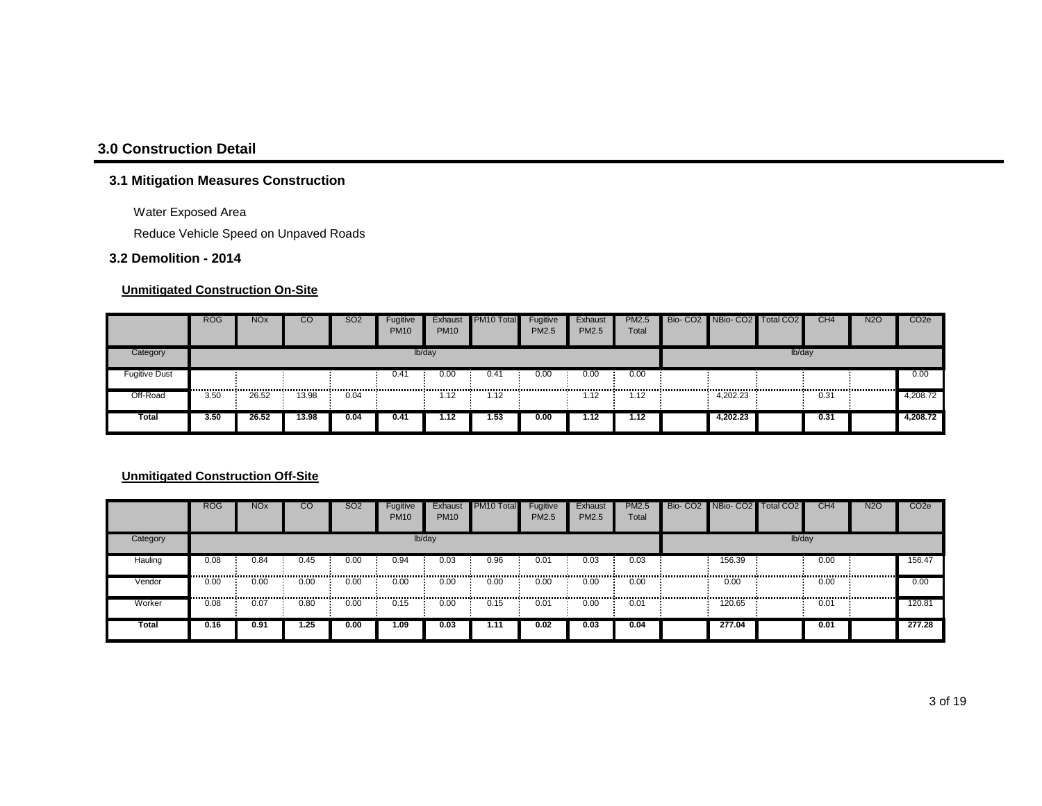## 3.0 Construction Detail

### 3.1 Mitigation Measures Construction

Water Exposed Area

Reduce Vehicle Speed on Unpaved Roads

### 3.2 Demolition - 2014

**Unmitigated Construction On-Site**

| | ROG | NOx | CO | SO2 | Fugitive PM10 | Exhaust PM10 | PM10 Total | Fugitive PM2.5 | Exhaust PM2.5 | PM2.5 Total | Bio- CO2 | NBio- CO2 | Total CO2 | CH4 | N2O | CO2e |
|---|---|---|---|---|---|---|---|---|---|---|---|---|---|---|---|---|
| Category | lb/day | | | | | | | | | | lb/day | | | | | |
| Fugitive Dust | | | | | 0.41 | 0.00 | 0.41 | 0.00 | 0.00 | 0.00 | | | | | | 0.00 |
| Off-Road | 3.50 | 26.52 | 13.98 | 0.04 | | 1.12 | 1.12 | | 1.12 | 1.12 | | 4,202.23 | | 0.31 | | 4,208.72 |
| **Total** | **3.50** | **26.52** | **13.98** | **0.04** | **0.41** | **1.12** | **1.53** | **0.00** | **1.12** | **1.12** | | **4,202.23** | | **0.31** | | **4,208.72** |

**Unmitigated Construction Off-Site**

| | ROG | NOx | CO | SO2 | Fugitive PM10 | Exhaust PM10 | PM10 Total | Fugitive PM2.5 | Exhaust PM2.5 | PM2.5 Total | Bio- CO2 | NBio- CO2 | Total CO2 | CH4 | N2O | CO2e |
|---|---|---|---|---|---|---|---|---|---|---|---|---|---|---|---|---|
| Category | lb/day | | | | | | | | | | lb/day | | | | | |
| Hauling | 0.08 | 0.84 | 0.45 | 0.00 | 0.94 | 0.03 | 0.96 | 0.01 | 0.03 | 0.03 | | 156.39 | | 0.00 | | 156.47 |
| Vendor | 0.00 | 0.00 | 0.00 | 0.00 | 0.00 | 0.00 | 0.00 | 0.00 | 0.00 | 0.00 | | 0.00 | | 0.00 | | 0.00 |
| Worker | 0.08 | 0.07 | 0.80 | 0.00 | 0.15 | 0.00 | 0.15 | 0.01 | 0.00 | 0.01 | | 120.65 | | 0.01 | | 120.81 |
| **Total** | **0.16** | **0.91** | **1.25** | **0.00** | **1.09** | **0.03** | **1.11** | **0.02** | **0.03** | **0.04** | | **277.04** | | **0.01** | | **277.28** |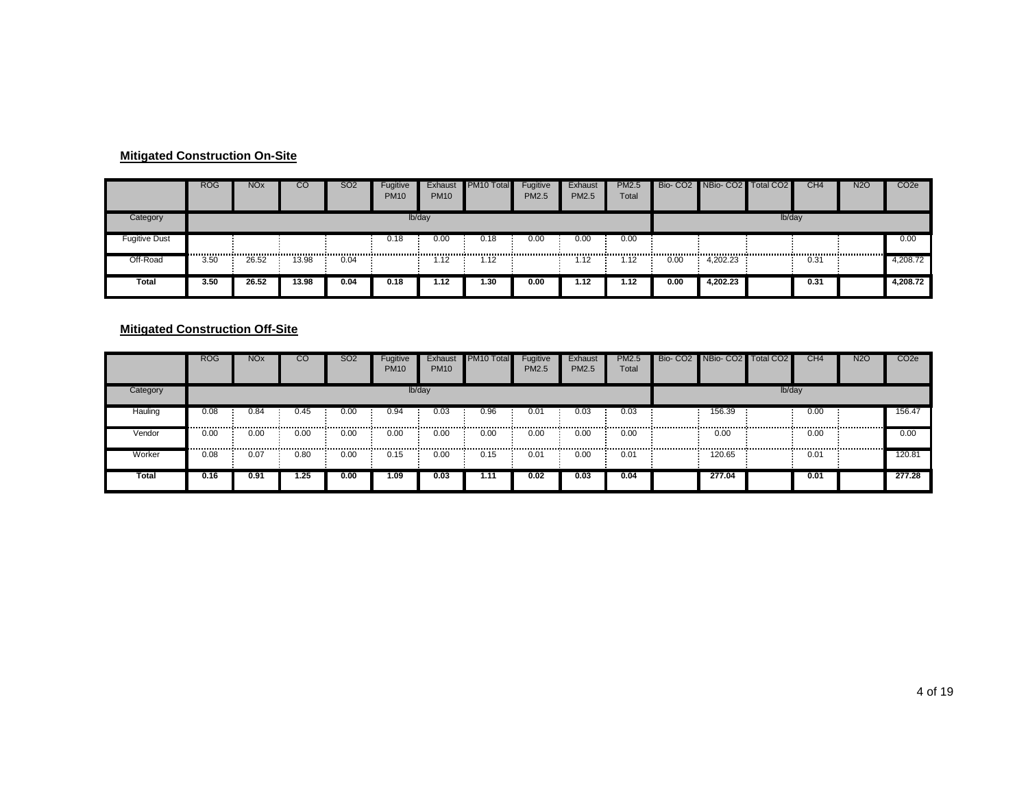**Mitigated Construction On-Site**

| | ROG | NOx | CO | SO2 | Fugitive PM10 | Exhaust PM10 | PM10 Total | Fugitive PM2.5 | Exhaust PM2.5 | PM2.5 Total | Bio- CO2 | NBio- CO2 | Total CO2 | CH4 | N2O | CO2e |
|---|---|---|---|---|---|---|---|---|---|---|---|---|---|---|---|---|
| Category | lb/day | | | | | | | | | | lb/day | | | | | |
| Fugitive Dust | | | | | 0.18 | 0.00 | 0.18 | 0.00 | 0.00 | 0.00 | | | | | | 0.00 |
| Off-Road | 3.50 | 26.52 | 13.98 | 0.04 | | 1.12 | 1.12 | | 1.12 | 1.12 | 0.00 | 4,202.23 | | 0.31 | | 4,208.72 |
| **Total** | **3.50** | **26.52** | **13.98** | **0.04** | **0.18** | **1.12** | **1.30** | **0.00** | **1.12** | **1.12** | **0.00** | **4,202.23** | | **0.31** | | **4,208.72** |

**Mitigated Construction Off-Site**

| | ROG | NOx | CO | SO2 | Fugitive PM10 | Exhaust PM10 | PM10 Total | Fugitive PM2.5 | Exhaust PM2.5 | PM2.5 Total | Bio- CO2 | NBio- CO2 | Total CO2 | CH4 | N2O | CO2e |
|---|---|---|---|---|---|---|---|---|---|---|---|---|---|---|---|---|
| Category | lb/day | | | | | | | | | | lb/day | | | | | |
| Hauling | 0.08 | 0.84 | 0.45 | 0.00 | 0.94 | 0.03 | 0.96 | 0.01 | 0.03 | 0.03 | | 156.39 | | 0.00 | | 156.47 |
| Vendor | 0.00 | 0.00 | 0.00 | 0.00 | 0.00 | 0.00 | 0.00 | 0.00 | 0.00 | 0.00 | | 0.00 | | 0.00 | | 0.00 |
| Worker | 0.08 | 0.07 | 0.80 | 0.00 | 0.15 | 0.00 | 0.15 | 0.01 | 0.00 | 0.01 | | 120.65 | | 0.01 | | 120.81 |
| **Total** | **0.16** | **0.91** | **1.25** | **0.00** | **1.09** | **0.03** | **1.11** | **0.02** | **0.03** | **0.04** | | **277.04** | | **0.01** | | **277.28** |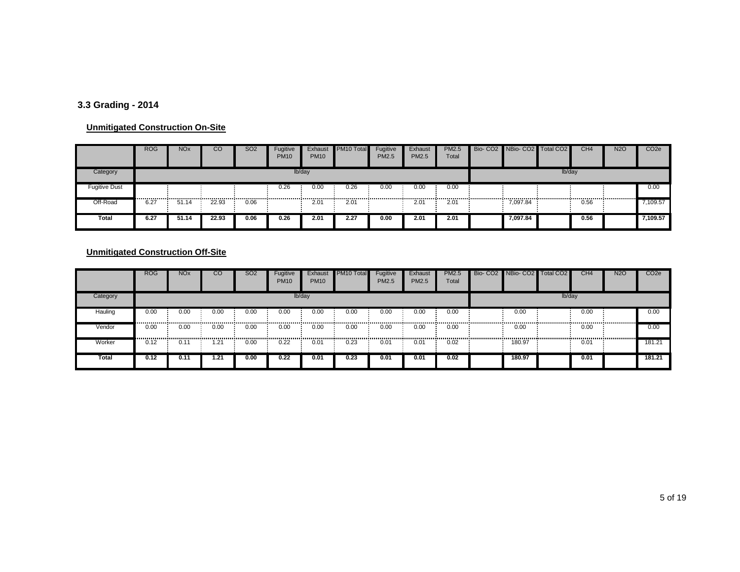### 3.3 Grading - 2014

**Unmitigated Construction On-Site**

| | ROG | NOx | CO | SO2 | Fugitive PM10 | Exhaust PM10 | PM10 Total | Fugitive PM2.5 | Exhaust PM2.5 | PM2.5 Total | Bio- CO2 | NBio- CO2 | Total CO2 | CH4 | N2O | CO2e |
|---|---|---|---|---|---|---|---|---|---|---|---|---|---|---|---|---|
| Category | lb/day | | | | | | | | | | lb/day | | | | | |
| Fugitive Dust | | | | | 0.26 | 0.00 | 0.26 | 0.00 | 0.00 | 0.00 | | | | | | 0.00 |
| Off-Road | 6.27 | 51.14 | 22.93 | 0.06 | | 2.01 | 2.01 | | 2.01 | 2.01 | | 7,097.84 | | 0.56 | | 7,109.57 |
| **Total** | **6.27** | **51.14** | **22.93** | **0.06** | **0.26** | **2.01** | **2.27** | **0.00** | **2.01** | **2.01** | | **7,097.84** | | **0.56** | | **7,109.57** |

**Unmitigated Construction Off-Site**

| | ROG | NOx | CO | SO2 | Fugitive PM10 | Exhaust PM10 | PM10 Total | Fugitive PM2.5 | Exhaust PM2.5 | PM2.5 Total | Bio- CO2 | NBio- CO2 | Total CO2 | CH4 | N2O | CO2e |
|---|---|---|---|---|---|---|---|---|---|---|---|---|---|---|---|---|
| Category | lb/day | | | | | | | | | | lb/day | | | | | |
| Hauling | 0.00 | 0.00 | 0.00 | 0.00 | 0.00 | 0.00 | 0.00 | 0.00 | 0.00 | 0.00 | | 0.00 | | 0.00 | | 0.00 |
| Vendor | 0.00 | 0.00 | 0.00 | 0.00 | 0.00 | 0.00 | 0.00 | 0.00 | 0.00 | 0.00 | | 0.00 | | 0.00 | | 0.00 |
| Worker | 0.12 | 0.11 | 1.21 | 0.00 | 0.22 | 0.01 | 0.23 | 0.01 | 0.01 | 0.02 | | 180.97 | | 0.01 | | 181.21 |
| **Total** | **0.12** | **0.11** | **1.21** | **0.00** | **0.22** | **0.01** | **0.23** | **0.01** | **0.01** | **0.02** | | **180.97** | | **0.01** | | **181.21** |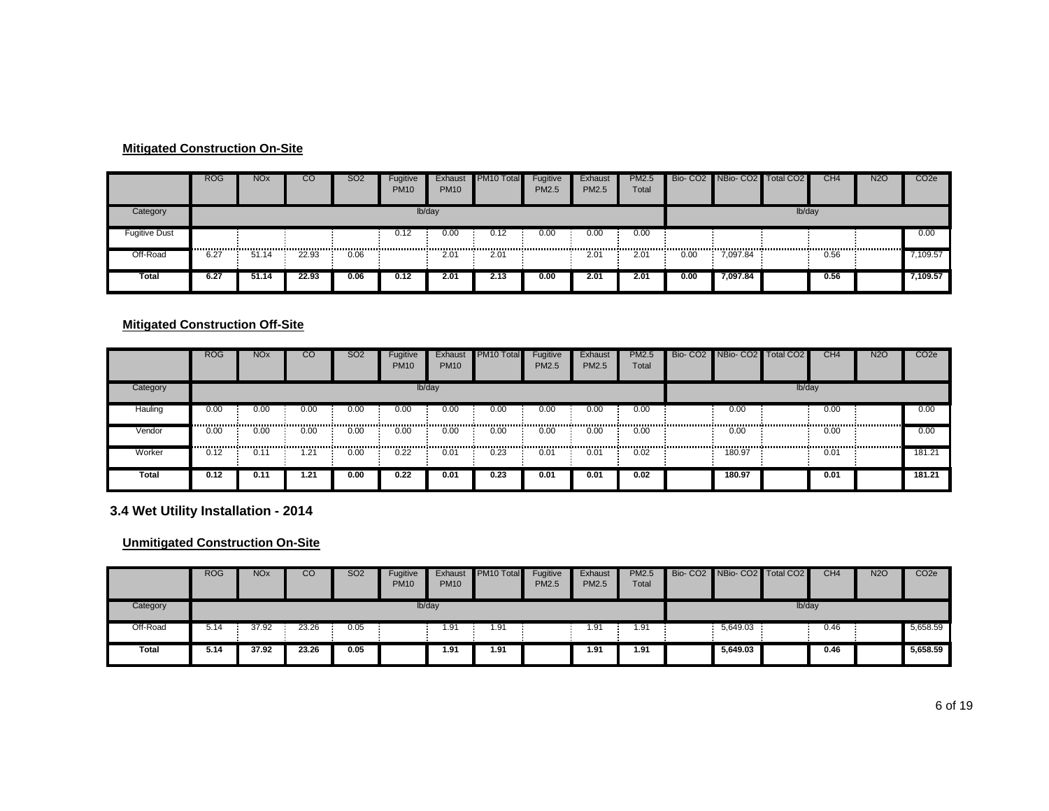**Mitigated Construction On-Site**

| | ROG | NOx | CO | SO2 | Fugitive PM10 | Exhaust PM10 | PM10 Total | Fugitive PM2.5 | Exhaust PM2.5 | PM2.5 Total | Bio- CO2 | NBio- CO2 | Total CO2 | CH4 | N2O | CO2e |
|---|---|---|---|---|---|---|---|---|---|---|---|---|---|---|---|---|
| Category | lb/day | | | | | | | | | | lb/day | | | | | |
| Fugitive Dust | | | | | 0.12 | 0.00 | 0.12 | 0.00 | 0.00 | 0.00 | | | | | | 0.00 |
| Off-Road | 6.27 | 51.14 | 22.93 | 0.06 | | 2.01 | 2.01 | | 2.01 | 2.01 | 0.00 | 7,097.84 | | 0.56 | | 7,109.57 |
| **Total** | **6.27** | **51.14** | **22.93** | **0.06** | **0.12** | **2.01** | **2.13** | **0.00** | **2.01** | **2.01** | **0.00** | **7,097.84** | | **0.56** | | **7,109.57** |

**Mitigated Construction Off-Site**

| | ROG | NOx | CO | SO2 | Fugitive PM10 | Exhaust PM10 | PM10 Total | Fugitive PM2.5 | Exhaust PM2.5 | PM2.5 Total | Bio- CO2 | NBio- CO2 | Total CO2 | CH4 | N2O | CO2e |
|---|---|---|---|---|---|---|---|---|---|---|---|---|---|---|---|---|
| Category | lb/day | | | | | | | | | | lb/day | | | | | |
| Hauling | 0.00 | 0.00 | 0.00 | 0.00 | 0.00 | 0.00 | 0.00 | 0.00 | 0.00 | 0.00 | | 0.00 | | 0.00 | | 0.00 |
| Vendor | 0.00 | 0.00 | 0.00 | 0.00 | 0.00 | 0.00 | 0.00 | 0.00 | 0.00 | 0.00 | | 0.00 | | 0.00 | | 0.00 |
| Worker | 0.12 | 0.11 | 1.21 | 0.00 | 0.22 | 0.01 | 0.23 | 0.01 | 0.01 | 0.02 | | 180.97 | | 0.01 | | 181.21 |
| **Total** | **0.12** | **0.11** | **1.21** | **0.00** | **0.22** | **0.01** | **0.23** | **0.01** | **0.01** | **0.02** | | **180.97** | | **0.01** | | **181.21** |

## 3.4 Wet Utility Installation - 2014

**Unmitigated Construction On-Site**

| | ROG | NOx | CO | SO2 | Fugitive PM10 | Exhaust PM10 | PM10 Total | Fugitive PM2.5 | Exhaust PM2.5 | PM2.5 Total | Bio- CO2 | NBio- CO2 | Total CO2 | CH4 | N2O | CO2e |
|---|---|---|---|---|---|---|---|---|---|---|---|---|---|---|---|---|
| Category | lb/day | | | | | | | | | | lb/day | | | | | |
| Off-Road | 5.14 | 37.92 | 23.26 | 0.05 | | 1.91 | 1.91 | | 1.91 | 1.91 | | 5,649.03 | | 0.46 | | 5,658.59 |
| **Total** | **5.14** | **37.92** | **23.26** | **0.05** | | **1.91** | **1.91** | | **1.91** | **1.91** | | **5,649.03** | | **0.46** | | **5,658.59** |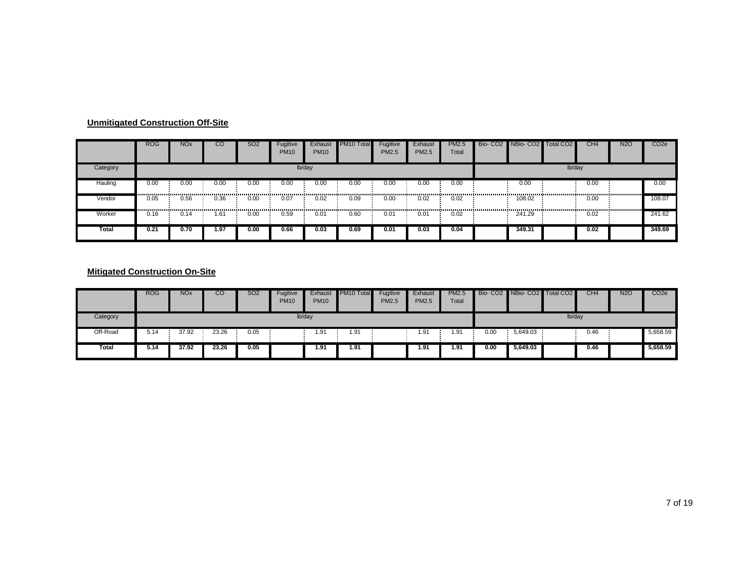**Unmitigated Construction Off-Site**

| | ROG | NOx | CO | SO2 | Fugitive PM10 | Exhaust PM10 | PM10 Total | Fugitive PM2.5 | Exhaust PM2.5 | PM2.5 Total | Bio- CO2 | NBio- CO2 | Total CO2 | CH4 | N2O | CO2e |
|---|---|---|---|---|---|---|---|---|---|---|---|---|---|---|---|---|
| Category | lb/day | | | | | | | | | | lb/day | | | | | |
| Hauling | 0.00 | 0.00 | 0.00 | 0.00 | 0.00 | 0.00 | 0.00 | 0.00 | 0.00 | 0.00 | | 0.00 | | 0.00 | | 0.00 |
| Vendor | 0.05 | 0.56 | 0.36 | 0.00 | 0.07 | 0.02 | 0.09 | 0.00 | 0.02 | 0.02 | | 108.02 | | 0.00 | | 108.07 |
| Worker | 0.16 | 0.14 | 1.61 | 0.00 | 0.59 | 0.01 | 0.60 | 0.01 | 0.01 | 0.02 | | 241.29 | | 0.02 | | 241.62 |
| **Total** | **0.21** | **0.70** | **1.97** | **0.00** | **0.66** | **0.03** | **0.69** | **0.01** | **0.03** | **0.04** | | **349.31** | | **0.02** | | **349.69** |

**Mitigated Construction On-Site**

| | ROG | NOx | CO | SO2 | Fugitive PM10 | Exhaust PM10 | PM10 Total | Fugitive PM2.5 | Exhaust PM2.5 | PM2.5 Total | Bio- CO2 | NBio- CO2 | Total CO2 | CH4 | N2O | CO2e |
|---|---|---|---|---|---|---|---|---|---|---|---|---|---|---|---|---|
| Category | lb/day | | | | | | | | | | lb/day | | | | | |
| Off-Road | 5.14 | 37.92 | 23.26 | 0.05 | | 1.91 | 1.91 | | 1.91 | 1.91 | 0.00 | 5,649.03 | | 0.46 | | 5,658.59 |
| **Total** | **5.14** | **37.92** | **23.26** | **0.05** | | **1.91** | **1.91** | | **1.91** | **1.91** | **0.00** | **5,649.03** | | **0.46** | | **5,658.59** |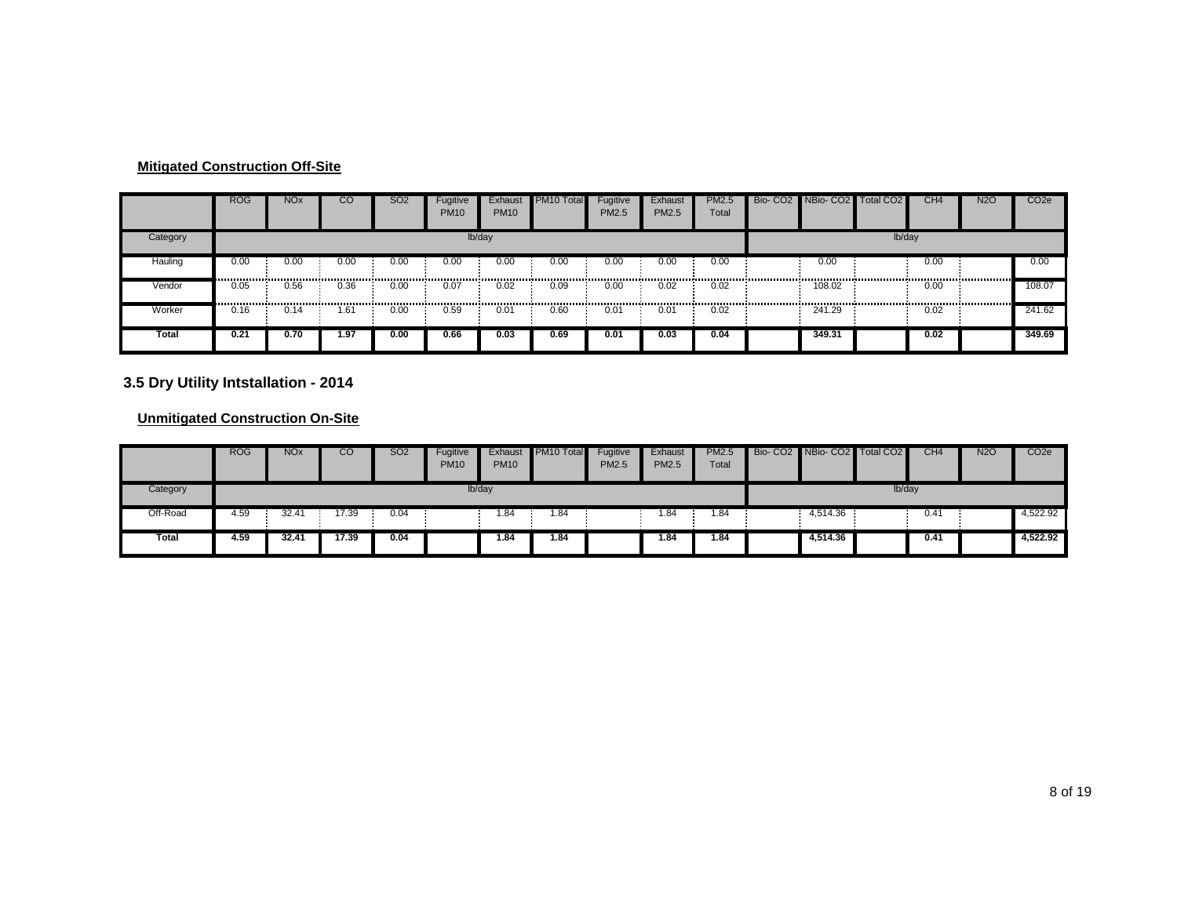#### Mitigated Construction Off-Site

| | ROG | NOx | CO | SO2 | Fugitive PM10 | Exhaust PM10 | PM10 Total | Fugitive PM2.5 | Exhaust PM2.5 | PM2.5 Total | Bio- CO2 | NBio- CO2 | Total CO2 | CH4 | N2O | CO2e |
|---|---|---|---|---|---|---|---|---|---|---|---|---|---|---|---|---|
| Category | lb/day | | | | | | | | | | lb/day | | | | | |
| Hauling | 0.00 | 0.00 | 0.00 | 0.00 | 0.00 | 0.00 | 0.00 | 0.00 | 0.00 | 0.00 | | 0.00 | | 0.00 | | 0.00 |
| Vendor | 0.05 | 0.56 | 0.36 | 0.00 | 0.07 | 0.02 | 0.09 | 0.00 | 0.02 | 0.02 | | 108.02 | | 0.00 | | 108.07 |
| Worker | 0.16 | 0.14 | 1.61 | 0.00 | 0.59 | 0.01 | 0.60 | 0.01 | 0.01 | 0.02 | | 241.29 | | 0.02 | | 241.62 |
| **Total** | **0.21** | **0.70** | **1.97** | **0.00** | **0.66** | **0.03** | **0.69** | **0.01** | **0.03** | **0.04** | | **349.31** | | **0.02** | | **349.69** |

### 3.5 Dry Utility Intstallation - 2014

#### Unmitigated Construction On-Site

| | ROG | NOx | CO | SO2 | Fugitive PM10 | Exhaust PM10 | PM10 Total | Fugitive PM2.5 | Exhaust PM2.5 | PM2.5 Total | Bio- CO2 | NBio- CO2 | Total CO2 | CH4 | N2O | CO2e |
|---|---|---|---|---|---|---|---|---|---|---|---|---|---|---|---|---|
| Category | lb/day | | | | | | | | | | lb/day | | | | | |
| Off-Road | 4.59 | 32.41 | 17.39 | 0.04 | | 1.84 | 1.84 | | 1.84 | 1.84 | | 4,514.36 | | 0.41 | | 4,522.92 |
| **Total** | **4.59** | **32.41** | **17.39** | **0.04** | | **1.84** | **1.84** | | **1.84** | **1.84** | | **4,514.36** | | **0.41** | | **4,522.92** |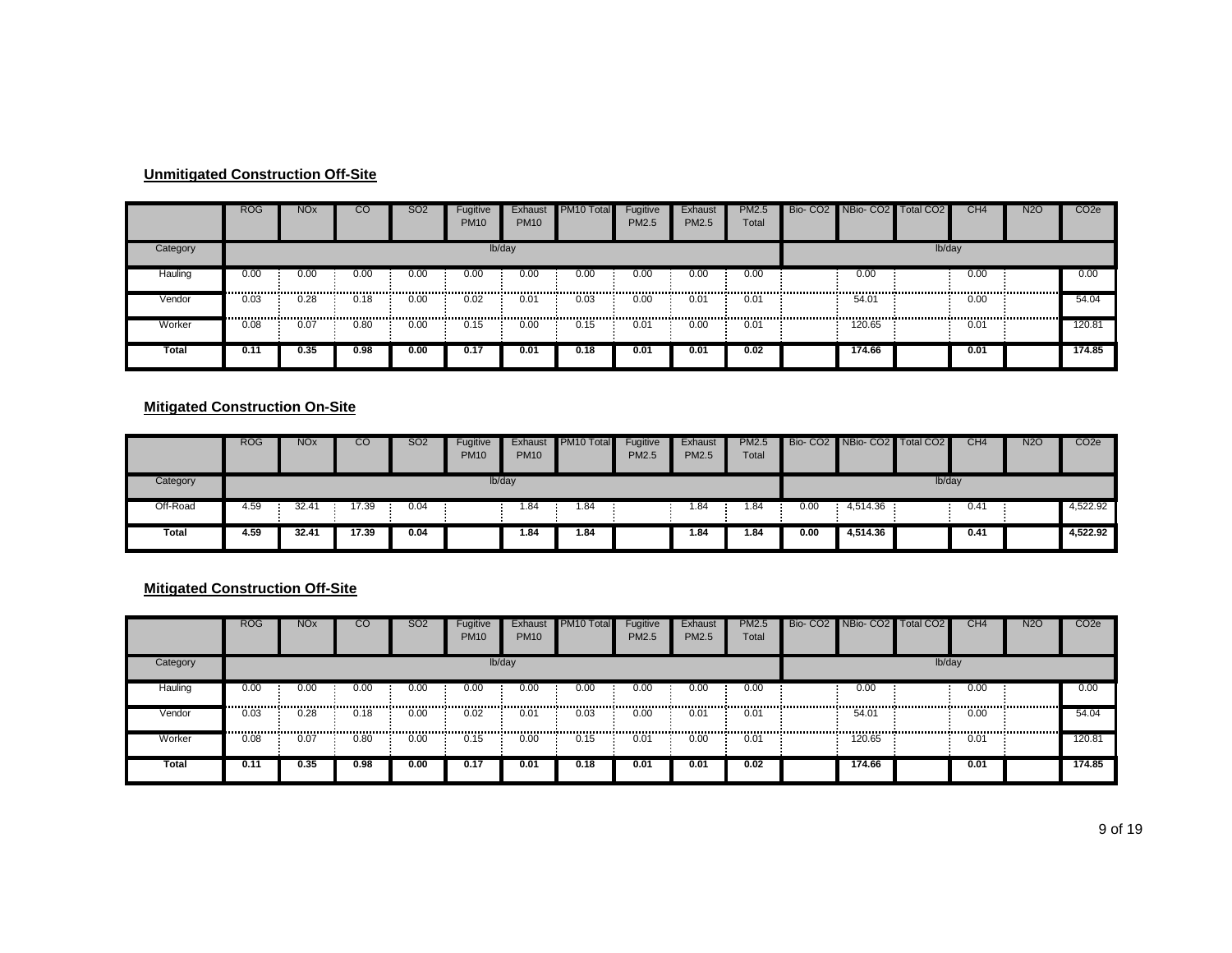## Unmitigated Construction Off-Site

| | ROG | NOx | CO | SO2 | Fugitive PM10 | Exhaust PM10 | PM10 Total | Fugitive PM2.5 | Exhaust PM2.5 | PM2.5 Total | Bio- CO2 | NBio- CO2 | Total CO2 | CH4 | N2O | CO2e |
|---|---|---|---|---|---|---|---|---|---|---|---|---|---|---|---|---|
| Category | lb/day | | | | | | | | | | lb/day | | | | | |
| Hauling | 0.00 | 0.00 | 0.00 | 0.00 | 0.00 | 0.00 | 0.00 | 0.00 | 0.00 | 0.00 | | 0.00 | | 0.00 | | 0.00 |
| Vendor | 0.03 | 0.28 | 0.18 | 0.00 | 0.02 | 0.01 | 0.03 | 0.00 | 0.01 | 0.01 | | 54.01 | | 0.00 | | 54.04 |
| Worker | 0.08 | 0.07 | 0.80 | 0.00 | 0.15 | 0.00 | 0.15 | 0.01 | 0.00 | 0.01 | | 120.65 | | 0.01 | | 120.81 |
| **Total** | **0.11** | **0.35** | **0.98** | **0.00** | **0.17** | **0.01** | **0.18** | **0.01** | **0.01** | **0.02** | | **174.66** | | **0.01** | | **174.85** |

## Mitigated Construction On-Site

| | ROG | NOx | CO | SO2 | Fugitive PM10 | Exhaust PM10 | PM10 Total | Fugitive PM2.5 | Exhaust PM2.5 | PM2.5 Total | Bio- CO2 | NBio- CO2 | Total CO2 | CH4 | N2O | CO2e |
|---|---|---|---|---|---|---|---|---|---|---|---|---|---|---|---|---|
| Category | lb/day | | | | | | | | | | lb/day | | | | | |
| Off-Road | 4.59 | 32.41 | 17.39 | 0.04 | | 1.84 | 1.84 | | 1.84 | 1.84 | 0.00 | 4,514.36 | | 0.41 | | 4,522.92 |
| **Total** | **4.59** | **32.41** | **17.39** | **0.04** | | **1.84** | **1.84** | | **1.84** | **1.84** | **0.00** | **4,514.36** | | **0.41** | | **4,522.92** |

## Mitigated Construction Off-Site

| | ROG | NOx | CO | SO2 | Fugitive PM10 | Exhaust PM10 | PM10 Total | Fugitive PM2.5 | Exhaust PM2.5 | PM2.5 Total | Bio- CO2 | NBio- CO2 | Total CO2 | CH4 | N2O | CO2e |
|---|---|---|---|---|---|---|---|---|---|---|---|---|---|---|---|---|
| Category | lb/day | | | | | | | | | | lb/day | | | | | |
| Hauling | 0.00 | 0.00 | 0.00 | 0.00 | 0.00 | 0.00 | 0.00 | 0.00 | 0.00 | 0.00 | | 0.00 | | 0.00 | | 0.00 |
| Vendor | 0.03 | 0.28 | 0.18 | 0.00 | 0.02 | 0.01 | 0.03 | 0.00 | 0.01 | 0.01 | | 54.01 | | 0.00 | | 54.04 |
| Worker | 0.08 | 0.07 | 0.80 | 0.00 | 0.15 | 0.00 | 0.15 | 0.01 | 0.00 | 0.01 | | 120.65 | | 0.01 | | 120.81 |
| **Total** | **0.11** | **0.35** | **0.98** | **0.00** | **0.17** | **0.01** | **0.18** | **0.01** | **0.01** | **0.02** | | **174.66** | | **0.01** | | **174.85** |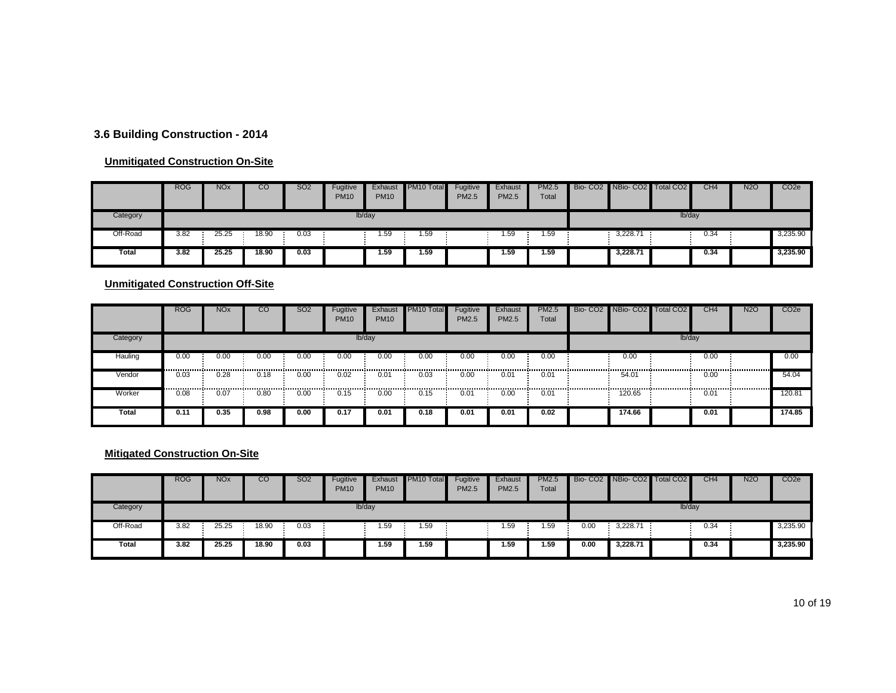### 3.6 Building Construction - 2014

**Unmitigated Construction On-Site**

| | ROG | NOx | CO | SO2 | Fugitive PM10 | Exhaust PM10 | PM10 Total | Fugitive PM2.5 | Exhaust PM2.5 | PM2.5 Total | Bio- CO2 | NBio- CO2 | Total CO2 | CH4 | N2O | CO2e |
|---|---|---|---|---|---|---|---|---|---|---|---|---|---|---|---|---|
| Category | lb/day | | | | | | | | | | lb/day | | | | | |
| Off-Road | 3.82 | 25.25 | 18.90 | 0.03 | | 1.59 | 1.59 | | 1.59 | 1.59 | | 3,228.71 | | 0.34 | | 3,235.90 |
| **Total** | **3.82** | **25.25** | **18.90** | **0.03** | | **1.59** | **1.59** | | **1.59** | **1.59** | | **3,228.71** | | **0.34** | | **3,235.90** |

**Unmitigated Construction Off-Site**

| | ROG | NOx | CO | SO2 | Fugitive PM10 | Exhaust PM10 | PM10 Total | Fugitive PM2.5 | Exhaust PM2.5 | PM2.5 Total | Bio- CO2 | NBio- CO2 | Total CO2 | CH4 | N2O | CO2e |
|---|---|---|---|---|---|---|---|---|---|---|---|---|---|---|---|---|
| Category | lb/day | | | | | | | | | | lb/day | | | | | |
| Hauling | 0.00 | 0.00 | 0.00 | 0.00 | 0.00 | 0.00 | 0.00 | 0.00 | 0.00 | 0.00 | | 0.00 | | 0.00 | | 0.00 |
| Vendor | 0.03 | 0.28 | 0.18 | 0.00 | 0.02 | 0.01 | 0.03 | 0.00 | 0.01 | 0.01 | | 54.01 | | 0.00 | | 54.04 |
| Worker | 0.08 | 0.07 | 0.80 | 0.00 | 0.15 | 0.00 | 0.15 | 0.01 | 0.00 | 0.01 | | 120.65 | | 0.01 | | 120.81 |
| **Total** | **0.11** | **0.35** | **0.98** | **0.00** | **0.17** | **0.01** | **0.18** | **0.01** | **0.01** | **0.02** | | **174.66** | | **0.01** | | **174.85** |

**Mitigated Construction On-Site**

| | ROG | NOx | CO | SO2 | Fugitive PM10 | Exhaust PM10 | PM10 Total | Fugitive PM2.5 | Exhaust PM2.5 | PM2.5 Total | Bio- CO2 | NBio- CO2 | Total CO2 | CH4 | N2O | CO2e |
|---|---|---|---|---|---|---|---|---|---|---|---|---|---|---|---|---|
| Category | lb/day | | | | | | | | | | lb/day | | | | | |
| Off-Road | 3.82 | 25.25 | 18.90 | 0.03 | | 1.59 | 1.59 | | 1.59 | 1.59 | 0.00 | 3,228.71 | | 0.34 | | 3,235.90 |
| **Total** | **3.82** | **25.25** | **18.90** | **0.03** | | **1.59** | **1.59** | | **1.59** | **1.59** | **0.00** | **3,228.71** | | **0.34** | | **3,235.90** |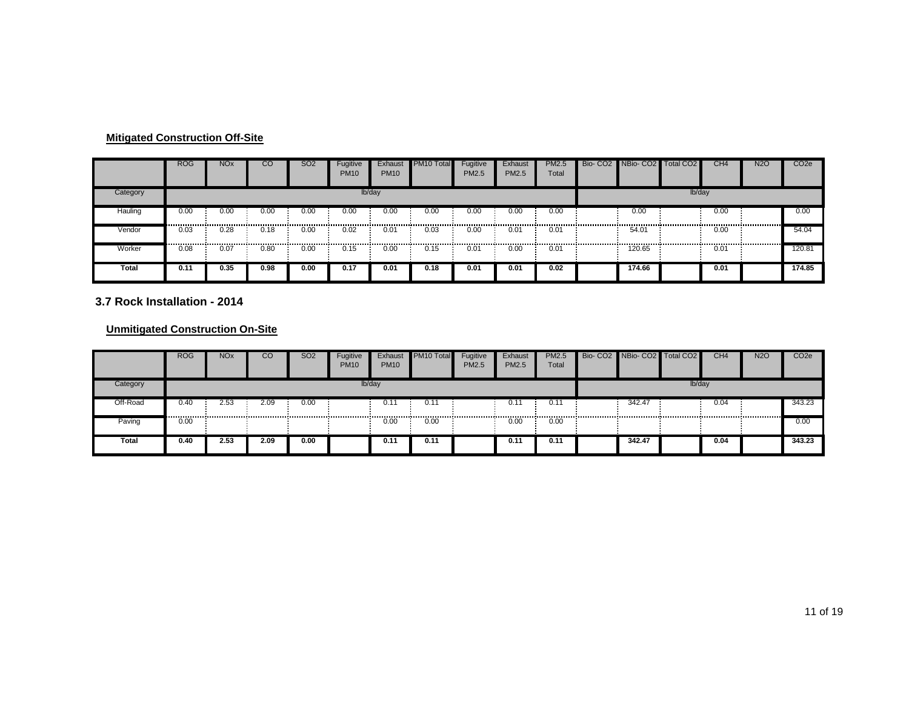**Mitigated Construction Off-Site**

| | ROG | NOx | CO | SO2 | Fugitive PM10 | Exhaust PM10 | PM10 Total | Fugitive PM2.5 | Exhaust PM2.5 | PM2.5 Total | Bio- CO2 | NBio- CO2 | Total CO2 | CH4 | N2O | CO2e |
|---|---|---|---|---|---|---|---|---|---|---|---|---|---|---|---|---|
| Category | lb/day | | | | | | | | | | lb/day | | | | | |
| Hauling | 0.00 | 0.00 | 0.00 | 0.00 | 0.00 | 0.00 | 0.00 | 0.00 | 0.00 | 0.00 | | 0.00 | | 0.00 | | 0.00 |
| Vendor | 0.03 | 0.28 | 0.18 | 0.00 | 0.02 | 0.01 | 0.03 | 0.00 | 0.01 | 0.01 | | 54.01 | | 0.00 | | 54.04 |
| Worker | 0.08 | 0.07 | 0.80 | 0.00 | 0.15 | 0.00 | 0.15 | 0.01 | 0.00 | 0.01 | | 120.65 | | 0.01 | | 120.81 |
| **Total** | **0.11** | **0.35** | **0.98** | **0.00** | **0.17** | **0.01** | **0.18** | **0.01** | **0.01** | **0.02** | | **174.66** | | **0.01** | | **174.85** |

## 3.7 Rock Installation - 2014

**Unmitigated Construction On-Site**

| | ROG | NOx | CO | SO2 | Fugitive PM10 | Exhaust PM10 | PM10 Total | Fugitive PM2.5 | Exhaust PM2.5 | PM2.5 Total | Bio- CO2 | NBio- CO2 | Total CO2 | CH4 | N2O | CO2e |
|---|---|---|---|---|---|---|---|---|---|---|---|---|---|---|---|---|
| Category | lb/day | | | | | | | | | | lb/day | | | | | |
| Off-Road | 0.40 | 2.53 | 2.09 | 0.00 | | 0.11 | 0.11 | | 0.11 | 0.11 | | 342.47 | | 0.04 | | 343.23 |
| Paving | 0.00 | | | | | 0.00 | 0.00 | | 0.00 | 0.00 | | | | | | 0.00 |
| **Total** | **0.40** | **2.53** | **2.09** | **0.00** | | **0.11** | **0.11** | | **0.11** | **0.11** | | **342.47** | | **0.04** | | **343.23** |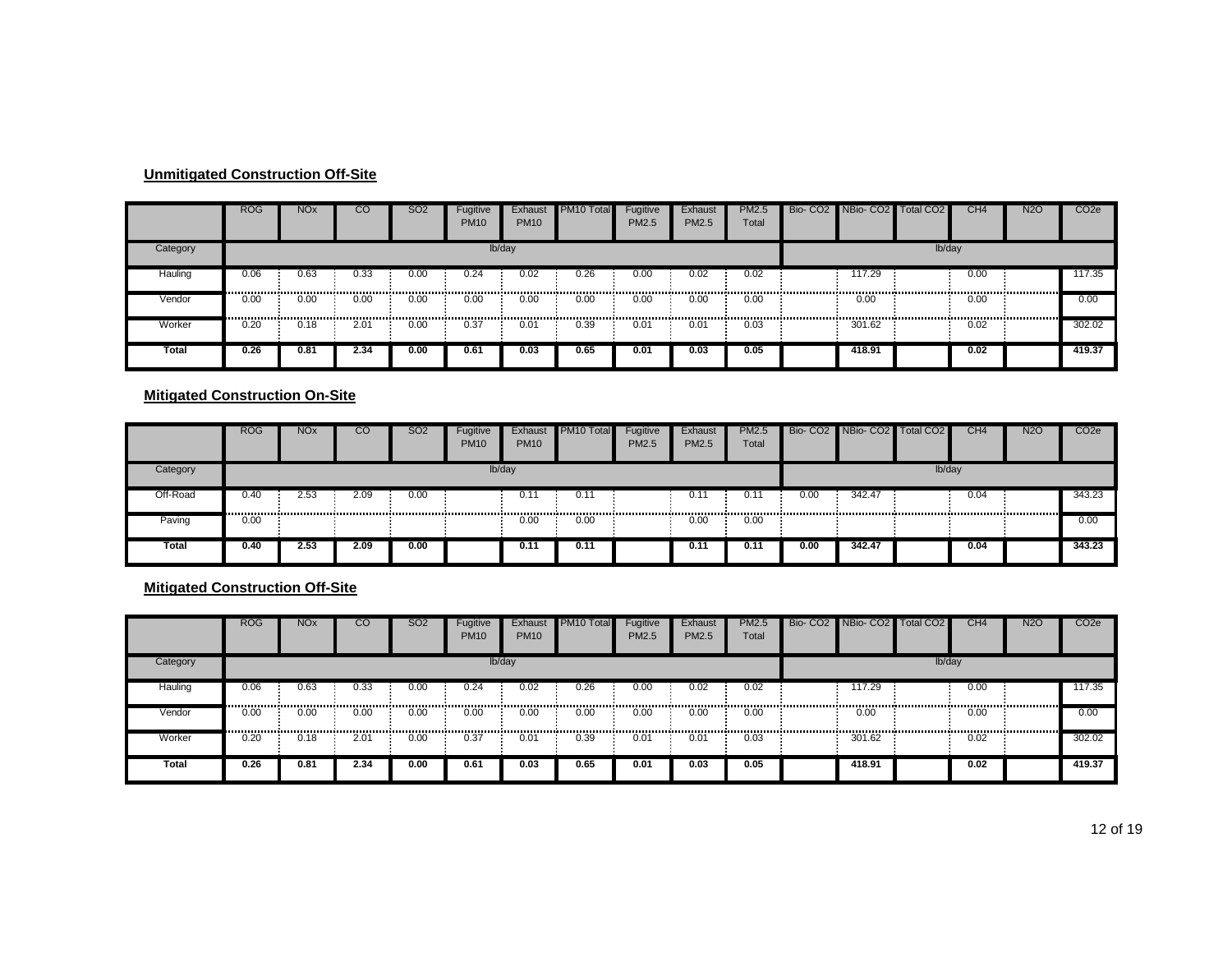**Unmitigated Construction Off-Site**

| | ROG | NOx | CO | SO2 | Fugitive PM10 | Exhaust PM10 | PM10 Total | Fugitive PM2.5 | Exhaust PM2.5 | PM2.5 Total | Bio- CO2 | NBio- CO2 | Total CO2 | CH4 | N2O | CO2e |
|---|---|---|---|---|---|---|---|---|---|---|---|---|---|---|---|---|
| Category | lb/day | | | | | | | | | | lb/day | | | | | |
| Hauling | 0.06 | 0.63 | 0.33 | 0.00 | 0.24 | 0.02 | 0.26 | 0.00 | 0.02 | 0.02 | | 117.29 | | 0.00 | | 117.35 |
| Vendor | 0.00 | 0.00 | 0.00 | 0.00 | 0.00 | 0.00 | 0.00 | 0.00 | 0.00 | 0.00 | | 0.00 | | 0.00 | | 0.00 |
| Worker | 0.20 | 0.18 | 2.01 | 0.00 | 0.37 | 0.01 | 0.39 | 0.01 | 0.01 | 0.03 | | 301.62 | | 0.02 | | 302.02 |
| **Total** | **0.26** | **0.81** | **2.34** | **0.00** | **0.61** | **0.03** | **0.65** | **0.01** | **0.03** | **0.05** | | **418.91** | | **0.02** | | **419.37** |

**Mitigated Construction On-Site**

| | ROG | NOx | CO | SO2 | Fugitive PM10 | Exhaust PM10 | PM10 Total | Fugitive PM2.5 | Exhaust PM2.5 | PM2.5 Total | Bio- CO2 | NBio- CO2 | Total CO2 | CH4 | N2O | CO2e |
|---|---|---|---|---|---|---|---|---|---|---|---|---|---|---|---|---|
| Category | lb/day | | | | | | | | | | lb/day | | | | | |
| Off-Road | 0.40 | 2.53 | 2.09 | 0.00 | | 0.11 | 0.11 | | 0.11 | 0.11 | 0.00 | 342.47 | | 0.04 | | 343.23 |
| Paving | 0.00 | | | | | 0.00 | 0.00 | | 0.00 | 0.00 | | | | | | 0.00 |
| **Total** | **0.40** | **2.53** | **2.09** | **0.00** | | **0.11** | **0.11** | | **0.11** | **0.11** | **0.00** | **342.47** | | **0.04** | | **343.23** |

**Mitigated Construction Off-Site**

| | ROG | NOx | CO | SO2 | Fugitive PM10 | Exhaust PM10 | PM10 Total | Fugitive PM2.5 | Exhaust PM2.5 | PM2.5 Total | Bio- CO2 | NBio- CO2 | Total CO2 | CH4 | N2O | CO2e |
|---|---|---|---|---|---|---|---|---|---|---|---|---|---|---|---|---|
| Category | lb/day | | | | | | | | | | lb/day | | | | | |
| Hauling | 0.06 | 0.63 | 0.33 | 0.00 | 0.24 | 0.02 | 0.26 | 0.00 | 0.02 | 0.02 | | 117.29 | | 0.00 | | 117.35 |
| Vendor | 0.00 | 0.00 | 0.00 | 0.00 | 0.00 | 0.00 | 0.00 | 0.00 | 0.00 | 0.00 | | 0.00 | | 0.00 | | 0.00 |
| Worker | 0.20 | 0.18 | 2.01 | 0.00 | 0.37 | 0.01 | 0.39 | 0.01 | 0.01 | 0.03 | | 301.62 | | 0.02 | | 302.02 |
| **Total** | **0.26** | **0.81** | **2.34** | **0.00** | **0.61** | **0.03** | **0.65** | **0.01** | **0.03** | **0.05** | | **418.91** | | **0.02** | | **419.37** |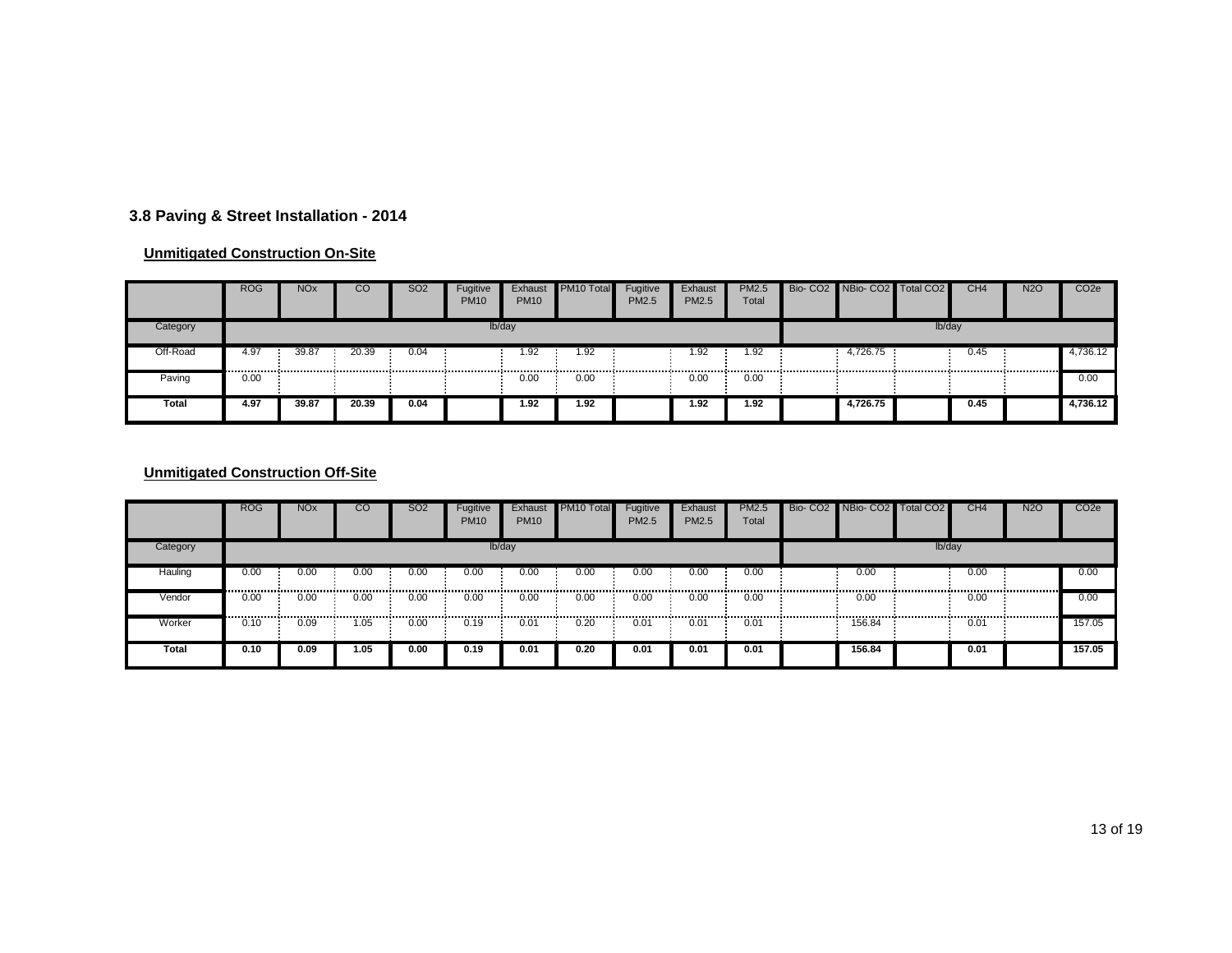### 3.8 Paving & Street Installation - 2014

**Unmitigated Construction On-Site**

| | ROG | NOx | CO | SO2 | Fugitive PM10 | Exhaust PM10 | PM10 Total | Fugitive PM2.5 | Exhaust PM2.5 | PM2.5 Total | Bio- CO2 | NBio- CO2 | Total CO2 | CH4 | N2O | CO2e |
|---|---|---|---|---|---|---|---|---|---|---|---|---|---|---|---|---|
| Category | lb/day | | | | | | | | | | lb/day | | | | | |
| Off-Road | 4.97 | 39.87 | 20.39 | 0.04 | | 1.92 | 1.92 | | 1.92 | 1.92 | | 4,726.75 | | 0.45 | | 4,736.12 |
| Paving | 0.00 | | | | | 0.00 | 0.00 | | 0.00 | 0.00 | | | | | | 0.00 |
| **Total** | **4.97** | **39.87** | **20.39** | **0.04** | | **1.92** | **1.92** | | **1.92** | **1.92** | | **4,726.75** | | **0.45** | | **4,736.12** |

**Unmitigated Construction Off-Site**

| | ROG | NOx | CO | SO2 | Fugitive PM10 | Exhaust PM10 | PM10 Total | Fugitive PM2.5 | Exhaust PM2.5 | PM2.5 Total | Bio- CO2 | NBio- CO2 | Total CO2 | CH4 | N2O | CO2e |
|---|---|---|---|---|---|---|---|---|---|---|---|---|---|---|---|---|
| Category | lb/day | | | | | | | | | | lb/day | | | | | |
| Hauling | 0.00 | 0.00 | 0.00 | 0.00 | 0.00 | 0.00 | 0.00 | 0.00 | 0.00 | 0.00 | | 0.00 | | 0.00 | | 0.00 |
| Vendor | 0.00 | 0.00 | 0.00 | 0.00 | 0.00 | 0.00 | 0.00 | 0.00 | 0.00 | 0.00 | | 0.00 | | 0.00 | | 0.00 |
| Worker | 0.10 | 0.09 | 1.05 | 0.00 | 0.19 | 0.01 | 0.20 | 0.01 | 0.01 | 0.01 | | 156.84 | | 0.01 | | 157.05 |
| **Total** | **0.10** | **0.09** | **1.05** | **0.00** | **0.19** | **0.01** | **0.20** | **0.01** | **0.01** | **0.01** | | **156.84** | | **0.01** | | **157.05** |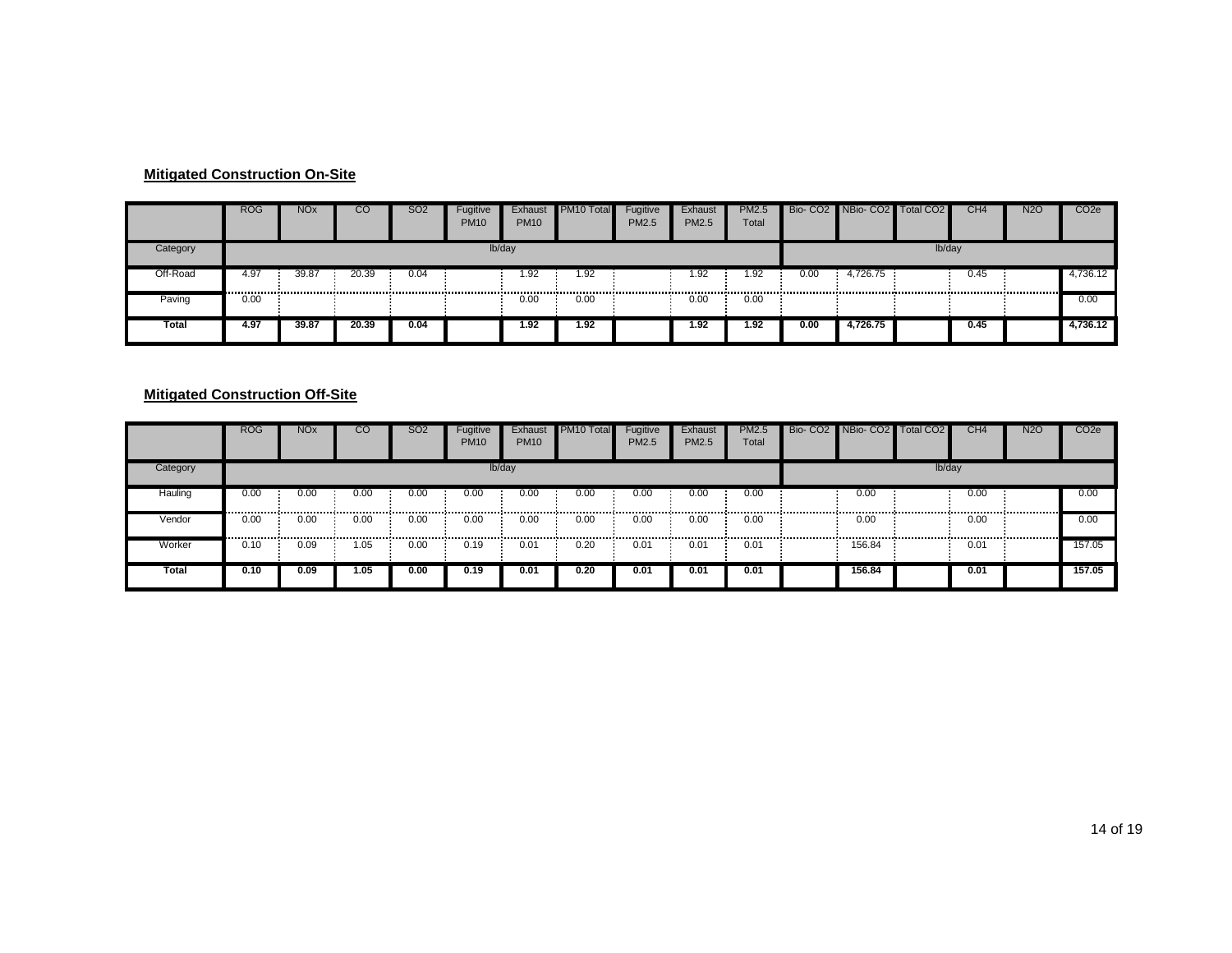**Mitigated Construction On-Site**

| | ROG | NOx | CO | SO2 | Fugitive PM10 | Exhaust PM10 | PM10 Total | Fugitive PM2.5 | Exhaust PM2.5 | PM2.5 Total | Bio- CO2 | NBio- CO2 | Total CO2 | CH4 | N2O | CO2e |
|---|---|---|---|---|---|---|---|---|---|---|---|---|---|---|---|---|
| Category | lb/day | | | | | | | | | | lb/day | | | | | |
| Off-Road | 4.97 | 39.87 | 20.39 | 0.04 | | 1.92 | 1.92 | | 1.92 | 1.92 | 0.00 | 4,726.75 | | 0.45 | | 4,736.12 |
| Paving | 0.00 | | | | | 0.00 | 0.00 | | 0.00 | 0.00 | | | | | | 0.00 |
| **Total** | **4.97** | **39.87** | **20.39** | **0.04** | | **1.92** | **1.92** | | **1.92** | **1.92** | **0.00** | **4,726.75** | | **0.45** | | **4,736.12** |

**Mitigated Construction Off-Site**

| | ROG | NOx | CO | SO2 | Fugitive PM10 | Exhaust PM10 | PM10 Total | Fugitive PM2.5 | Exhaust PM2.5 | PM2.5 Total | Bio- CO2 | NBio- CO2 | Total CO2 | CH4 | N2O | CO2e |
|---|---|---|---|---|---|---|---|---|---|---|---|---|---|---|---|---|
| Category | lb/day | | | | | | | | | | lb/day | | | | | |
| Hauling | 0.00 | 0.00 | 0.00 | 0.00 | 0.00 | 0.00 | 0.00 | 0.00 | 0.00 | 0.00 | | 0.00 | | 0.00 | | 0.00 |
| Vendor | 0.00 | 0.00 | 0.00 | 0.00 | 0.00 | 0.00 | 0.00 | 0.00 | 0.00 | 0.00 | | 0.00 | | 0.00 | | 0.00 |
| Worker | 0.10 | 0.09 | 1.05 | 0.00 | 0.19 | 0.01 | 0.20 | 0.01 | 0.01 | 0.01 | | 156.84 | | 0.01 | | 157.05 |
| **Total** | **0.10** | **0.09** | **1.05** | **0.00** | **0.19** | **0.01** | **0.20** | **0.01** | **0.01** | **0.01** | | **156.84** | | **0.01** | | **157.05** |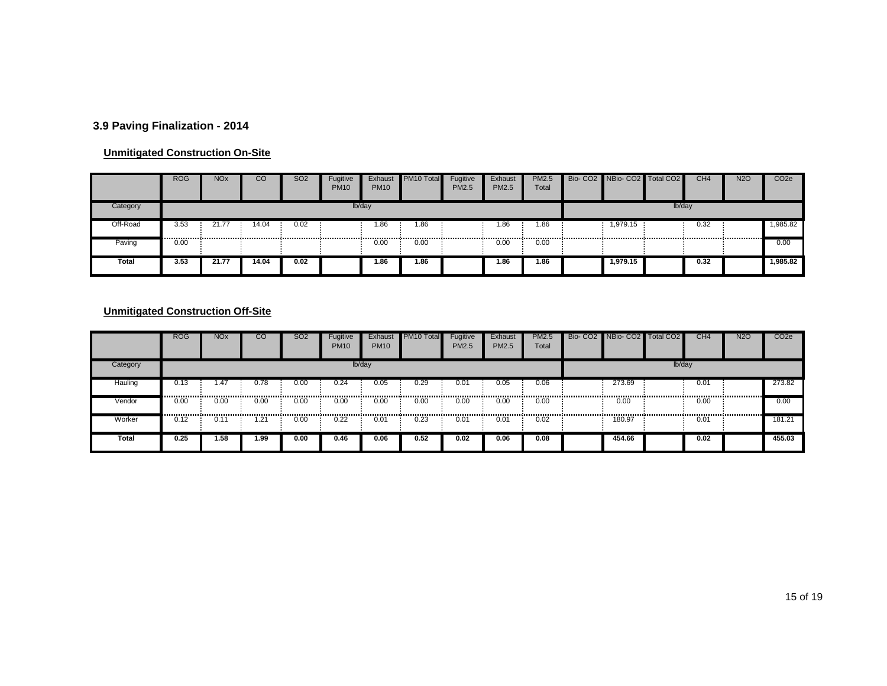### 3.9 Paving Finalization - 2014

**Unmitigated Construction On-Site**

| | ROG | NOx | CO | SO2 | Fugitive PM10 | Exhaust PM10 | PM10 Total | Fugitive PM2.5 | Exhaust PM2.5 | PM2.5 Total | Bio- CO2 | NBio- CO2 | Total CO2 | CH4 | N2O | CO2e |
|---|---|---|---|---|---|---|---|---|---|---|---|---|---|---|---|---|
| Category | lb/day | | | | | | | | | | lb/day | | | | | |
| Off-Road | 3.53 | 21.77 | 14.04 | 0.02 | | 1.86 | 1.86 | | 1.86 | 1.86 | | 1,979.15 | | 0.32 | | 1,985.82 |
| Paving | 0.00 | | | | | 0.00 | 0.00 | | 0.00 | 0.00 | | | | | | 0.00 |
| **Total** | **3.53** | **21.77** | **14.04** | **0.02** | | **1.86** | **1.86** | | **1.86** | **1.86** | | **1,979.15** | | **0.32** | | **1,985.82** |

**Unmitigated Construction Off-Site**

| | ROG | NOx | CO | SO2 | Fugitive PM10 | Exhaust PM10 | PM10 Total | Fugitive PM2.5 | Exhaust PM2.5 | PM2.5 Total | Bio- CO2 | NBio- CO2 | Total CO2 | CH4 | N2O | CO2e |
|---|---|---|---|---|---|---|---|---|---|---|---|---|---|---|---|---|
| Category | lb/day | | | | | | | | | | lb/day | | | | | |
| Hauling | 0.13 | 1.47 | 0.78 | 0.00 | 0.24 | 0.05 | 0.29 | 0.01 | 0.05 | 0.06 | | 273.69 | | 0.01 | | 273.82 |
| Vendor | 0.00 | 0.00 | 0.00 | 0.00 | 0.00 | 0.00 | 0.00 | 0.00 | 0.00 | 0.00 | | 0.00 | | 0.00 | | 0.00 |
| Worker | 0.12 | 0.11 | 1.21 | 0.00 | 0.22 | 0.01 | 0.23 | 0.01 | 0.01 | 0.02 | | 180.97 | | 0.01 | | 181.21 |
| **Total** | **0.25** | **1.58** | **1.99** | **0.00** | **0.46** | **0.06** | **0.52** | **0.02** | **0.06** | **0.08** | | **454.66** | | **0.02** | | **455.03** |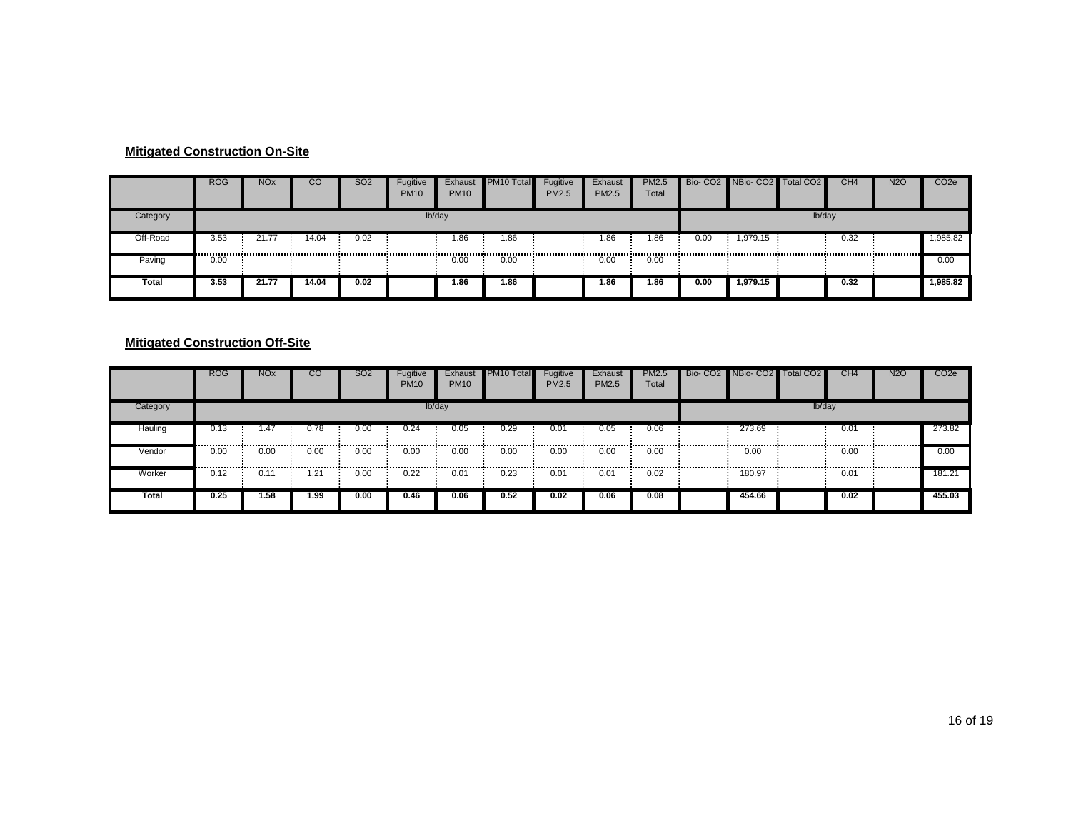**Mitigated Construction On-Site**

| | ROG | NOx | CO | SO2 | Fugitive PM10 | Exhaust PM10 | PM10 Total | Fugitive PM2.5 | Exhaust PM2.5 | PM2.5 Total | Bio- CO2 | NBio- CO2 | Total CO2 | CH4 | N2O | CO2e |
|---|---|---|---|---|---|---|---|---|---|---|---|---|---|---|---|---|
| Category | lb/day | | | | | | | | | | lb/day | | | | | |
| Off-Road | 3.53 | 21.77 | 14.04 | 0.02 | | 1.86 | 1.86 | | 1.86 | 1.86 | 0.00 | 1,979.15 | | 0.32 | | 1,985.82 |
| Paving | 0.00 | | | | | 0.00 | 0.00 | | 0.00 | 0.00 | | | | | | 0.00 |
| **Total** | **3.53** | **21.77** | **14.04** | **0.02** | | **1.86** | **1.86** | | **1.86** | **1.86** | **0.00** | **1,979.15** | | **0.32** | | **1,985.82** |

**Mitigated Construction Off-Site**

| | ROG | NOx | CO | SO2 | Fugitive PM10 | Exhaust PM10 | PM10 Total | Fugitive PM2.5 | Exhaust PM2.5 | PM2.5 Total | Bio- CO2 | NBio- CO2 | Total CO2 | CH4 | N2O | CO2e |
|---|---|---|---|---|---|---|---|---|---|---|---|---|---|---|---|---|
| Category | lb/day | | | | | | | | | | lb/day | | | | | |
| Hauling | 0.13 | 1.47 | 0.78 | 0.00 | 0.24 | 0.05 | 0.29 | 0.01 | 0.05 | 0.06 | | 273.69 | | 0.01 | | 273.82 |
| Vendor | 0.00 | 0.00 | 0.00 | 0.00 | 0.00 | 0.00 | 0.00 | 0.00 | 0.00 | 0.00 | | 0.00 | | 0.00 | | 0.00 |
| Worker | 0.12 | 0.11 | 1.21 | 0.00 | 0.22 | 0.01 | 0.23 | 0.01 | 0.01 | 0.02 | | 180.97 | | 0.01 | | 181.21 |
| **Total** | **0.25** | **1.58** | **1.99** | **0.00** | **0.46** | **0.06** | **0.52** | **0.02** | **0.06** | **0.08** | | **454.66** | | **0.02** | | **455.03** |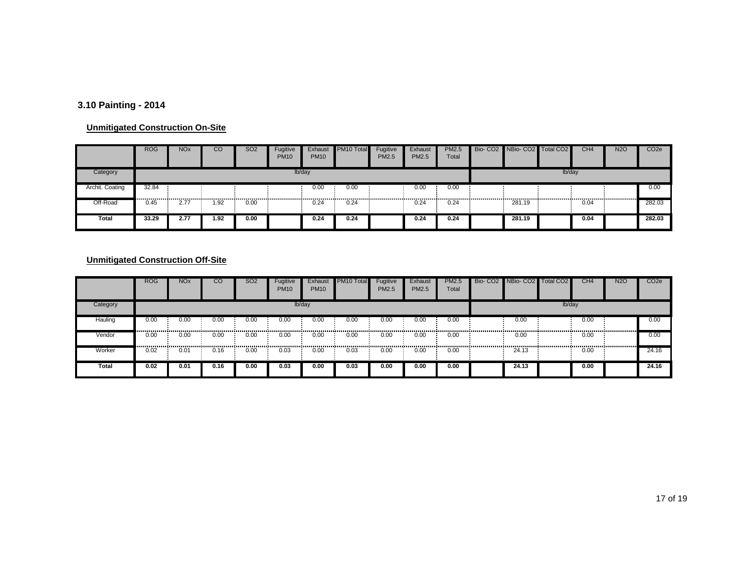### 3.10 Painting - 2014

**Unmitigated Construction On-Site**

| | ROG | NOx | CO | SO2 | Fugitive PM10 | Exhaust PM10 | PM10 Total | Fugitive PM2.5 | Exhaust PM2.5 | PM2.5 Total | Bio- CO2 | NBio- CO2 | Total CO2 | CH4 | N2O | CO2e |
|---|---|---|---|---|---|---|---|---|---|---|---|---|---|---|---|---|
| Category | lb/day | | | | | | | | | | lb/day | | | | | |
| Archit. Coating | 32.84 | | | | | 0.00 | 0.00 | | 0.00 | 0.00 | | | | | | 0.00 |
| Off-Road | 0.45 | 2.77 | 1.92 | 0.00 | | 0.24 | 0.24 | | 0.24 | 0.24 | | 281.19 | | 0.04 | | 282.03 |
| **Total** | **33.29** | **2.77** | **1.92** | **0.00** | | **0.24** | **0.24** | | **0.24** | **0.24** | | **281.19** | | **0.04** | | **282.03** |

**Unmitigated Construction Off-Site**

| | ROG | NOx | CO | SO2 | Fugitive PM10 | Exhaust PM10 | PM10 Total | Fugitive PM2.5 | Exhaust PM2.5 | PM2.5 Total | Bio- CO2 | NBio- CO2 | Total CO2 | CH4 | N2O | CO2e |
|---|---|---|---|---|---|---|---|---|---|---|---|---|---|---|---|---|
| Category | lb/day | | | | | | | | | | lb/day | | | | | |
| Hauling | 0.00 | 0.00 | 0.00 | 0.00 | 0.00 | 0.00 | 0.00 | 0.00 | 0.00 | 0.00 | | 0.00 | | 0.00 | | 0.00 |
| Vendor | 0.00 | 0.00 | 0.00 | 0.00 | 0.00 | 0.00 | 0.00 | 0.00 | 0.00 | 0.00 | | 0.00 | | 0.00 | | 0.00 |
| Worker | 0.02 | 0.01 | 0.16 | 0.00 | 0.03 | 0.00 | 0.03 | 0.00 | 0.00 | 0.00 | | 24.13 | | 0.00 | | 24.16 |
| **Total** | **0.02** | **0.01** | **0.16** | **0.00** | **0.03** | **0.00** | **0.03** | **0.00** | **0.00** | **0.00** | | **24.13** | | **0.00** | | **24.16** |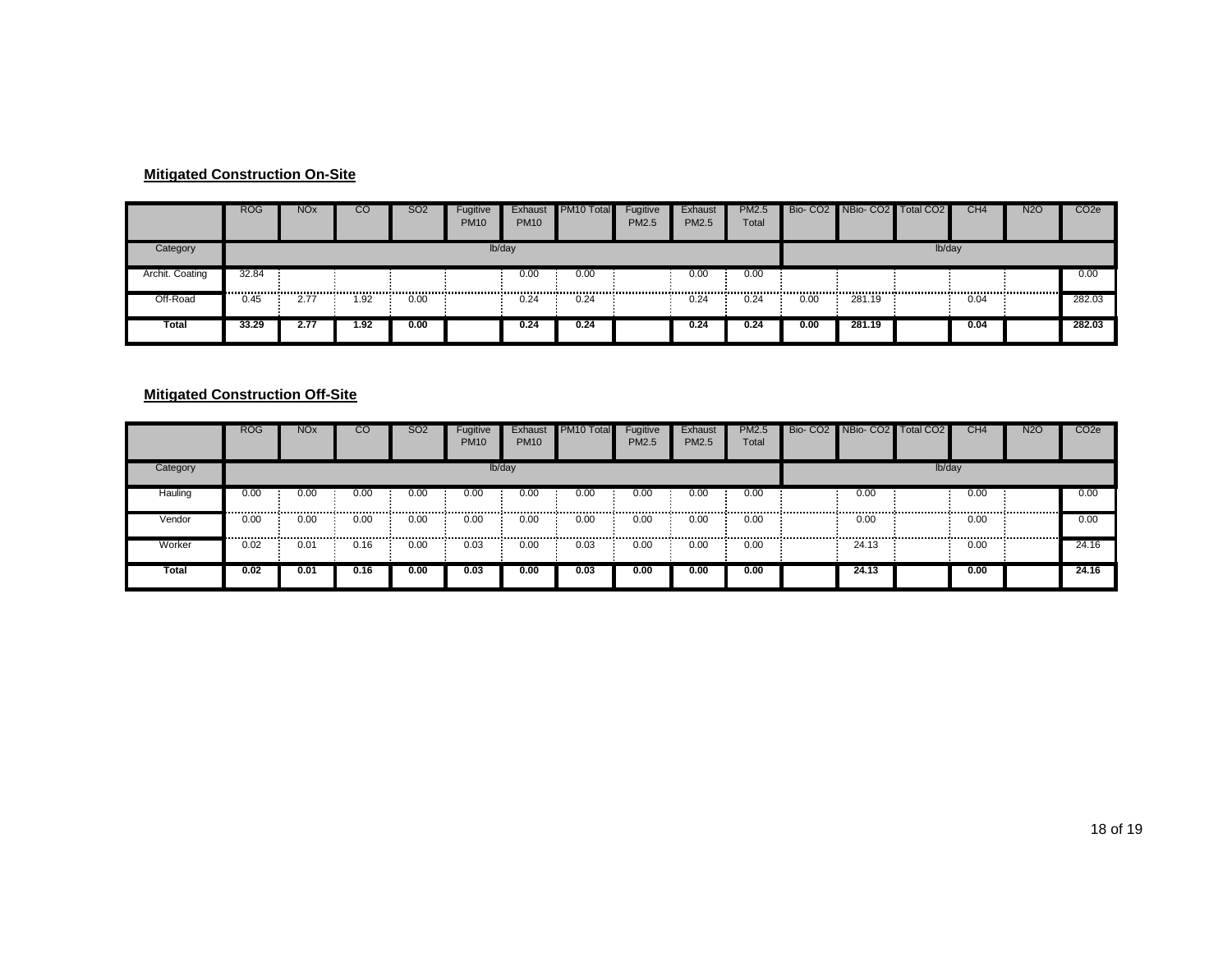**Mitigated Construction On-Site**

| | ROG | NOx | CO | SO2 | Fugitive PM10 | Exhaust PM10 | PM10 Total | Fugitive PM2.5 | Exhaust PM2.5 | PM2.5 Total | Bio- CO2 | NBio- CO2 | Total CO2 | CH4 | N2O | CO2e |
|---|---|---|---|---|---|---|---|---|---|---|---|---|---|---|---|---|
| Category | lb/day | | | | | | | | | | lb/day | | | | | |
| Archit. Coating | 32.84 | | | | | 0.00 | 0.00 | | 0.00 | 0.00 | | | | | | 0.00 |
| Off-Road | 0.45 | 2.77 | 1.92 | 0.00 | | 0.24 | 0.24 | | 0.24 | 0.24 | 0.00 | 281.19 | | 0.04 | | 282.03 |
| **Total** | **33.29** | **2.77** | **1.92** | **0.00** | | **0.24** | **0.24** | | **0.24** | **0.24** | **0.00** | **281.19** | | **0.04** | | **282.03** |

**Mitigated Construction Off-Site**

| | ROG | NOx | CO | SO2 | Fugitive PM10 | Exhaust PM10 | PM10 Total | Fugitive PM2.5 | Exhaust PM2.5 | PM2.5 Total | Bio- CO2 | NBio- CO2 | Total CO2 | CH4 | N2O | CO2e |
|---|---|---|---|---|---|---|---|---|---|---|---|---|---|---|---|---|
| Category | lb/day | | | | | | | | | | lb/day | | | | | |
| Hauling | 0.00 | 0.00 | 0.00 | 0.00 | 0.00 | 0.00 | 0.00 | 0.00 | 0.00 | 0.00 | | 0.00 | | 0.00 | | 0.00 |
| Vendor | 0.00 | 0.00 | 0.00 | 0.00 | 0.00 | 0.00 | 0.00 | 0.00 | 0.00 | 0.00 | | 0.00 | | 0.00 | | 0.00 |
| Worker | 0.02 | 0.01 | 0.16 | 0.00 | 0.03 | 0.00 | 0.03 | 0.00 | 0.00 | 0.00 | | 24.13 | | 0.00 | | 24.16 |
| **Total** | **0.02** | **0.01** | **0.16** | **0.00** | **0.03** | **0.00** | **0.03** | **0.00** | **0.00** | **0.00** | | **24.13** | | **0.00** | | **24.16** |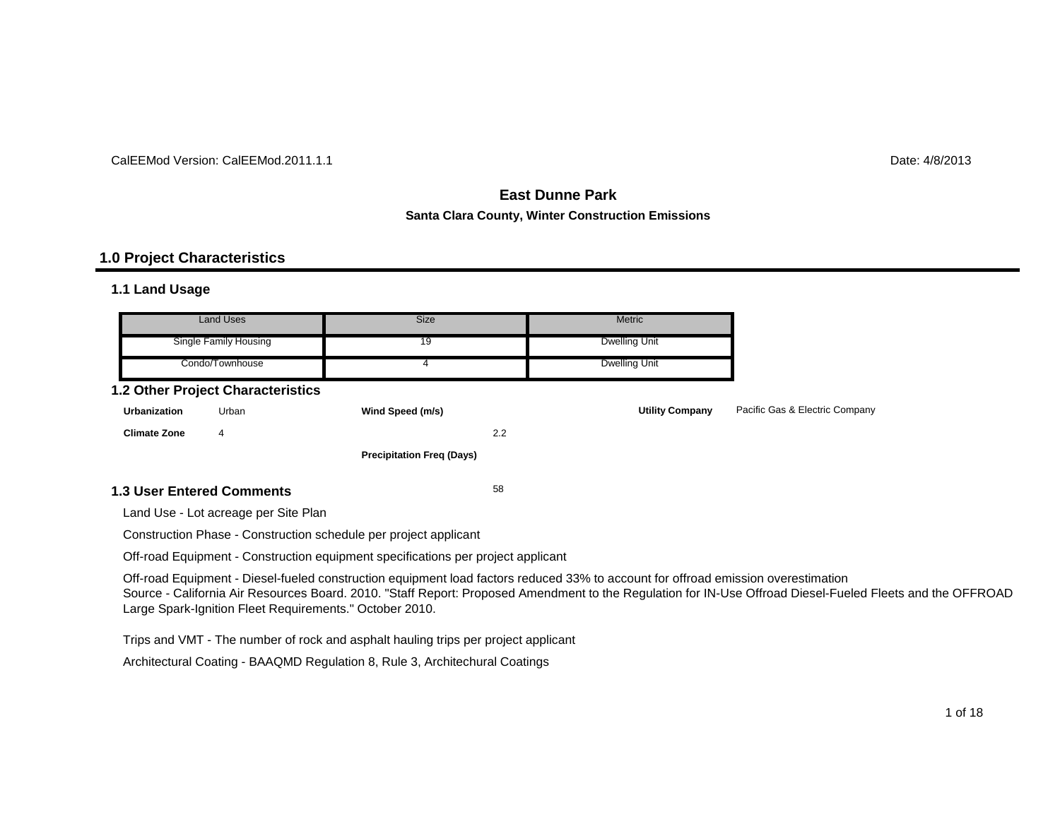CalEEMod Version: CalEEMod.2011.1.1

Date: 4/8/2013

# East Dunne Park

**Santa Clara County, Winter Construction Emissions**

## 1.0 Project Characteristics

### 1.1 Land Usage

| Land Uses | Size | Metric |
|---|---|---|
| Single Family Housing | 19 | Dwelling Unit |
| Condo/Townhouse | 4 | Dwelling Unit |

### 1.2 Other Project Characteristics

| | | | | | |
|---|---|---|---|---|---|
| **Urbanization** | Urban | **Wind Speed (m/s)** | 2.2 | **Utility Company** | Pacific Gas & Electric Company |
| **Climate Zone** | 4 | **Precipitation Freq (Days)** | 58 | | |

### 1.3 User Entered Comments

Land Use - Lot acreage per Site Plan

Construction Phase - Construction schedule per project applicant

Off-road Equipment - Construction equipment specifications per project applicant

Off-road Equipment - Diesel-fueled construction equipment load factors reduced 33% to account for offroad emission overestimation
Source - California Air Resources Board. 2010. "Staff Report: Proposed Amendment to the Regulation for IN-Use Offroad Diesel-Fueled Fleets and the OFFROAD Large Spark-Ignition Fleet Requirements." October 2010.

Trips and VMT - The number of rock and asphalt hauling trips per project applicant

Architectural Coating - BAAQMD Regulation 8, Rule 3, Architechural Coatings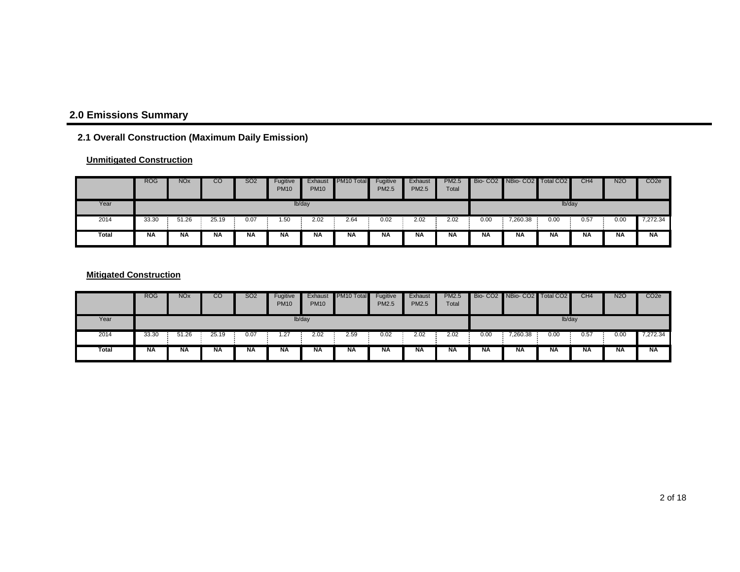## 2.0 Emissions Summary

### 2.1 Overall Construction (Maximum Daily Emission)

**Unmitigated Construction**

| | ROG | NOx | CO | SO2 | Fugitive PM10 | Exhaust PM10 | PM10 Total | Fugitive PM2.5 | Exhaust PM2.5 | PM2.5 Total | Bio- CO2 | NBio- CO2 | Total CO2 | CH4 | N2O | CO2e |
|---|---|---|---|---|---|---|---|---|---|---|---|---|---|---|---|---|
| Year | lb/day | | | | | | | | | | lb/day | | | | | |
| 2014 | 33.30 | 51.26 | 25.19 | 0.07 | 1.50 | 2.02 | 2.64 | 0.02 | 2.02 | 2.02 | 0.00 | 7,260.38 | 0.00 | 0.57 | 0.00 | 7,272.34 |
| **Total** | **NA** | **NA** | **NA** | **NA** | **NA** | **NA** | **NA** | **NA** | **NA** | **NA** | **NA** | **NA** | **NA** | **NA** | **NA** | **NA** |

**Mitigated Construction**

| | ROG | NOx | CO | SO2 | Fugitive PM10 | Exhaust PM10 | PM10 Total | Fugitive PM2.5 | Exhaust PM2.5 | PM2.5 Total | Bio- CO2 | NBio- CO2 | Total CO2 | CH4 | N2O | CO2e |
|---|---|---|---|---|---|---|---|---|---|---|---|---|---|---|---|---|
| Year | lb/day | | | | | | | | | | lb/day | | | | | |
| 2014 | 33.30 | 51.26 | 25.19 | 0.07 | 1.27 | 2.02 | 2.59 | 0.02 | 2.02 | 2.02 | 0.00 | 7,260.38 | 0.00 | 0.57 | 0.00 | 7,272.34 |
| **Total** | **NA** | **NA** | **NA** | **NA** | **NA** | **NA** | **NA** | **NA** | **NA** | **NA** | **NA** | **NA** | **NA** | **NA** | **NA** | **NA** |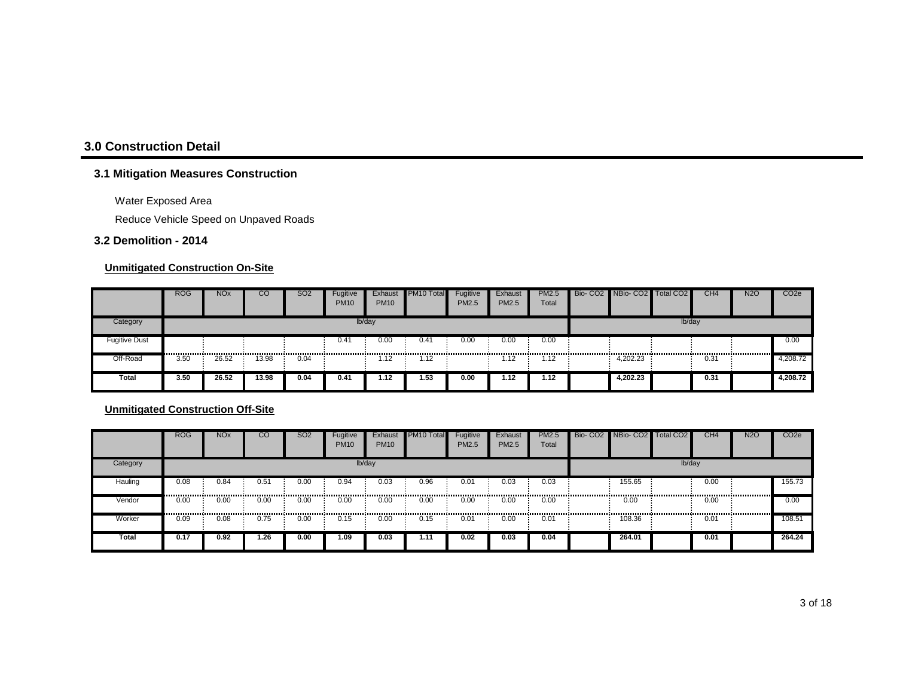## 3.0 Construction Detail

### 3.1 Mitigation Measures Construction

Water Exposed Area

Reduce Vehicle Speed on Unpaved Roads

### 3.2 Demolition - 2014

**Unmitigated Construction On-Site**

| | ROG | NOx | CO | SO2 | Fugitive PM10 | Exhaust PM10 | PM10 Total | Fugitive PM2.5 | Exhaust PM2.5 | PM2.5 Total | Bio- CO2 | NBio- CO2 | Total CO2 | CH4 | N2O | CO2e |
|---|---|---|---|---|---|---|---|---|---|---|---|---|---|---|---|---|
| Category | lb/day | | | | | | | | | | lb/day | | | | | |
| Fugitive Dust | | | | | 0.41 | 0.00 | 0.41 | 0.00 | 0.00 | 0.00 | | | | | | 0.00 |
| Off-Road | 3.50 | 26.52 | 13.98 | 0.04 | | 1.12 | 1.12 | | 1.12 | 1.12 | | 4,202.23 | | 0.31 | | 4,208.72 |
| **Total** | **3.50** | **26.52** | **13.98** | **0.04** | **0.41** | **1.12** | **1.53** | **0.00** | **1.12** | **1.12** | | **4,202.23** | | **0.31** | | **4,208.72** |

**Unmitigated Construction Off-Site**

| | ROG | NOx | CO | SO2 | Fugitive PM10 | Exhaust PM10 | PM10 Total | Fugitive PM2.5 | Exhaust PM2.5 | PM2.5 Total | Bio- CO2 | NBio- CO2 | Total CO2 | CH4 | N2O | CO2e |
|---|---|---|---|---|---|---|---|---|---|---|---|---|---|---|---|---|
| Category | lb/day | | | | | | | | | | lb/day | | | | | |
| Hauling | 0.08 | 0.84 | 0.51 | 0.00 | 0.94 | 0.03 | 0.96 | 0.01 | 0.03 | 0.03 | | 155.65 | | 0.00 | | 155.73 |
| Vendor | 0.00 | 0.00 | 0.00 | 0.00 | 0.00 | 0.00 | 0.00 | 0.00 | 0.00 | 0.00 | | 0.00 | | 0.00 | | 0.00 |
| Worker | 0.09 | 0.08 | 0.75 | 0.00 | 0.15 | 0.00 | 0.15 | 0.01 | 0.00 | 0.01 | | 108.36 | | 0.01 | | 108.51 |
| **Total** | **0.17** | **0.92** | **1.26** | **0.00** | **1.09** | **0.03** | **1.11** | **0.02** | **0.03** | **0.04** | | **264.01** | | **0.01** | | **264.24** |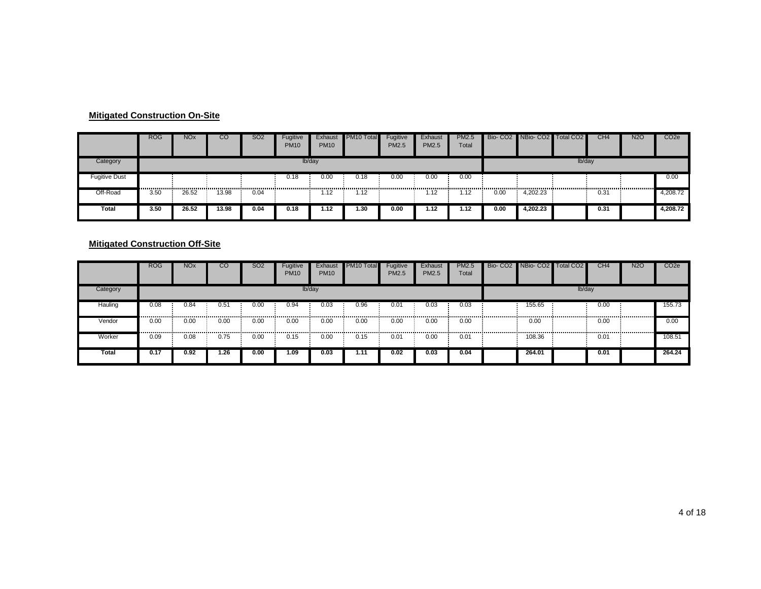**Mitigated Construction On-Site**

| | ROG | NOx | CO | SO2 | Fugitive PM10 | Exhaust PM10 | PM10 Total | Fugitive PM2.5 | Exhaust PM2.5 | PM2.5 Total | Bio- CO2 | NBio- CO2 | Total CO2 | CH4 | N2O | CO2e |
|---|---|---|---|---|---|---|---|---|---|---|---|---|---|---|---|---|
| Category | lb/day | | | | | | | | | | lb/day | | | | | |
| Fugitive Dust | | | | | 0.18 | 0.00 | 0.18 | 0.00 | 0.00 | 0.00 | | | | | | 0.00 |
| Off-Road | 3.50 | 26.52 | 13.98 | 0.04 | | 1.12 | 1.12 | | 1.12 | 1.12 | 0.00 | 4,202.23 | | 0.31 | | 4,208.72 |
| **Total** | **3.50** | **26.52** | **13.98** | **0.04** | **0.18** | **1.12** | **1.30** | **0.00** | **1.12** | **1.12** | **0.00** | **4,202.23** | | **0.31** | | **4,208.72** |

**Mitigated Construction Off-Site**

| | ROG | NOx | CO | SO2 | Fugitive PM10 | Exhaust PM10 | PM10 Total | Fugitive PM2.5 | Exhaust PM2.5 | PM2.5 Total | Bio- CO2 | NBio- CO2 | Total CO2 | CH4 | N2O | CO2e |
|---|---|---|---|---|---|---|---|---|---|---|---|---|---|---|---|---|
| Category | lb/day | | | | | | | | | | lb/day | | | | | |
| Hauling | 0.08 | 0.84 | 0.51 | 0.00 | 0.94 | 0.03 | 0.96 | 0.01 | 0.03 | 0.03 | | 155.65 | | 0.00 | | 155.73 |
| Vendor | 0.00 | 0.00 | 0.00 | 0.00 | 0.00 | 0.00 | 0.00 | 0.00 | 0.00 | 0.00 | | 0.00 | | 0.00 | | 0.00 |
| Worker | 0.09 | 0.08 | 0.75 | 0.00 | 0.15 | 0.00 | 0.15 | 0.01 | 0.00 | 0.01 | | 108.36 | | 0.01 | | 108.51 |
| **Total** | **0.17** | **0.92** | **1.26** | **0.00** | **1.09** | **0.03** | **1.11** | **0.02** | **0.03** | **0.04** | | **264.01** | | **0.01** | | **264.24** |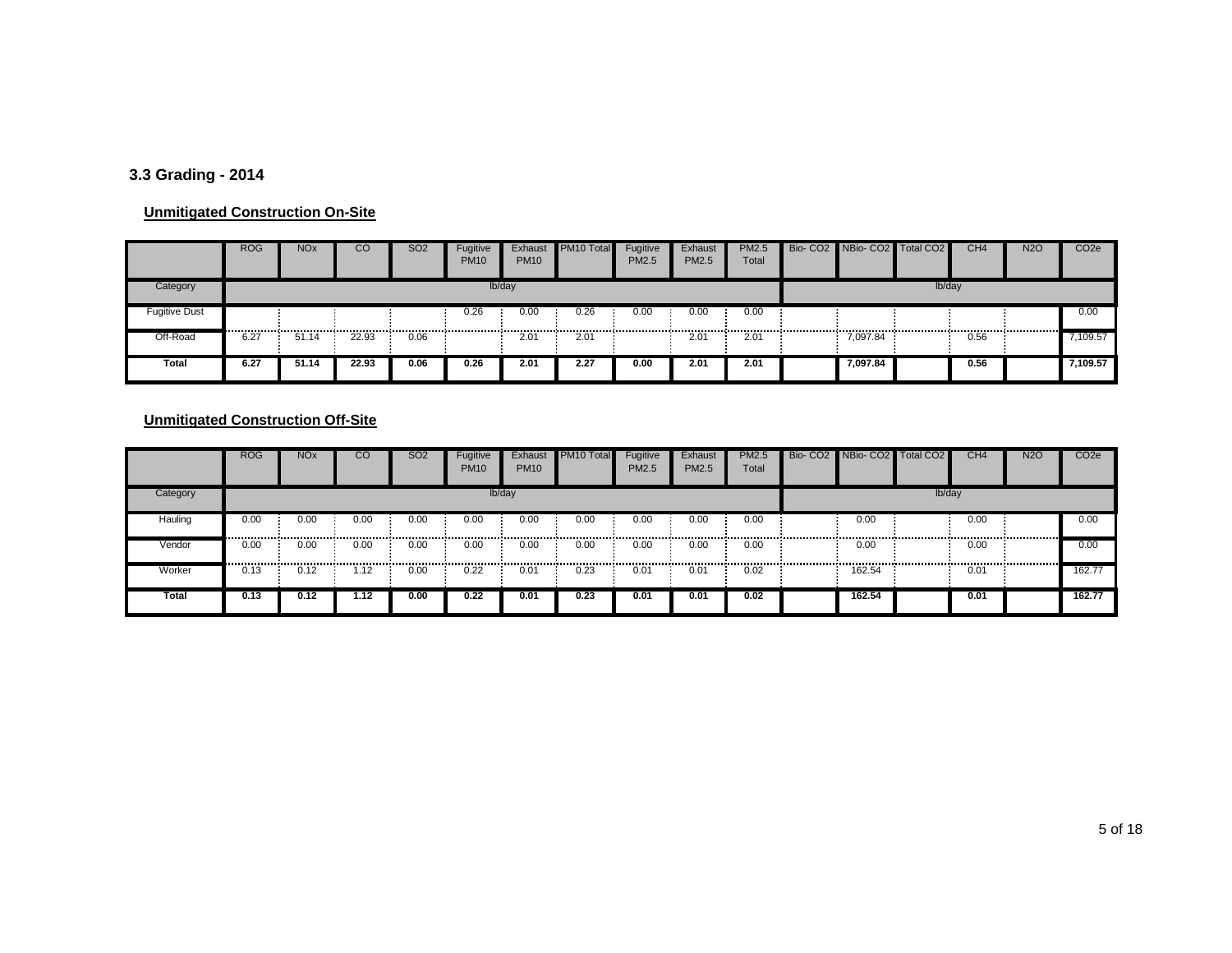### 3.3 Grading - 2014

**Unmitigated Construction On-Site**

| | ROG | NOx | CO | SO2 | Fugitive PM10 | Exhaust PM10 | PM10 Total | Fugitive PM2.5 | Exhaust PM2.5 | PM2.5 Total | Bio- CO2 | NBio- CO2 | Total CO2 | CH4 | N2O | CO2e |
|---|---|---|---|---|---|---|---|---|---|---|---|---|---|---|---|---|
| Category | lb/day | | | | | | | | | | lb/day | | | | | |
| Fugitive Dust | | | | | 0.26 | 0.00 | 0.26 | 0.00 | 0.00 | 0.00 | | | | | | 0.00 |
| Off-Road | 6.27 | 51.14 | 22.93 | 0.06 | | 2.01 | 2.01 | | 2.01 | 2.01 | | 7,097.84 | | 0.56 | | 7,109.57 |
| **Total** | **6.27** | **51.14** | **22.93** | **0.06** | **0.26** | **2.01** | **2.27** | **0.00** | **2.01** | **2.01** | | **7,097.84** | | **0.56** | | **7,109.57** |

**Unmitigated Construction Off-Site**

| | ROG | NOx | CO | SO2 | Fugitive PM10 | Exhaust PM10 | PM10 Total | Fugitive PM2.5 | Exhaust PM2.5 | PM2.5 Total | Bio- CO2 | NBio- CO2 | Total CO2 | CH4 | N2O | CO2e |
|---|---|---|---|---|---|---|---|---|---|---|---|---|---|---|---|---|
| Category | lb/day | | | | | | | | | | lb/day | | | | | |
| Hauling | 0.00 | 0.00 | 0.00 | 0.00 | 0.00 | 0.00 | 0.00 | 0.00 | 0.00 | 0.00 | | 0.00 | | 0.00 | | 0.00 |
| Vendor | 0.00 | 0.00 | 0.00 | 0.00 | 0.00 | 0.00 | 0.00 | 0.00 | 0.00 | 0.00 | | 0.00 | | 0.00 | | 0.00 |
| Worker | 0.13 | 0.12 | 1.12 | 0.00 | 0.22 | 0.01 | 0.23 | 0.01 | 0.01 | 0.02 | | 162.54 | | 0.01 | | 162.77 |
| **Total** | **0.13** | **0.12** | **1.12** | **0.00** | **0.22** | **0.01** | **0.23** | **0.01** | **0.01** | **0.02** | | **162.54** | | **0.01** | | **162.77** |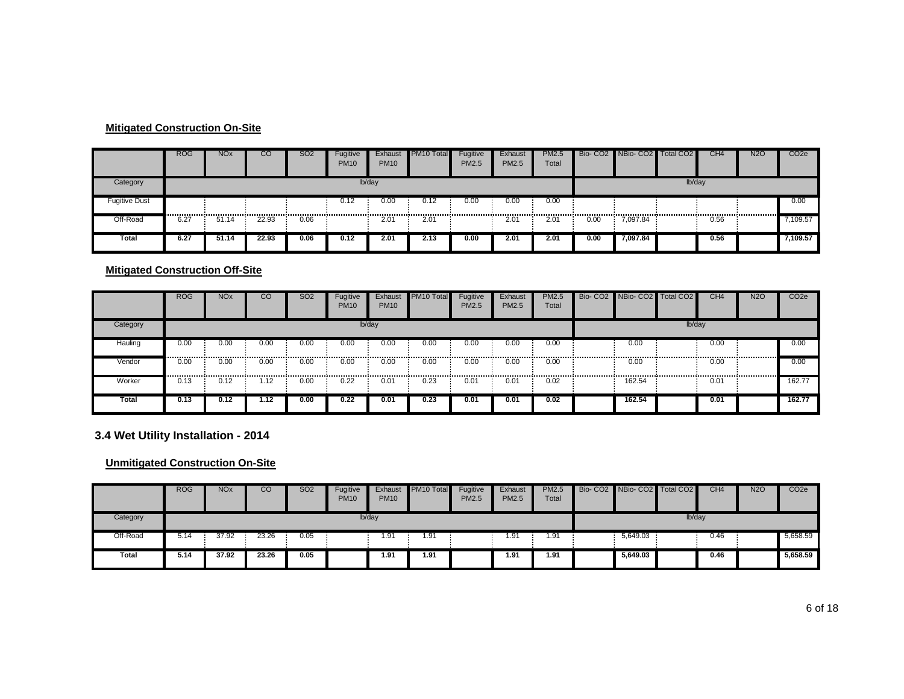**Mitigated Construction On-Site**

| | ROG | NOx | CO | SO2 | Fugitive PM10 | Exhaust PM10 | PM10 Total | Fugitive PM2.5 | Exhaust PM2.5 | PM2.5 Total | Bio- CO2 | NBio- CO2 | Total CO2 | CH4 | N2O | CO2e |
|---|---|---|---|---|---|---|---|---|---|---|---|---|---|---|---|---|
| Category | lb/day | | | | | | | | | | lb/day | | | | | |
| Fugitive Dust | | | | | 0.12 | 0.00 | 0.12 | 0.00 | 0.00 | 0.00 | | | | | | 0.00 |
| Off-Road | 6.27 | 51.14 | 22.93 | 0.06 | | 2.01 | 2.01 | | 2.01 | 2.01 | 0.00 | 7,097.84 | | 0.56 | | 7,109.57 |
| **Total** | **6.27** | **51.14** | **22.93** | **0.06** | **0.12** | **2.01** | **2.13** | **0.00** | **2.01** | **2.01** | **0.00** | **7,097.84** | | **0.56** | | **7,109.57** |

**Mitigated Construction Off-Site**

| | ROG | NOx | CO | SO2 | Fugitive PM10 | Exhaust PM10 | PM10 Total | Fugitive PM2.5 | Exhaust PM2.5 | PM2.5 Total | Bio- CO2 | NBio- CO2 | Total CO2 | CH4 | N2O | CO2e |
|---|---|---|---|---|---|---|---|---|---|---|---|---|---|---|---|---|
| Category | lb/day | | | | | | | | | | lb/day | | | | | |
| Hauling | 0.00 | 0.00 | 0.00 | 0.00 | 0.00 | 0.00 | 0.00 | 0.00 | 0.00 | 0.00 | | 0.00 | | 0.00 | | 0.00 |
| Vendor | 0.00 | 0.00 | 0.00 | 0.00 | 0.00 | 0.00 | 0.00 | 0.00 | 0.00 | 0.00 | | 0.00 | | 0.00 | | 0.00 |
| Worker | 0.13 | 0.12 | 1.12 | 0.00 | 0.22 | 0.01 | 0.23 | 0.01 | 0.01 | 0.02 | | 162.54 | | 0.01 | | 162.77 |
| **Total** | **0.13** | **0.12** | **1.12** | **0.00** | **0.22** | **0.01** | **0.23** | **0.01** | **0.01** | **0.02** | | **162.54** | | **0.01** | | **162.77** |

## 3.4 Wet Utility Installation - 2014

**Unmitigated Construction On-Site**

| | ROG | NOx | CO | SO2 | Fugitive PM10 | Exhaust PM10 | PM10 Total | Fugitive PM2.5 | Exhaust PM2.5 | PM2.5 Total | Bio- CO2 | NBio- CO2 | Total CO2 | CH4 | N2O | CO2e |
|---|---|---|---|---|---|---|---|---|---|---|---|---|---|---|---|---|
| Category | lb/day | | | | | | | | | | lb/day | | | | | |
| Off-Road | 5.14 | 37.92 | 23.26 | 0.05 | | 1.91 | 1.91 | | 1.91 | 1.91 | | 5,649.03 | | 0.46 | | 5,658.59 |
| **Total** | **5.14** | **37.92** | **23.26** | **0.05** | | **1.91** | **1.91** | | **1.91** | **1.91** | | **5,649.03** | | **0.46** | | **5,658.59** |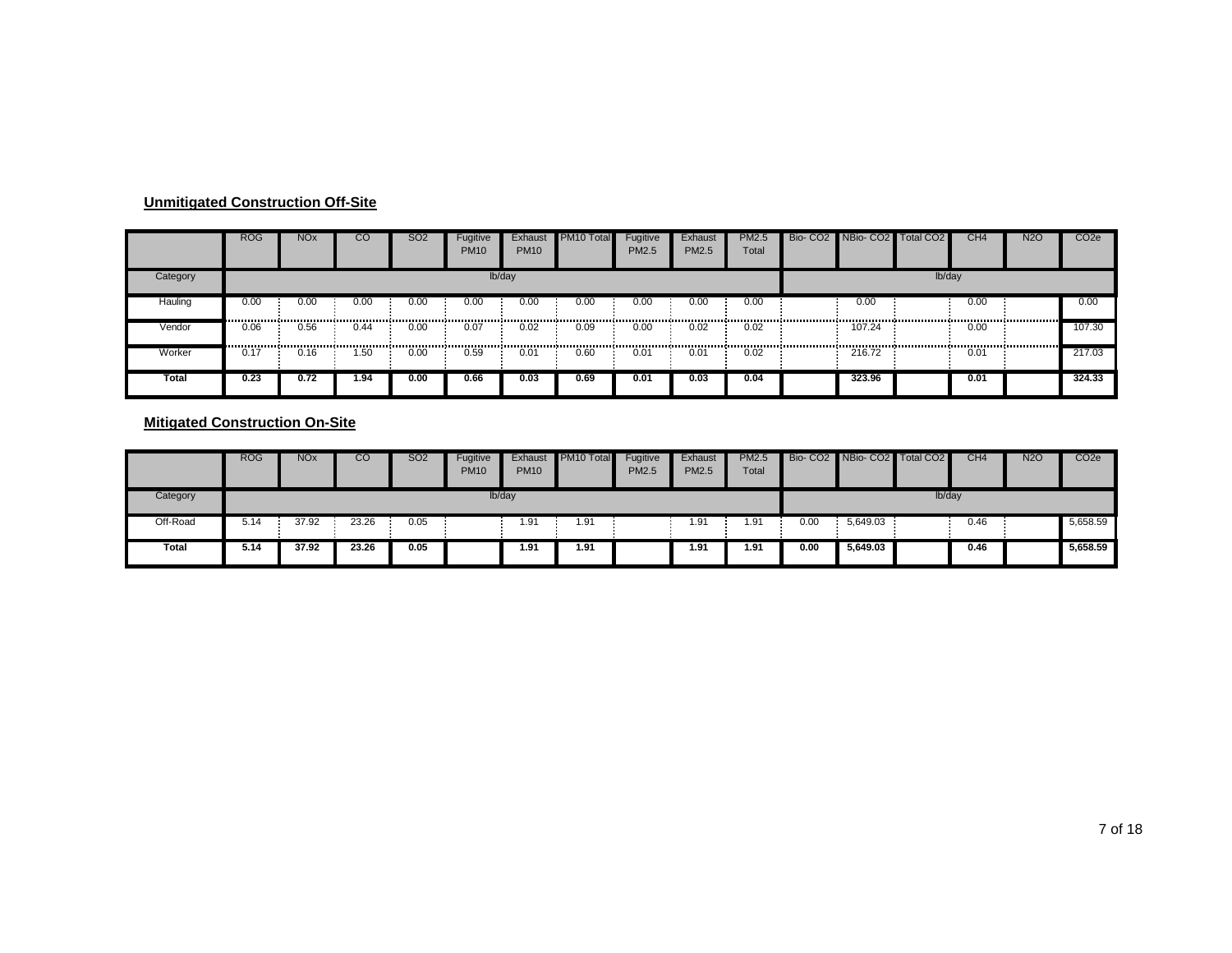**Unmitigated Construction Off-Site**

| | ROG | NOx | CO | SO2 | Fugitive PM10 | Exhaust PM10 | PM10 Total | Fugitive PM2.5 | Exhaust PM2.5 | PM2.5 Total | Bio- CO2 | NBio- CO2 | Total CO2 | CH4 | N2O | CO2e |
|---|---|---|---|---|---|---|---|---|---|---|---|---|---|---|---|---|
| Category | lb/day | | | | | | | | | | lb/day | | | | | |
| Hauling | 0.00 | 0.00 | 0.00 | 0.00 | 0.00 | 0.00 | 0.00 | 0.00 | 0.00 | 0.00 | | 0.00 | | 0.00 | | 0.00 |
| Vendor | 0.06 | 0.56 | 0.44 | 0.00 | 0.07 | 0.02 | 0.09 | 0.00 | 0.02 | 0.02 | | 107.24 | | 0.00 | | 107.30 |
| Worker | 0.17 | 0.16 | 1.50 | 0.00 | 0.59 | 0.01 | 0.60 | 0.01 | 0.01 | 0.02 | | 216.72 | | 0.01 | | 217.03 |
| **Total** | **0.23** | **0.72** | **1.94** | **0.00** | **0.66** | **0.03** | **0.69** | **0.01** | **0.03** | **0.04** | | **323.96** | | **0.01** | | **324.33** |

**Mitigated Construction On-Site**

| | ROG | NOx | CO | SO2 | Fugitive PM10 | Exhaust PM10 | PM10 Total | Fugitive PM2.5 | Exhaust PM2.5 | PM2.5 Total | Bio- CO2 | NBio- CO2 | Total CO2 | CH4 | N2O | CO2e |
|---|---|---|---|---|---|---|---|---|---|---|---|---|---|---|---|---|
| Category | lb/day | | | | | | | | | | lb/day | | | | | |
| Off-Road | 5.14 | 37.92 | 23.26 | 0.05 | | 1.91 | 1.91 | | 1.91 | 1.91 | 0.00 | 5,649.03 | | 0.46 | | 5,658.59 |
| **Total** | **5.14** | **37.92** | **23.26** | **0.05** | | **1.91** | **1.91** | | **1.91** | **1.91** | **0.00** | **5,649.03** | | **0.46** | | **5,658.59** |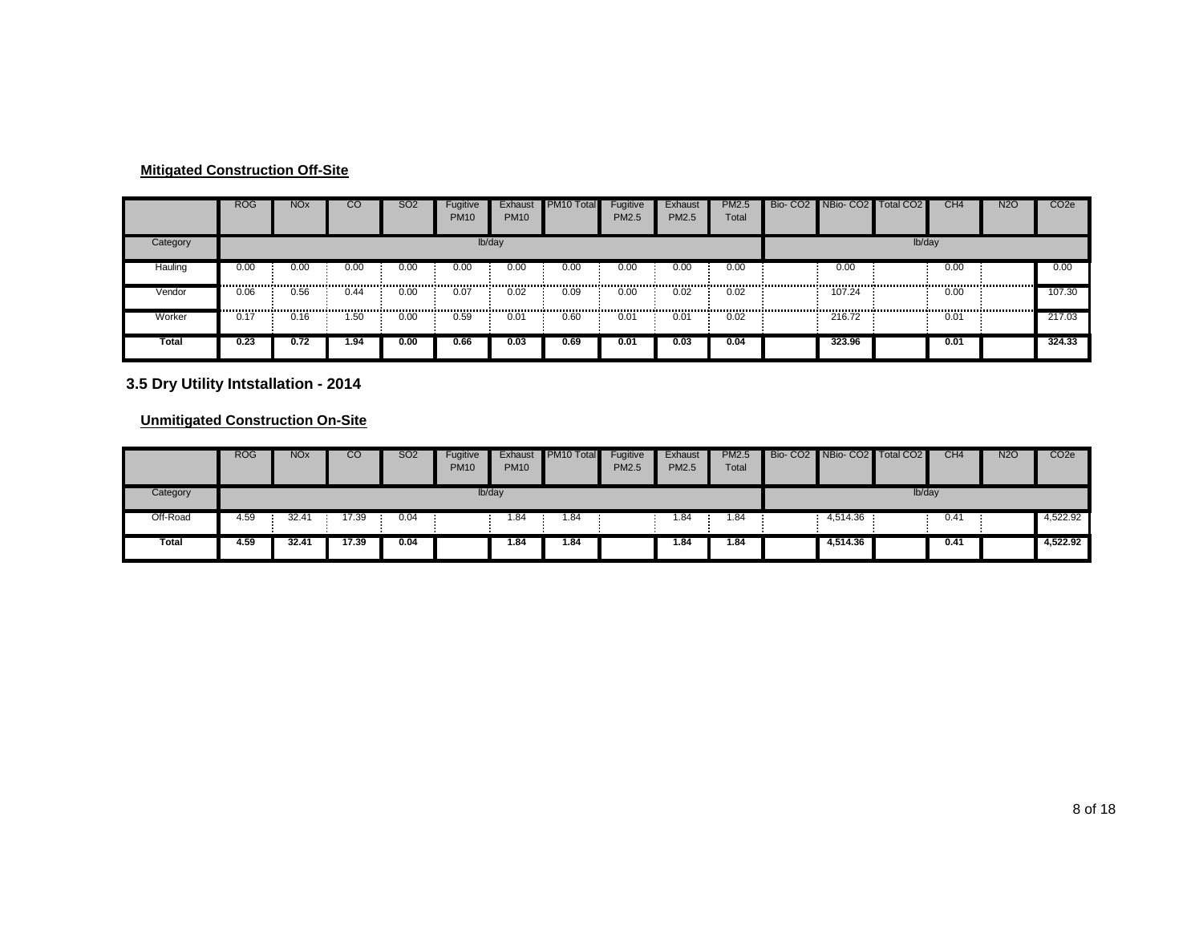#### Mitigated Construction Off-Site

| | ROG | NOx | CO | SO2 | Fugitive PM10 | Exhaust PM10 | PM10 Total | Fugitive PM2.5 | Exhaust PM2.5 | PM2.5 Total | Bio- CO2 | NBio- CO2 | Total CO2 | CH4 | N2O | CO2e |
|---|---|---|---|---|---|---|---|---|---|---|---|---|---|---|---|---|
| Category | lb/day | | | | | | | | | | lb/day | | | | | |
| Hauling | 0.00 | 0.00 | 0.00 | 0.00 | 0.00 | 0.00 | 0.00 | 0.00 | 0.00 | 0.00 | | 0.00 | | 0.00 | | 0.00 |
| Vendor | 0.06 | 0.56 | 0.44 | 0.00 | 0.07 | 0.02 | 0.09 | 0.00 | 0.02 | 0.02 | | 107.24 | | 0.00 | | 107.30 |
| Worker | 0.17 | 0.16 | 1.50 | 0.00 | 0.59 | 0.01 | 0.60 | 0.01 | 0.01 | 0.02 | | 216.72 | | 0.01 | | 217.03 |
| **Total** | **0.23** | **0.72** | **1.94** | **0.00** | **0.66** | **0.03** | **0.69** | **0.01** | **0.03** | **0.04** | | **323.96** | | **0.01** | | **324.33** |

### 3.5 Dry Utility Intstallation - 2014

#### Unmitigated Construction On-Site

| | ROG | NOx | CO | SO2 | Fugitive PM10 | Exhaust PM10 | PM10 Total | Fugitive PM2.5 | Exhaust PM2.5 | PM2.5 Total | Bio- CO2 | NBio- CO2 | Total CO2 | CH4 | N2O | CO2e |
|---|---|---|---|---|---|---|---|---|---|---|---|---|---|---|---|---|
| Category | lb/day | | | | | | | | | | lb/day | | | | | |
| Off-Road | 4.59 | 32.41 | 17.39 | 0.04 | | 1.84 | 1.84 | | 1.84 | 1.84 | | 4,514.36 | | 0.41 | | 4,522.92 |
| **Total** | **4.59** | **32.41** | **17.39** | **0.04** | | **1.84** | **1.84** | | **1.84** | **1.84** | | **4,514.36** | | **0.41** | | **4,522.92** |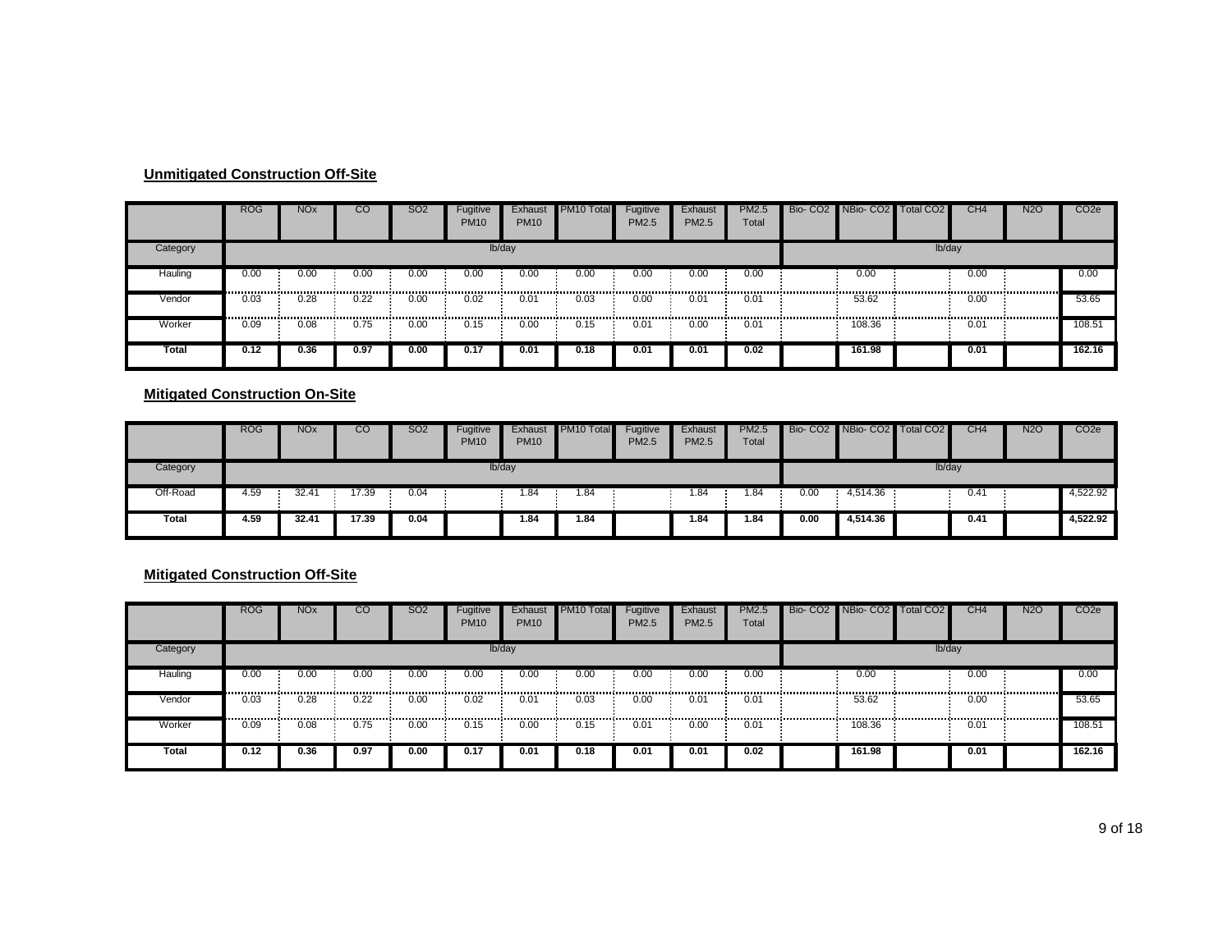**Unmitigated Construction Off-Site**

| | ROG | NOx | CO | SO2 | Fugitive PM10 | Exhaust PM10 | PM10 Total | Fugitive PM2.5 | Exhaust PM2.5 | PM2.5 Total | Bio- CO2 | NBio- CO2 | Total CO2 | CH4 | N2O | CO2e |
|---|---|---|---|---|---|---|---|---|---|---|---|---|---|---|---|---|
| Category | lb/day | | | | | | | | | | lb/day | | | | | |
| Hauling | 0.00 | 0.00 | 0.00 | 0.00 | 0.00 | 0.00 | 0.00 | 0.00 | 0.00 | 0.00 | | 0.00 | | 0.00 | | 0.00 |
| Vendor | 0.03 | 0.28 | 0.22 | 0.00 | 0.02 | 0.01 | 0.03 | 0.00 | 0.01 | 0.01 | | 53.62 | | 0.00 | | 53.65 |
| Worker | 0.09 | 0.08 | 0.75 | 0.00 | 0.15 | 0.00 | 0.15 | 0.01 | 0.00 | 0.01 | | 108.36 | | 0.01 | | 108.51 |
| **Total** | **0.12** | **0.36** | **0.97** | **0.00** | **0.17** | **0.01** | **0.18** | **0.01** | **0.01** | **0.02** | | **161.98** | | **0.01** | | **162.16** |

**Mitigated Construction On-Site**

| | ROG | NOx | CO | SO2 | Fugitive PM10 | Exhaust PM10 | PM10 Total | Fugitive PM2.5 | Exhaust PM2.5 | PM2.5 Total | Bio- CO2 | NBio- CO2 | Total CO2 | CH4 | N2O | CO2e |
|---|---|---|---|---|---|---|---|---|---|---|---|---|---|---|---|---|
| Category | lb/day | | | | | | | | | | lb/day | | | | | |
| Off-Road | 4.59 | 32.41 | 17.39 | 0.04 | | 1.84 | 1.84 | | 1.84 | 1.84 | 0.00 | 4,514.36 | | 0.41 | | 4,522.92 |
| **Total** | **4.59** | **32.41** | **17.39** | **0.04** | | **1.84** | **1.84** | | **1.84** | **1.84** | **0.00** | **4,514.36** | | **0.41** | | **4,522.92** |

**Mitigated Construction Off-Site**

| | ROG | NOx | CO | SO2 | Fugitive PM10 | Exhaust PM10 | PM10 Total | Fugitive PM2.5 | Exhaust PM2.5 | PM2.5 Total | Bio- CO2 | NBio- CO2 | Total CO2 | CH4 | N2O | CO2e |
|---|---|---|---|---|---|---|---|---|---|---|---|---|---|---|---|---|
| Category | lb/day | | | | | | | | | | lb/day | | | | | |
| Hauling | 0.00 | 0.00 | 0.00 | 0.00 | 0.00 | 0.00 | 0.00 | 0.00 | 0.00 | 0.00 | | 0.00 | | 0.00 | | 0.00 |
| Vendor | 0.03 | 0.28 | 0.22 | 0.00 | 0.02 | 0.01 | 0.03 | 0.00 | 0.01 | 0.01 | | 53.62 | | 0.00 | | 53.65 |
| Worker | 0.09 | 0.08 | 0.75 | 0.00 | 0.15 | 0.00 | 0.15 | 0.01 | 0.00 | 0.01 | | 108.36 | | 0.01 | | 108.51 |
| **Total** | **0.12** | **0.36** | **0.97** | **0.00** | **0.17** | **0.01** | **0.18** | **0.01** | **0.01** | **0.02** | | **161.98** | | **0.01** | | **162.16** |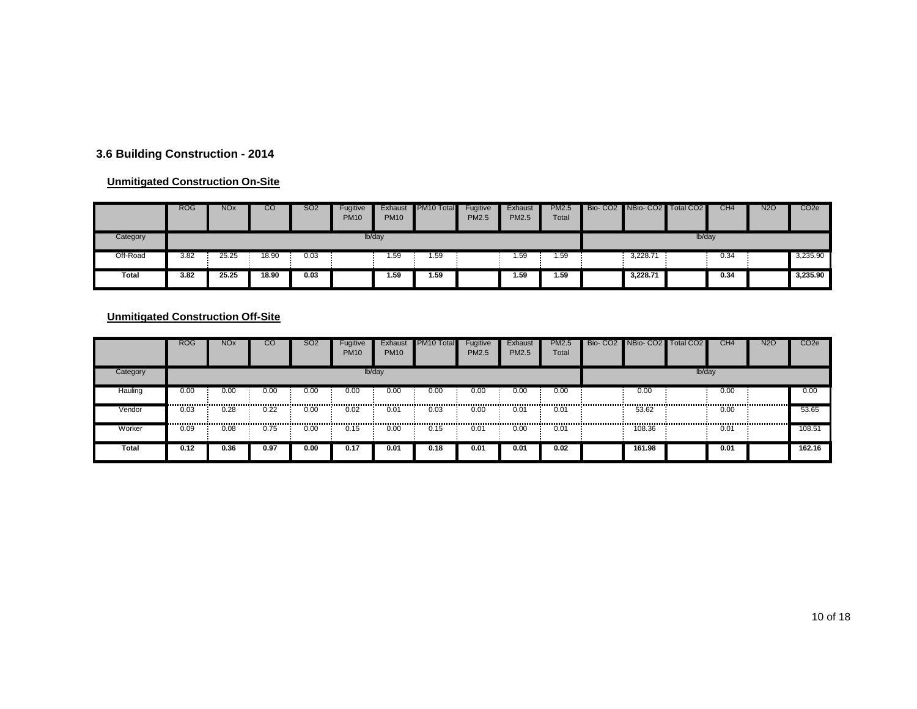### 3.6 Building Construction - 2014

**Unmitigated Construction On-Site**

| | ROG | NOx | CO | SO2 | Fugitive PM10 | Exhaust PM10 | PM10 Total | Fugitive PM2.5 | Exhaust PM2.5 | PM2.5 Total | Bio- CO2 | NBio- CO2 | Total CO2 | CH4 | N2O | CO2e |
|---|---|---|---|---|---|---|---|---|---|---|---|---|---|---|---|---|
| Category | lb/day | | | | | | | | | | lb/day | | | | | |
| Off-Road | 3.82 | 25.25 | 18.90 | 0.03 | | 1.59 | 1.59 | | 1.59 | 1.59 | | 3,228.71 | | 0.34 | | 3,235.90 |
| **Total** | **3.82** | **25.25** | **18.90** | **0.03** | | **1.59** | **1.59** | | **1.59** | **1.59** | | **3,228.71** | | **0.34** | | **3,235.90** |

**Unmitigated Construction Off-Site**

| | ROG | NOx | CO | SO2 | Fugitive PM10 | Exhaust PM10 | PM10 Total | Fugitive PM2.5 | Exhaust PM2.5 | PM2.5 Total | Bio- CO2 | NBio- CO2 | Total CO2 | CH4 | N2O | CO2e |
|---|---|---|---|---|---|---|---|---|---|---|---|---|---|---|---|---|
| Category | lb/day | | | | | | | | | | lb/day | | | | | |
| Hauling | 0.00 | 0.00 | 0.00 | 0.00 | 0.00 | 0.00 | 0.00 | 0.00 | 0.00 | 0.00 | | 0.00 | | 0.00 | | 0.00 |
| Vendor | 0.03 | 0.28 | 0.22 | 0.00 | 0.02 | 0.01 | 0.03 | 0.00 | 0.01 | 0.01 | | 53.62 | | 0.00 | | 53.65 |
| Worker | 0.09 | 0.08 | 0.75 | 0.00 | 0.15 | 0.00 | 0.15 | 0.01 | 0.00 | 0.01 | | 108.36 | | 0.01 | | 108.51 |
| **Total** | **0.12** | **0.36** | **0.97** | **0.00** | **0.17** | **0.01** | **0.18** | **0.01** | **0.01** | **0.02** | | **161.98** | | **0.01** | | **162.16** |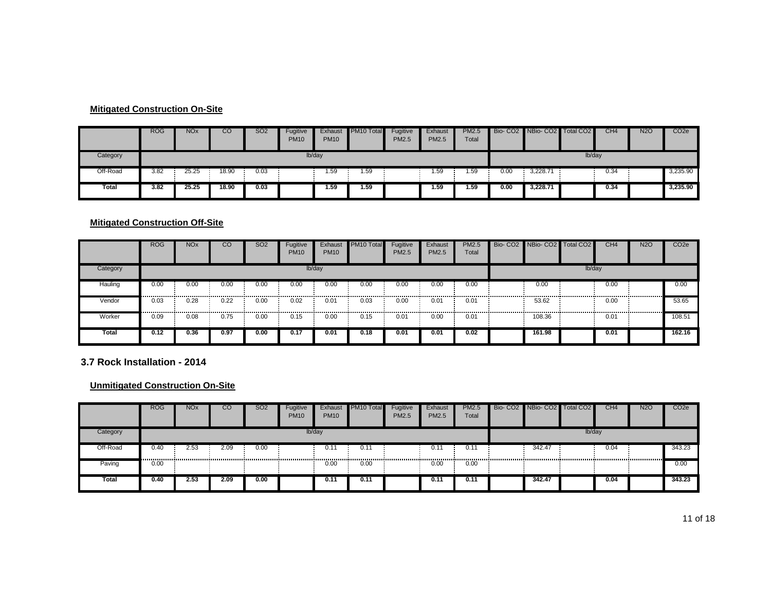### Mitigated Construction On-Site

| | ROG | NOx | CO | SO2 | Fugitive PM10 | Exhaust PM10 | PM10 Total | Fugitive PM2.5 | Exhaust PM2.5 | PM2.5 Total | Bio- CO2 | NBio- CO2 | Total CO2 | CH4 | N2O | CO2e |
|---|---|---|---|---|---|---|---|---|---|---|---|---|---|---|---|---|
| Category | lb/day | | | | | | | | | | lb/day | | | | | |
| Off-Road | 3.82 | 25.25 | 18.90 | 0.03 | | 1.59 | 1.59 | | 1.59 | 1.59 | 0.00 | 3,228.71 | | 0.34 | | 3,235.90 |
| **Total** | **3.82** | **25.25** | **18.90** | **0.03** | | **1.59** | **1.59** | | **1.59** | **1.59** | **0.00** | **3,228.71** | | **0.34** | | **3,235.90** |

### Mitigated Construction Off-Site

| | ROG | NOx | CO | SO2 | Fugitive PM10 | Exhaust PM10 | PM10 Total | Fugitive PM2.5 | Exhaust PM2.5 | PM2.5 Total | Bio- CO2 | NBio- CO2 | Total CO2 | CH4 | N2O | CO2e |
|---|---|---|---|---|---|---|---|---|---|---|---|---|---|---|---|---|
| Category | lb/day | | | | | | | | | | lb/day | | | | | |
| Hauling | 0.00 | 0.00 | 0.00 | 0.00 | 0.00 | 0.00 | 0.00 | 0.00 | 0.00 | 0.00 | | 0.00 | | 0.00 | | 0.00 |
| Vendor | 0.03 | 0.28 | 0.22 | 0.00 | 0.02 | 0.01 | 0.03 | 0.00 | 0.01 | 0.01 | | 53.62 | | 0.00 | | 53.65 |
| Worker | 0.09 | 0.08 | 0.75 | 0.00 | 0.15 | 0.00 | 0.15 | 0.01 | 0.00 | 0.01 | | 108.36 | | 0.01 | | 108.51 |
| **Total** | **0.12** | **0.36** | **0.97** | **0.00** | **0.17** | **0.01** | **0.18** | **0.01** | **0.01** | **0.02** | | **161.98** | | **0.01** | | **162.16** |

## 3.7 Rock Installation - 2014

### Unmitigated Construction On-Site

| | ROG | NOx | CO | SO2 | Fugitive PM10 | Exhaust PM10 | PM10 Total | Fugitive PM2.5 | Exhaust PM2.5 | PM2.5 Total | Bio- CO2 | NBio- CO2 | Total CO2 | CH4 | N2O | CO2e |
|---|---|---|---|---|---|---|---|---|---|---|---|---|---|---|---|---|
| Category | lb/day | | | | | | | | | | lb/day | | | | | |
| Off-Road | 0.40 | 2.53 | 2.09 | 0.00 | | 0.11 | 0.11 | | 0.11 | 0.11 | | 342.47 | | 0.04 | | 343.23 |
| Paving | 0.00 | | | | | 0.00 | 0.00 | | 0.00 | 0.00 | | | | | | 0.00 |
| **Total** | **0.40** | **2.53** | **2.09** | **0.00** | | **0.11** | **0.11** | | **0.11** | **0.11** | | **342.47** | | **0.04** | | **343.23** |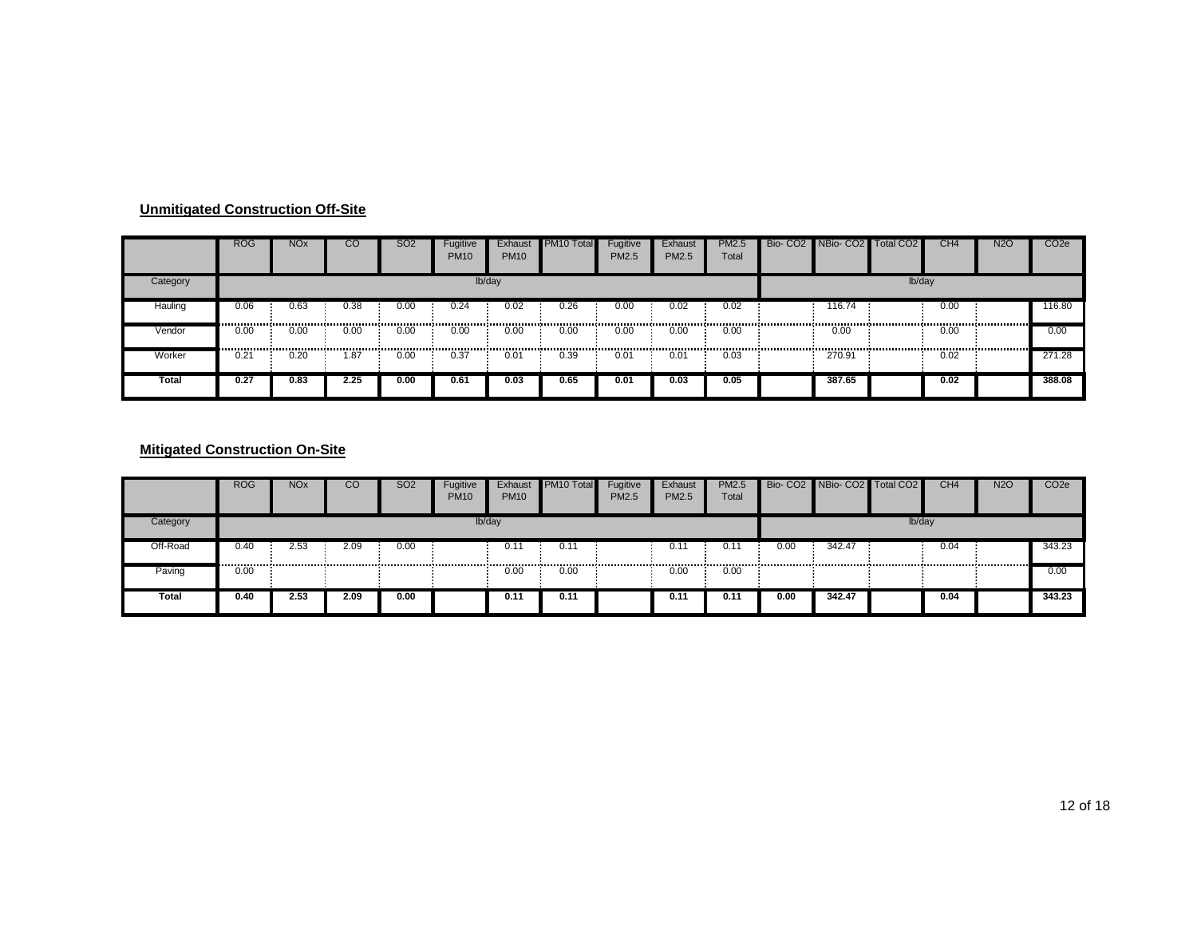**Unmitigated Construction Off-Site**

| | ROG | NOx | CO | SO2 | Fugitive PM10 | Exhaust PM10 | PM10 Total | Fugitive PM2.5 | Exhaust PM2.5 | PM2.5 Total | Bio- CO2 | NBio- CO2 | Total CO2 | CH4 | N2O | CO2e |
|---|---|---|---|---|---|---|---|---|---|---|---|---|---|---|---|---|
| Category | lb/day | | | | | | | | | | lb/day | | | | | |
| Hauling | 0.06 | 0.63 | 0.38 | 0.00 | 0.24 | 0.02 | 0.26 | 0.00 | 0.02 | 0.02 | | 116.74 | | 0.00 | | 116.80 |
| Vendor | 0.00 | 0.00 | 0.00 | 0.00 | 0.00 | 0.00 | 0.00 | 0.00 | 0.00 | 0.00 | | 0.00 | | 0.00 | | 0.00 |
| Worker | 0.21 | 0.20 | 1.87 | 0.00 | 0.37 | 0.01 | 0.39 | 0.01 | 0.01 | 0.03 | | 270.91 | | 0.02 | | 271.28 |
| **Total** | **0.27** | **0.83** | **2.25** | **0.00** | **0.61** | **0.03** | **0.65** | **0.01** | **0.03** | **0.05** | | **387.65** | | **0.02** | | **388.08** |

**Mitigated Construction On-Site**

| | ROG | NOx | CO | SO2 | Fugitive PM10 | Exhaust PM10 | PM10 Total | Fugitive PM2.5 | Exhaust PM2.5 | PM2.5 Total | Bio- CO2 | NBio- CO2 | Total CO2 | CH4 | N2O | CO2e |
|---|---|---|---|---|---|---|---|---|---|---|---|---|---|---|---|---|
| Category | lb/day | | | | | | | | | | lb/day | | | | | |
| Off-Road | 0.40 | 2.53 | 2.09 | 0.00 | | 0.11 | 0.11 | | 0.11 | 0.11 | 0.00 | 342.47 | | 0.04 | | 343.23 |
| Paving | 0.00 | | | | | 0.00 | 0.00 | | 0.00 | 0.00 | | | | | | 0.00 |
| **Total** | **0.40** | **2.53** | **2.09** | **0.00** | | **0.11** | **0.11** | | **0.11** | **0.11** | **0.00** | **342.47** | | **0.04** | | **343.23** |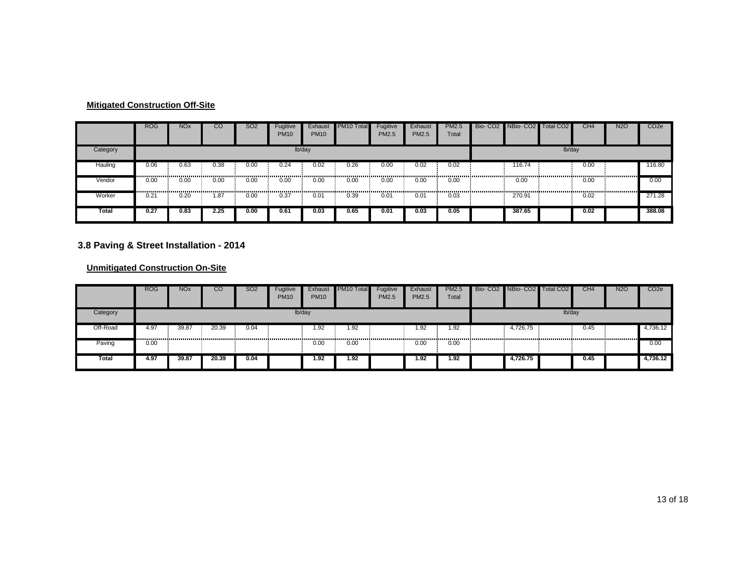**Mitigated Construction Off-Site**

| | ROG | NOx | CO | SO2 | Fugitive PM10 | Exhaust PM10 | PM10 Total | Fugitive PM2.5 | Exhaust PM2.5 | PM2.5 Total | Bio- CO2 | NBio- CO2 | Total CO2 | CH4 | N2O | CO2e |
|---|---|---|---|---|---|---|---|---|---|---|---|---|---|---|---|---|
| Category | lb/day | | | | | | | | | | lb/day | | | | | |
| Hauling | 0.06 | 0.63 | 0.38 | 0.00 | 0.24 | 0.02 | 0.26 | 0.00 | 0.02 | 0.02 | | 116.74 | | 0.00 | | 116.80 |
| Vendor | 0.00 | 0.00 | 0.00 | 0.00 | 0.00 | 0.00 | 0.00 | 0.00 | 0.00 | 0.00 | | 0.00 | | 0.00 | | 0.00 |
| Worker | 0.21 | 0.20 | 1.87 | 0.00 | 0.37 | 0.01 | 0.39 | 0.01 | 0.01 | 0.03 | | 270.91 | | 0.02 | | 271.28 |
| **Total** | **0.27** | **0.83** | **2.25** | **0.00** | **0.61** | **0.03** | **0.65** | **0.01** | **0.03** | **0.05** | | **387.65** | | **0.02** | | **388.08** |

## 3.8 Paving & Street Installation - 2014

**Unmitigated Construction On-Site**

| | ROG | NOx | CO | SO2 | Fugitive PM10 | Exhaust PM10 | PM10 Total | Fugitive PM2.5 | Exhaust PM2.5 | PM2.5 Total | Bio- CO2 | NBio- CO2 | Total CO2 | CH4 | N2O | CO2e |
|---|---|---|---|---|---|---|---|---|---|---|---|---|---|---|---|---|
| Category | lb/day | | | | | | | | | | lb/day | | | | | |
| Off-Road | 4.97 | 39.87 | 20.39 | 0.04 | | 1.92 | 1.92 | | 1.92 | 1.92 | | 4,726.75 | | 0.45 | | 4,736.12 |
| Paving | 0.00 | | | | | 0.00 | 0.00 | | 0.00 | 0.00 | | | | | | 0.00 |
| **Total** | **4.97** | **39.87** | **20.39** | **0.04** | | **1.92** | **1.92** | | **1.92** | **1.92** | | **4,726.75** | | **0.45** | | **4,736.12** |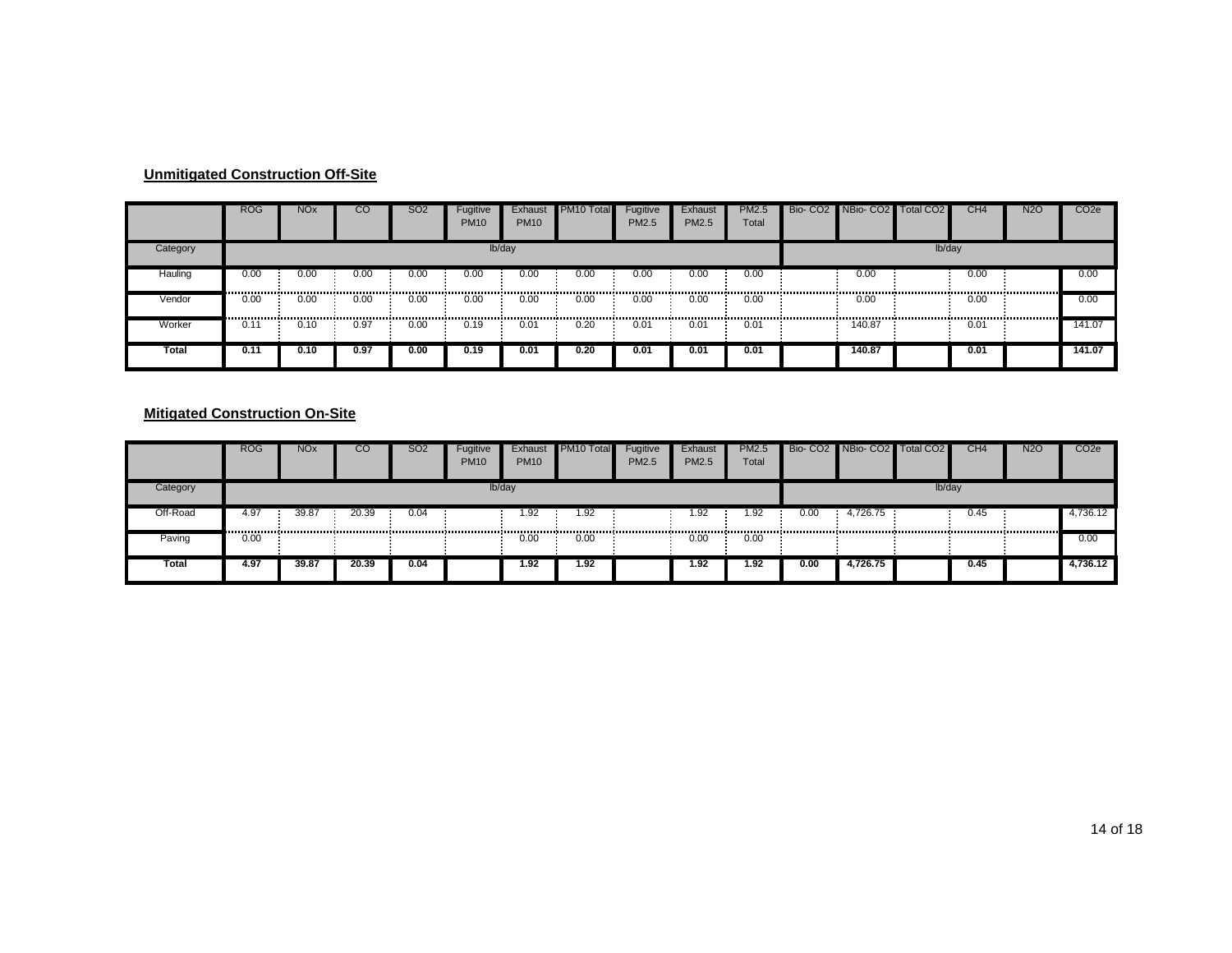**Unmitigated Construction Off-Site**

| | ROG | NOx | CO | SO2 | Fugitive PM10 | Exhaust PM10 | PM10 Total | Fugitive PM2.5 | Exhaust PM2.5 | PM2.5 Total | Bio- CO2 | NBio- CO2 | Total CO2 | CH4 | N2O | CO2e |
|---|---|---|---|---|---|---|---|---|---|---|---|---|---|---|---|---|
| Category | lb/day | | | | | | | | | | lb/day | | | | | |
| Hauling | 0.00 | 0.00 | 0.00 | 0.00 | 0.00 | 0.00 | 0.00 | 0.00 | 0.00 | 0.00 | | 0.00 | | 0.00 | | 0.00 |
| Vendor | 0.00 | 0.00 | 0.00 | 0.00 | 0.00 | 0.00 | 0.00 | 0.00 | 0.00 | 0.00 | | 0.00 | | 0.00 | | 0.00 |
| Worker | 0.11 | 0.10 | 0.97 | 0.00 | 0.19 | 0.01 | 0.20 | 0.01 | 0.01 | 0.01 | | 140.87 | | 0.01 | | 141.07 |
| **Total** | **0.11** | **0.10** | **0.97** | **0.00** | **0.19** | **0.01** | **0.20** | **0.01** | **0.01** | **0.01** | | **140.87** | | **0.01** | | **141.07** |

**Mitigated Construction On-Site**

| | ROG | NOx | CO | SO2 | Fugitive PM10 | Exhaust PM10 | PM10 Total | Fugitive PM2.5 | Exhaust PM2.5 | PM2.5 Total | Bio- CO2 | NBio- CO2 | Total CO2 | CH4 | N2O | CO2e |
|---|---|---|---|---|---|---|---|---|---|---|---|---|---|---|---|---|
| Category | lb/day | | | | | | | | | | lb/day | | | | | |
| Off-Road | 4.97 | 39.87 | 20.39 | 0.04 | | 1.92 | 1.92 | | 1.92 | 1.92 | 0.00 | 4,726.75 | | 0.45 | | 4,736.12 |
| Paving | 0.00 | | | | | 0.00 | 0.00 | | 0.00 | 0.00 | | | | | | 0.00 |
| **Total** | **4.97** | **39.87** | **20.39** | **0.04** | | **1.92** | **1.92** | | **1.92** | **1.92** | **0.00** | **4,726.75** | | **0.45** | | **4,736.12** |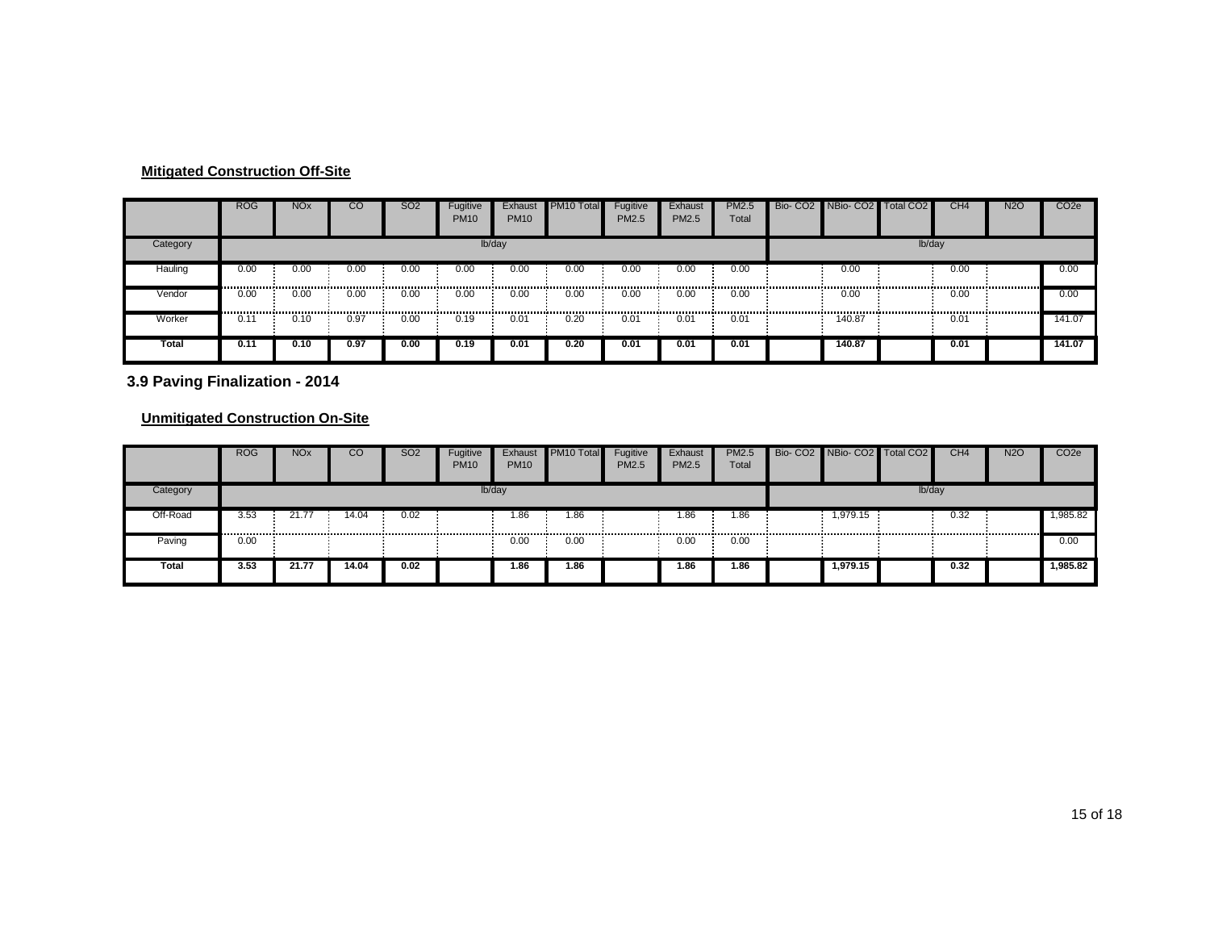**Mitigated Construction Off-Site**

|  | ROG | NOx | CO | SO2 | Fugitive PM10 | Exhaust PM10 | PM10 Total | Fugitive PM2.5 | Exhaust PM2.5 | PM2.5 Total | Bio- CO2 | NBio- CO2 | Total CO2 | CH4 | N2O | CO2e |
|---|---|---|---|---|---|---|---|---|---|---|---|---|---|---|---|---|
| Category | lb/day | | | | | | | | | | lb/day | | | | | |
| Hauling | 0.00 | 0.00 | 0.00 | 0.00 | 0.00 | 0.00 | 0.00 | 0.00 | 0.00 | 0.00 | | 0.00 | | 0.00 | | 0.00 |
| Vendor | 0.00 | 0.00 | 0.00 | 0.00 | 0.00 | 0.00 | 0.00 | 0.00 | 0.00 | 0.00 | | 0.00 | | 0.00 | | 0.00 |
| Worker | 0.11 | 0.10 | 0.97 | 0.00 | 0.19 | 0.01 | 0.20 | 0.01 | 0.01 | 0.01 | | 140.87 | | 0.01 | | 141.07 |
| **Total** | **0.11** | **0.10** | **0.97** | **0.00** | **0.19** | **0.01** | **0.20** | **0.01** | **0.01** | **0.01** | | **140.87** | | **0.01** | | **141.07** |

## 3.9 Paving Finalization - 2014

**Unmitigated Construction On-Site**

|  | ROG | NOx | CO | SO2 | Fugitive PM10 | Exhaust PM10 | PM10 Total | Fugitive PM2.5 | Exhaust PM2.5 | PM2.5 Total | Bio- CO2 | NBio- CO2 | Total CO2 | CH4 | N2O | CO2e |
|---|---|---|---|---|---|---|---|---|---|---|---|---|---|---|---|---|
| Category | lb/day | | | | | | | | | | lb/day | | | | | |
| Off-Road | 3.53 | 21.77 | 14.04 | 0.02 | | 1.86 | 1.86 | | 1.86 | 1.86 | | 1,979.15 | | 0.32 | | 1,985.82 |
| Paving | 0.00 | | | | | 0.00 | 0.00 | | 0.00 | 0.00 | | | | | | 0.00 |
| **Total** | **3.53** | **21.77** | **14.04** | **0.02** | | **1.86** | **1.86** | | **1.86** | **1.86** | | **1,979.15** | | **0.32** | | **1,985.82** |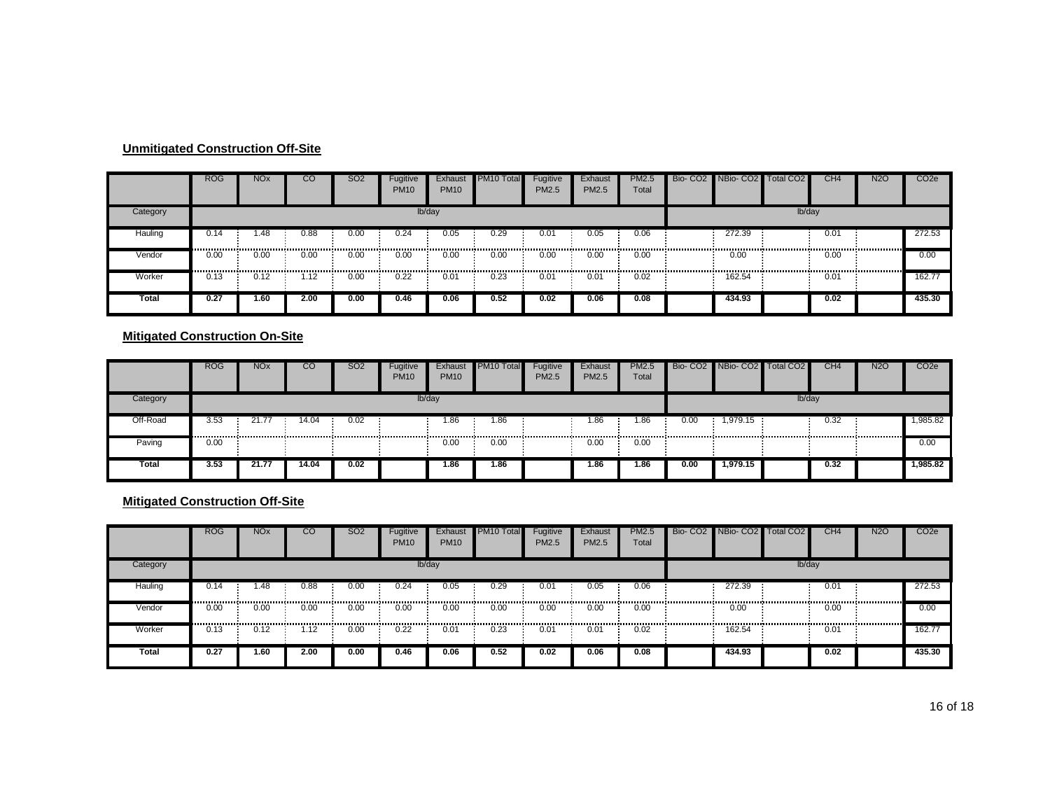**Unmitigated Construction Off-Site**

| | ROG | NOx | CO | SO2 | Fugitive PM10 | Exhaust PM10 | PM10 Total | Fugitive PM2.5 | Exhaust PM2.5 | PM2.5 Total | Bio- CO2 | NBio- CO2 | Total CO2 | CH4 | N2O | CO2e |
|---|---|---|---|---|---|---|---|---|---|---|---|---|---|---|---|---|
| Category | lb/day | | | | | | | | | | lb/day | | | | | |
| Hauling | 0.14 | 1.48 | 0.88 | 0.00 | 0.24 | 0.05 | 0.29 | 0.01 | 0.05 | 0.06 | | 272.39 | | 0.01 | | 272.53 |
| Vendor | 0.00 | 0.00 | 0.00 | 0.00 | 0.00 | 0.00 | 0.00 | 0.00 | 0.00 | 0.00 | | 0.00 | | 0.00 | | 0.00 |
| Worker | 0.13 | 0.12 | 1.12 | 0.00 | 0.22 | 0.01 | 0.23 | 0.01 | 0.01 | 0.02 | | 162.54 | | 0.01 | | 162.77 |
| **Total** | **0.27** | **1.60** | **2.00** | **0.00** | **0.46** | **0.06** | **0.52** | **0.02** | **0.06** | **0.08** | | **434.93** | | **0.02** | | **435.30** |

**Mitigated Construction On-Site**

| | ROG | NOx | CO | SO2 | Fugitive PM10 | Exhaust PM10 | PM10 Total | Fugitive PM2.5 | Exhaust PM2.5 | PM2.5 Total | Bio- CO2 | NBio- CO2 | Total CO2 | CH4 | N2O | CO2e |
|---|---|---|---|---|---|---|---|---|---|---|---|---|---|---|---|---|
| Category | lb/day | | | | | | | | | | lb/day | | | | | |
| Off-Road | 3.53 | 21.77 | 14.04 | 0.02 | | 1.86 | 1.86 | | 1.86 | 1.86 | 0.00 | 1,979.15 | | 0.32 | | 1,985.82 |
| Paving | 0.00 | | | | | 0.00 | 0.00 | | 0.00 | 0.00 | | | | | | 0.00 |
| **Total** | **3.53** | **21.77** | **14.04** | **0.02** | | **1.86** | **1.86** | | **1.86** | **1.86** | **0.00** | **1,979.15** | | **0.32** | | **1,985.82** |

**Mitigated Construction Off-Site**

| | ROG | NOx | CO | SO2 | Fugitive PM10 | Exhaust PM10 | PM10 Total | Fugitive PM2.5 | Exhaust PM2.5 | PM2.5 Total | Bio- CO2 | NBio- CO2 | Total CO2 | CH4 | N2O | CO2e |
|---|---|---|---|---|---|---|---|---|---|---|---|---|---|---|---|---|
| Category | lb/day | | | | | | | | | | lb/day | | | | | |
| Hauling | 0.14 | 1.48 | 0.88 | 0.00 | 0.24 | 0.05 | 0.29 | 0.01 | 0.05 | 0.06 | | 272.39 | | 0.01 | | 272.53 |
| Vendor | 0.00 | 0.00 | 0.00 | 0.00 | 0.00 | 0.00 | 0.00 | 0.00 | 0.00 | 0.00 | | 0.00 | | 0.00 | | 0.00 |
| Worker | 0.13 | 0.12 | 1.12 | 0.00 | 0.22 | 0.01 | 0.23 | 0.01 | 0.01 | 0.02 | | 162.54 | | 0.01 | | 162.77 |
| **Total** | **0.27** | **1.60** | **2.00** | **0.00** | **0.46** | **0.06** | **0.52** | **0.02** | **0.06** | **0.08** | | **434.93** | | **0.02** | | **435.30** |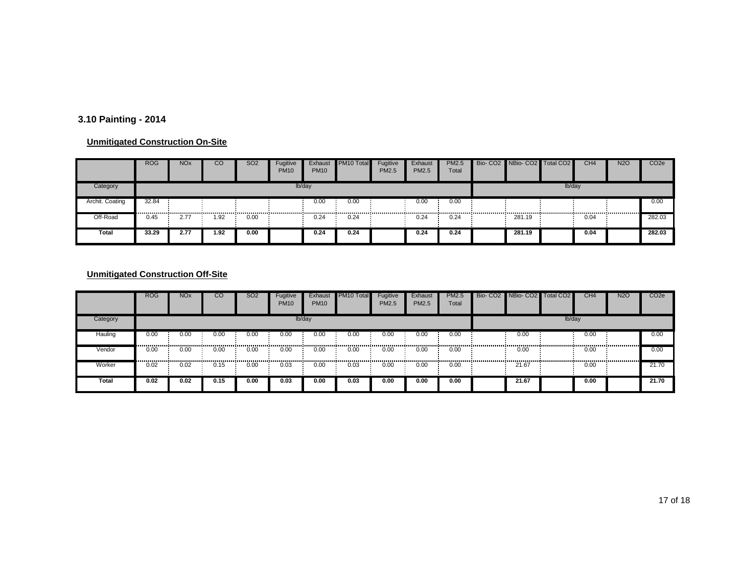### 3.10 Painting - 2014

**Unmitigated Construction On-Site**

| | ROG | NOx | CO | SO2 | Fugitive PM10 | Exhaust PM10 | PM10 Total | Fugitive PM2.5 | Exhaust PM2.5 | PM2.5 Total | Bio- CO2 | NBio- CO2 | Total CO2 | CH4 | N2O | CO2e |
|---|---|---|---|---|---|---|---|---|---|---|---|---|---|---|---|---|
| Category | lb/day | | | | | | | | | | lb/day | | | | | |
| Archit. Coating | 32.84 | | | | | 0.00 | 0.00 | | 0.00 | 0.00 | | | | | | 0.00 |
| Off-Road | 0.45 | 2.77 | 1.92 | 0.00 | | 0.24 | 0.24 | | 0.24 | 0.24 | | 281.19 | | 0.04 | | 282.03 |
| **Total** | **33.29** | **2.77** | **1.92** | **0.00** | | **0.24** | **0.24** | | **0.24** | **0.24** | | **281.19** | | **0.04** | | **282.03** |

**Unmitigated Construction Off-Site**

| | ROG | NOx | CO | SO2 | Fugitive PM10 | Exhaust PM10 | PM10 Total | Fugitive PM2.5 | Exhaust PM2.5 | PM2.5 Total | Bio- CO2 | NBio- CO2 | Total CO2 | CH4 | N2O | CO2e |
|---|---|---|---|---|---|---|---|---|---|---|---|---|---|---|---|---|
| Category | lb/day | | | | | | | | | | lb/day | | | | | |
| Hauling | 0.00 | 0.00 | 0.00 | 0.00 | 0.00 | 0.00 | 0.00 | 0.00 | 0.00 | 0.00 | | 0.00 | | 0.00 | | 0.00 |
| Vendor | 0.00 | 0.00 | 0.00 | 0.00 | 0.00 | 0.00 | 0.00 | 0.00 | 0.00 | 0.00 | | 0.00 | | 0.00 | | 0.00 |
| Worker | 0.02 | 0.02 | 0.15 | 0.00 | 0.03 | 0.00 | 0.03 | 0.00 | 0.00 | 0.00 | | 21.67 | | 0.00 | | 21.70 |
| **Total** | **0.02** | **0.02** | **0.15** | **0.00** | **0.03** | **0.00** | **0.03** | **0.00** | **0.00** | **0.00** | | **21.67** | | **0.00** | | **21.70** |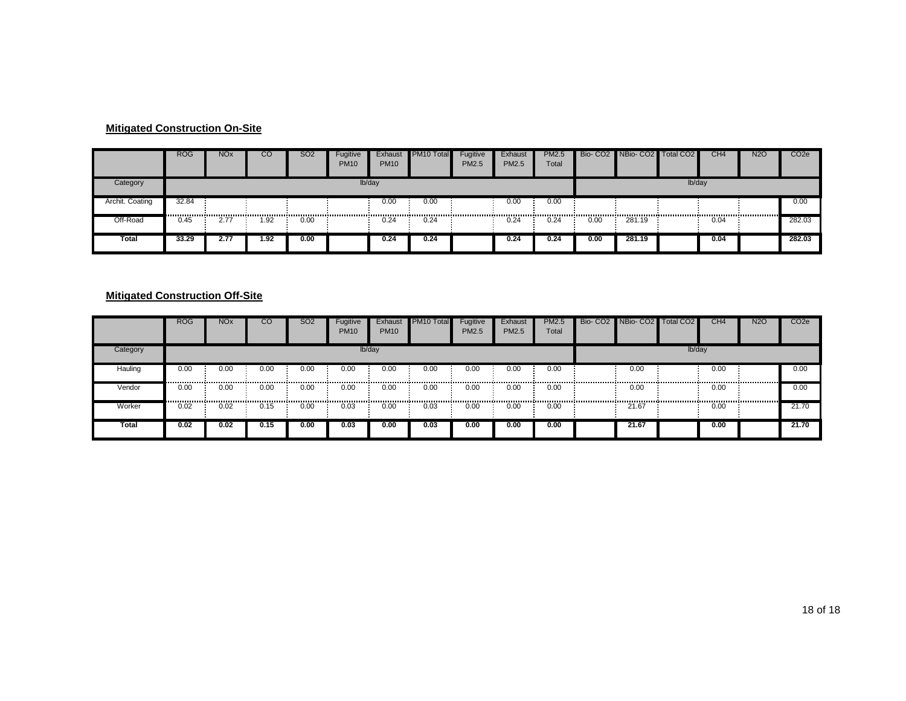### Mitigated Construction On-Site

| | ROG | NOx | CO | SO2 | Fugitive PM10 | Exhaust PM10 | PM10 Total | Fugitive PM2.5 | Exhaust PM2.5 | PM2.5 Total | Bio- CO2 | NBio- CO2 | Total CO2 | CH4 | N2O | CO2e |
|---|---|---|---|---|---|---|---|---|---|---|---|---|---|---|---|---|
| Category | lb/day | | | | | | | | | | lb/day | | | | | |
| Archit. Coating | 32.84 | | | | | 0.00 | 0.00 | | 0.00 | 0.00 | | | | | | 0.00 |
| Off-Road | 0.45 | 2.77 | 1.92 | 0.00 | | 0.24 | 0.24 | | 0.24 | 0.24 | 0.00 | 281.19 | | 0.04 | | 282.03 |
| **Total** | **33.29** | **2.77** | **1.92** | **0.00** | | **0.24** | **0.24** | | **0.24** | **0.24** | **0.00** | **281.19** | | **0.04** | | **282.03** |

### Mitigated Construction Off-Site

| | ROG | NOx | CO | SO2 | Fugitive PM10 | Exhaust PM10 | PM10 Total | Fugitive PM2.5 | Exhaust PM2.5 | PM2.5 Total | Bio- CO2 | NBio- CO2 | Total CO2 | CH4 | N2O | CO2e |
|---|---|---|---|---|---|---|---|---|---|---|---|---|---|---|---|---|
| Category | lb/day | | | | | | | | | | lb/day | | | | | |
| Hauling | 0.00 | 0.00 | 0.00 | 0.00 | 0.00 | 0.00 | 0.00 | 0.00 | 0.00 | 0.00 | | 0.00 | | 0.00 | | 0.00 |
| Vendor | 0.00 | 0.00 | 0.00 | 0.00 | 0.00 | 0.00 | 0.00 | 0.00 | 0.00 | 0.00 | | 0.00 | | 0.00 | | 0.00 |
| Worker | 0.02 | 0.02 | 0.15 | 0.00 | 0.03 | 0.00 | 0.03 | 0.00 | 0.00 | 0.00 | | 21.67 | | 0.00 | | 21.70 |
| **Total** | **0.02** | **0.02** | **0.15** | **0.00** | **0.03** | **0.00** | **0.03** | **0.00** | **0.00** | **0.00** | | **21.67** | | **0.00** | | **21.70** |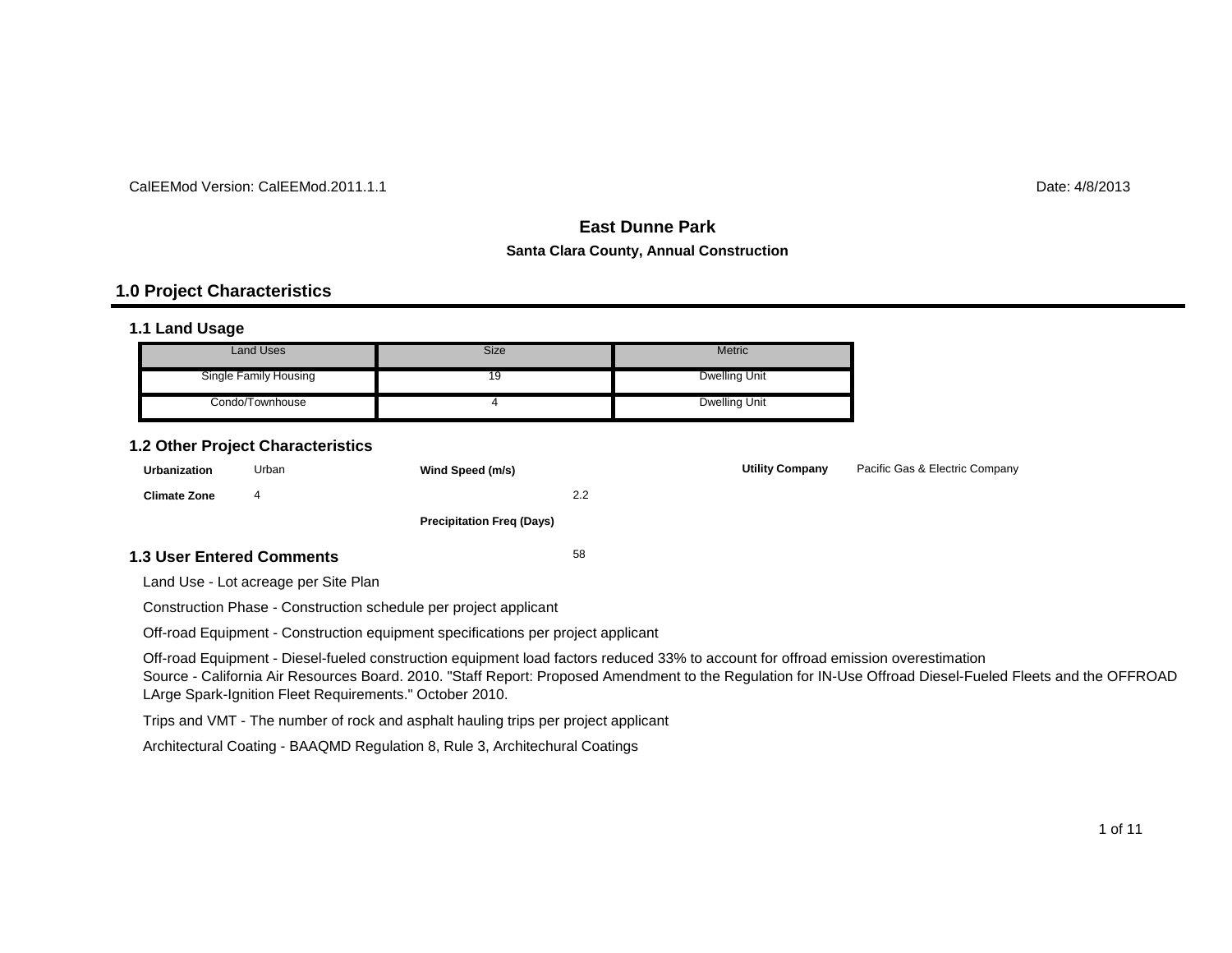CalEEMod Version: CalEEMod.2011.1.1

Date: 4/8/2013

# East Dunne Park

**Santa Clara County, Annual Construction**

## 1.0 Project Characteristics

### 1.1 Land Usage

| Land Uses | Size | Metric |
|---|---|---|
| Single Family Housing | 19 | Dwelling Unit |
| Condo/Townhouse | 4 | Dwelling Unit |

### 1.2 Other Project Characteristics

| | | | | | |
|---|---|---|---|---|---|
| **Urbanization** | Urban | **Wind Speed (m/s)** | 2.2 | **Utility Company** | Pacific Gas & Electric Company |
| **Climate Zone** | 4 | **Precipitation Freq (Days)** | 58 | | |

### 1.3 User Entered Comments

Land Use - Lot acreage per Site Plan

Construction Phase - Construction schedule per project applicant

Off-road Equipment - Construction equipment specifications per project applicant

Off-road Equipment - Diesel-fueled construction equipment load factors reduced 33% to account for offroad emission overestimation
Source - California Air Resources Board. 2010. "Staff Report: Proposed Amendment to the Regulation for IN-Use Offroad Diesel-Fueled Fleets and the OFFROAD LArge Spark-Ignition Fleet Requirements." October 2010.

Trips and VMT - The number of rock and asphalt hauling trips per project applicant

Architectural Coating - BAAQMD Regulation 8, Rule 3, Architechural Coatings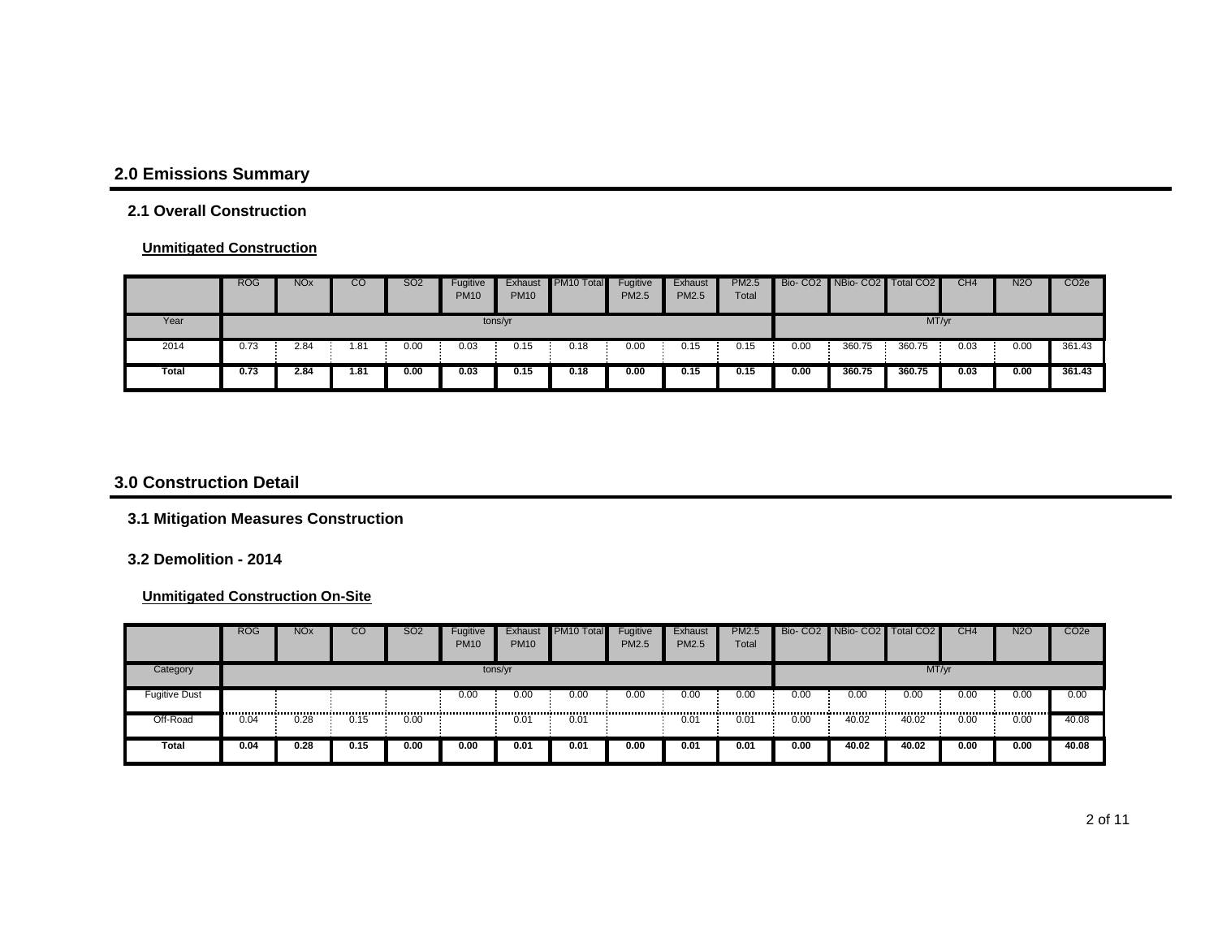## 2.0 Emissions Summary

### 2.1 Overall Construction

**Unmitigated Construction**

| | ROG | NOx | CO | SO2 | Fugitive PM10 | Exhaust PM10 | PM10 Total | Fugitive PM2.5 | Exhaust PM2.5 | PM2.5 Total | Bio- CO2 | NBio- CO2 | Total CO2 | CH4 | N2O | CO2e |
|---|---|---|---|---|---|---|---|---|---|---|---|---|---|---|---|---|
| Year | tons/yr | | | | | | | | | | MT/yr | | | | | |
| 2014 | 0.73 | 2.84 | 1.81 | 0.00 | 0.03 | 0.15 | 0.18 | 0.00 | 0.15 | 0.15 | 0.00 | 360.75 | 360.75 | 0.03 | 0.00 | 361.43 |
| **Total** | **0.73** | **2.84** | **1.81** | **0.00** | **0.03** | **0.15** | **0.18** | **0.00** | **0.15** | **0.15** | **0.00** | **360.75** | **360.75** | **0.03** | **0.00** | **361.43** |

## 3.0 Construction Detail

### 3.1 Mitigation Measures Construction

### 3.2 Demolition - 2014

**Unmitigated Construction On-Site**

| | ROG | NOx | CO | SO2 | Fugitive PM10 | Exhaust PM10 | PM10 Total | Fugitive PM2.5 | Exhaust PM2.5 | PM2.5 Total | Bio- CO2 | NBio- CO2 | Total CO2 | CH4 | N2O | CO2e |
|---|---|---|---|---|---|---|---|---|---|---|---|---|---|---|---|---|
| Category | tons/yr | | | | | | | | | | MT/yr | | | | | |
| Fugitive Dust | | | | | 0.00 | 0.00 | 0.00 | 0.00 | 0.00 | 0.00 | 0.00 | 0.00 | 0.00 | 0.00 | 0.00 | 0.00 |
| Off-Road | 0.04 | 0.28 | 0.15 | 0.00 | | 0.01 | 0.01 | | 0.01 | 0.01 | 0.00 | 40.02 | 40.02 | 0.00 | 0.00 | 40.08 |
| **Total** | **0.04** | **0.28** | **0.15** | **0.00** | **0.00** | **0.01** | **0.01** | **0.00** | **0.01** | **0.01** | **0.00** | **40.02** | **40.02** | **0.00** | **0.00** | **40.08** |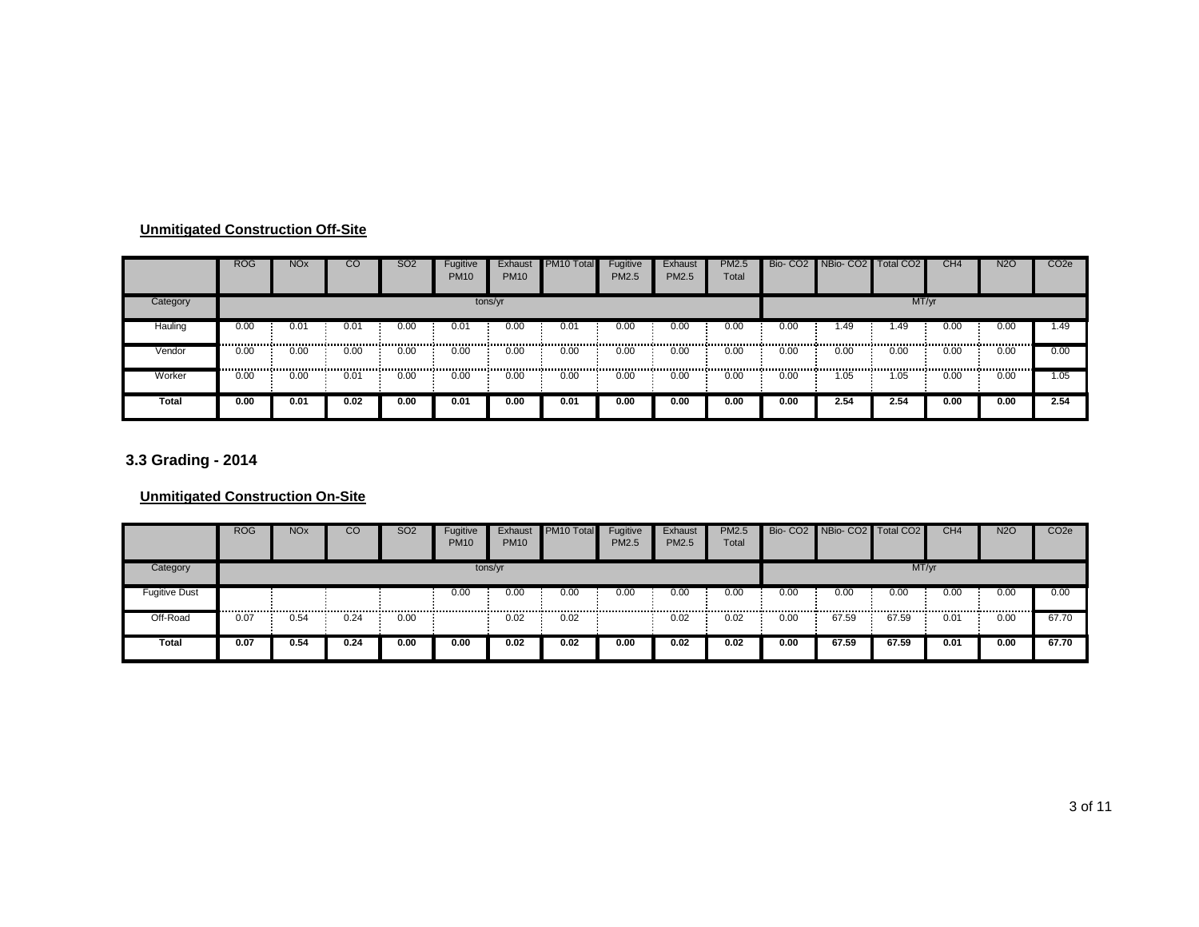**Unmitigated Construction Off-Site**

| | ROG | NOx | CO | SO2 | Fugitive PM10 | Exhaust PM10 | PM10 Total | Fugitive PM2.5 | Exhaust PM2.5 | PM2.5 Total | Bio- CO2 | NBio- CO2 | Total CO2 | CH4 | N2O | CO2e |
|---|---|---|---|---|---|---|---|---|---|---|---|---|---|---|---|---|
| Category | tons/yr | | | | | | | | | | MT/yr | | | | | |
| Hauling | 0.00 | 0.01 | 0.01 | 0.00 | 0.01 | 0.00 | 0.01 | 0.00 | 0.00 | 0.00 | 0.00 | 1.49 | 1.49 | 0.00 | 0.00 | 1.49 |
| Vendor | 0.00 | 0.00 | 0.00 | 0.00 | 0.00 | 0.00 | 0.00 | 0.00 | 0.00 | 0.00 | 0.00 | 0.00 | 0.00 | 0.00 | 0.00 | 0.00 |
| Worker | 0.00 | 0.00 | 0.01 | 0.00 | 0.00 | 0.00 | 0.00 | 0.00 | 0.00 | 0.00 | 0.00 | 1.05 | 1.05 | 0.00 | 0.00 | 1.05 |
| **Total** | **0.00** | **0.01** | **0.02** | **0.00** | **0.01** | **0.00** | **0.01** | **0.00** | **0.00** | **0.00** | **0.00** | **2.54** | **2.54** | **0.00** | **0.00** | **2.54** |

### 3.3 Grading - 2014

**Unmitigated Construction On-Site**

| | ROG | NOx | CO | SO2 | Fugitive PM10 | Exhaust PM10 | PM10 Total | Fugitive PM2.5 | Exhaust PM2.5 | PM2.5 Total | Bio- CO2 | NBio- CO2 | Total CO2 | CH4 | N2O | CO2e |
|---|---|---|---|---|---|---|---|---|---|---|---|---|---|---|---|---|
| Category | tons/yr | | | | | | | | | | MT/yr | | | | | |
| Fugitive Dust | | | | | 0.00 | 0.00 | 0.00 | 0.00 | 0.00 | 0.00 | 0.00 | 0.00 | 0.00 | 0.00 | 0.00 | 0.00 |
| Off-Road | 0.07 | 0.54 | 0.24 | 0.00 | | 0.02 | 0.02 | | 0.02 | 0.02 | 0.00 | 67.59 | 67.59 | 0.01 | 0.00 | 67.70 |
| **Total** | **0.07** | **0.54** | **0.24** | **0.00** | **0.00** | **0.02** | **0.02** | **0.00** | **0.02** | **0.02** | **0.00** | **67.59** | **67.59** | **0.01** | **0.00** | **67.70** |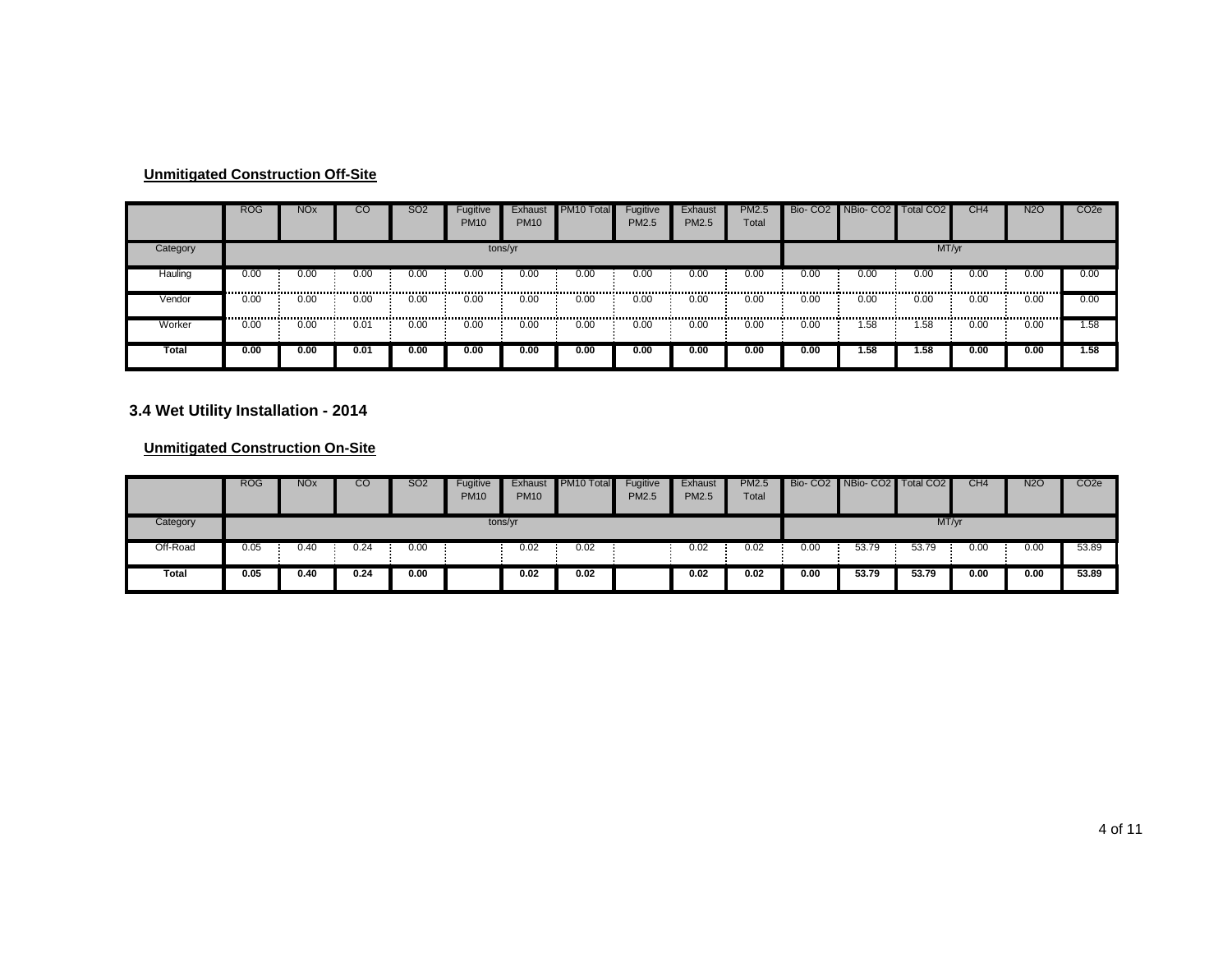**Unmitigated Construction Off-Site**

| | ROG | NOx | CO | SO2 | Fugitive PM10 | Exhaust PM10 | PM10 Total | Fugitive PM2.5 | Exhaust PM2.5 | PM2.5 Total | Bio- CO2 | NBio- CO2 | Total CO2 | CH4 | N2O | CO2e |
|---|---|---|---|---|---|---|---|---|---|---|---|---|---|---|---|---|
| Category | tons/yr | | | | | | | | | | MT/yr | | | | | |
| Hauling | 0.00 | 0.00 | 0.00 | 0.00 | 0.00 | 0.00 | 0.00 | 0.00 | 0.00 | 0.00 | 0.00 | 0.00 | 0.00 | 0.00 | 0.00 | 0.00 |
| Vendor | 0.00 | 0.00 | 0.00 | 0.00 | 0.00 | 0.00 | 0.00 | 0.00 | 0.00 | 0.00 | 0.00 | 0.00 | 0.00 | 0.00 | 0.00 | 0.00 |
| Worker | 0.00 | 0.00 | 0.01 | 0.00 | 0.00 | 0.00 | 0.00 | 0.00 | 0.00 | 0.00 | 0.00 | 1.58 | 1.58 | 0.00 | 0.00 | 1.58 |
| **Total** | **0.00** | **0.00** | **0.01** | **0.00** | **0.00** | **0.00** | **0.00** | **0.00** | **0.00** | **0.00** | **0.00** | **1.58** | **1.58** | **0.00** | **0.00** | **1.58** |

## 3.4 Wet Utility Installation - 2014

**Unmitigated Construction On-Site**

| | ROG | NOx | CO | SO2 | Fugitive PM10 | Exhaust PM10 | PM10 Total | Fugitive PM2.5 | Exhaust PM2.5 | PM2.5 Total | Bio- CO2 | NBio- CO2 | Total CO2 | CH4 | N2O | CO2e |
|---|---|---|---|---|---|---|---|---|---|---|---|---|---|---|---|---|
| Category | tons/yr | | | | | | | | | | MT/yr | | | | | |
| Off-Road | 0.05 | 0.40 | 0.24 | 0.00 | | 0.02 | 0.02 | | 0.02 | 0.02 | 0.00 | 53.79 | 53.79 | 0.00 | 0.00 | 53.89 |
| **Total** | **0.05** | **0.40** | **0.24** | **0.00** | | **0.02** | **0.02** | | **0.02** | **0.02** | **0.00** | **53.79** | **53.79** | **0.00** | **0.00** | **53.89** |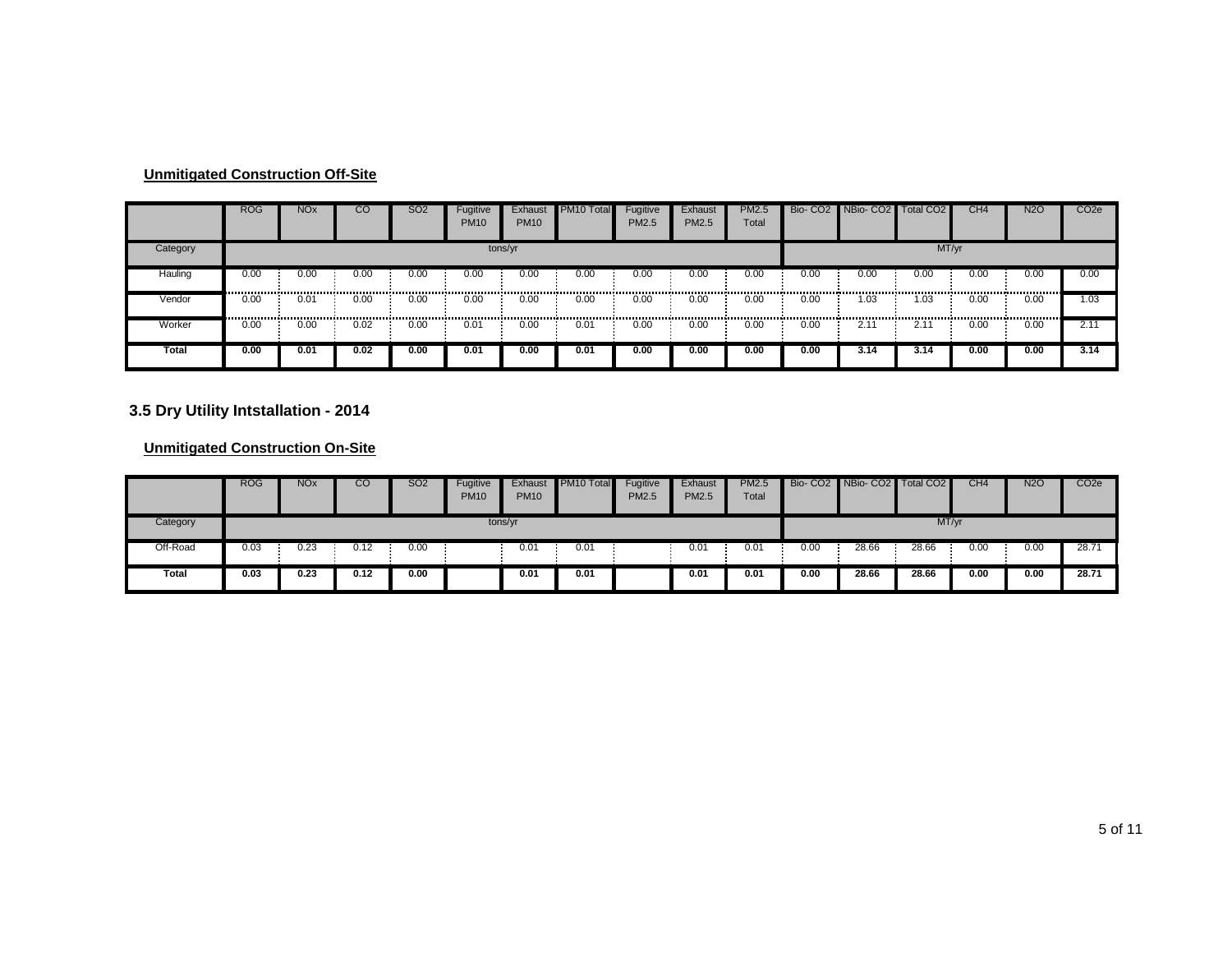### Unmitigated Construction Off-Site

| | ROG | NOx | CO | SO2 | Fugitive PM10 | Exhaust PM10 | PM10 Total | Fugitive PM2.5 | Exhaust PM2.5 | PM2.5 Total | Bio- CO2 | NBio- CO2 | Total CO2 | CH4 | N2O | CO2e |
|---|---|---|---|---|---|---|---|---|---|---|---|---|---|---|---|---|
| Category | tons/yr | | | | | | | | | | MT/yr | | | | | |
| Hauling | 0.00 | 0.00 | 0.00 | 0.00 | 0.00 | 0.00 | 0.00 | 0.00 | 0.00 | 0.00 | 0.00 | 0.00 | 0.00 | 0.00 | 0.00 | 0.00 |
| Vendor | 0.00 | 0.01 | 0.00 | 0.00 | 0.00 | 0.00 | 0.00 | 0.00 | 0.00 | 0.00 | 0.00 | 1.03 | 1.03 | 0.00 | 0.00 | 1.03 |
| Worker | 0.00 | 0.00 | 0.02 | 0.00 | 0.01 | 0.00 | 0.01 | 0.00 | 0.00 | 0.00 | 0.00 | 2.11 | 2.11 | 0.00 | 0.00 | 2.11 |
| **Total** | **0.00** | **0.01** | **0.02** | **0.00** | **0.01** | **0.00** | **0.01** | **0.00** | **0.00** | **0.00** | **0.00** | **3.14** | **3.14** | **0.00** | **0.00** | **3.14** |

## 3.5 Dry Utility Intstallation - 2014

### Unmitigated Construction On-Site

| | ROG | NOx | CO | SO2 | Fugitive PM10 | Exhaust PM10 | PM10 Total | Fugitive PM2.5 | Exhaust PM2.5 | PM2.5 Total | Bio- CO2 | NBio- CO2 | Total CO2 | CH4 | N2O | CO2e |
|---|---|---|---|---|---|---|---|---|---|---|---|---|---|---|---|---|
| Category | tons/yr | | | | | | | | | | MT/yr | | | | | |
| Off-Road | 0.03 | 0.23 | 0.12 | 0.00 | | 0.01 | 0.01 | | 0.01 | 0.01 | 0.00 | 28.66 | 28.66 | 0.00 | 0.00 | 28.71 |
| **Total** | **0.03** | **0.23** | **0.12** | **0.00** | | **0.01** | **0.01** | | **0.01** | **0.01** | **0.00** | **28.66** | **28.66** | **0.00** | **0.00** | **28.71** |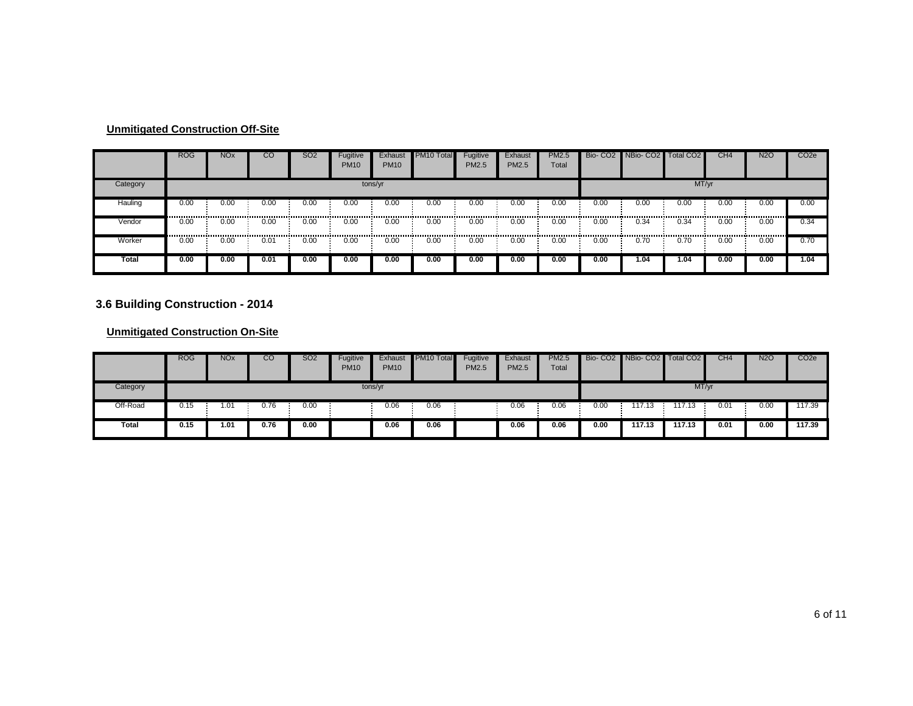**Unmitigated Construction Off-Site**

| | ROG | NOx | CO | SO2 | Fugitive PM10 | Exhaust PM10 | PM10 Total | Fugitive PM2.5 | Exhaust PM2.5 | PM2.5 Total | Bio- CO2 | NBio- CO2 | Total CO2 | CH4 | N2O | CO2e |
|---|---|---|---|---|---|---|---|---|---|---|---|---|---|---|---|---|
| Category | tons/yr | | | | | | | | | | MT/yr | | | | | |
| Hauling | 0.00 | 0.00 | 0.00 | 0.00 | 0.00 | 0.00 | 0.00 | 0.00 | 0.00 | 0.00 | 0.00 | 0.00 | 0.00 | 0.00 | 0.00 | 0.00 |
| Vendor | 0.00 | 0.00 | 0.00 | 0.00 | 0.00 | 0.00 | 0.00 | 0.00 | 0.00 | 0.00 | 0.00 | 0.34 | 0.34 | 0.00 | 0.00 | 0.34 |
| Worker | 0.00 | 0.00 | 0.01 | 0.00 | 0.00 | 0.00 | 0.00 | 0.00 | 0.00 | 0.00 | 0.00 | 0.70 | 0.70 | 0.00 | 0.00 | 0.70 |
| **Total** | **0.00** | **0.00** | **0.01** | **0.00** | **0.00** | **0.00** | **0.00** | **0.00** | **0.00** | **0.00** | **0.00** | **1.04** | **1.04** | **0.00** | **0.00** | **1.04** |

## 3.6 Building Construction - 2014

**Unmitigated Construction On-Site**

| | ROG | NOx | CO | SO2 | Fugitive PM10 | Exhaust PM10 | PM10 Total | Fugitive PM2.5 | Exhaust PM2.5 | PM2.5 Total | Bio- CO2 | NBio- CO2 | Total CO2 | CH4 | N2O | CO2e |
|---|---|---|---|---|---|---|---|---|---|---|---|---|---|---|---|---|
| Category | tons/yr | | | | | | | | | | MT/yr | | | | | |
| Off-Road | 0.15 | 1.01 | 0.76 | 0.00 | | 0.06 | 0.06 | | 0.06 | 0.06 | 0.00 | 117.13 | 117.13 | 0.01 | 0.00 | 117.39 |
| **Total** | **0.15** | **1.01** | **0.76** | **0.00** | | **0.06** | **0.06** | | **0.06** | **0.06** | **0.00** | **117.13** | **117.13** | **0.01** | **0.00** | **117.39** |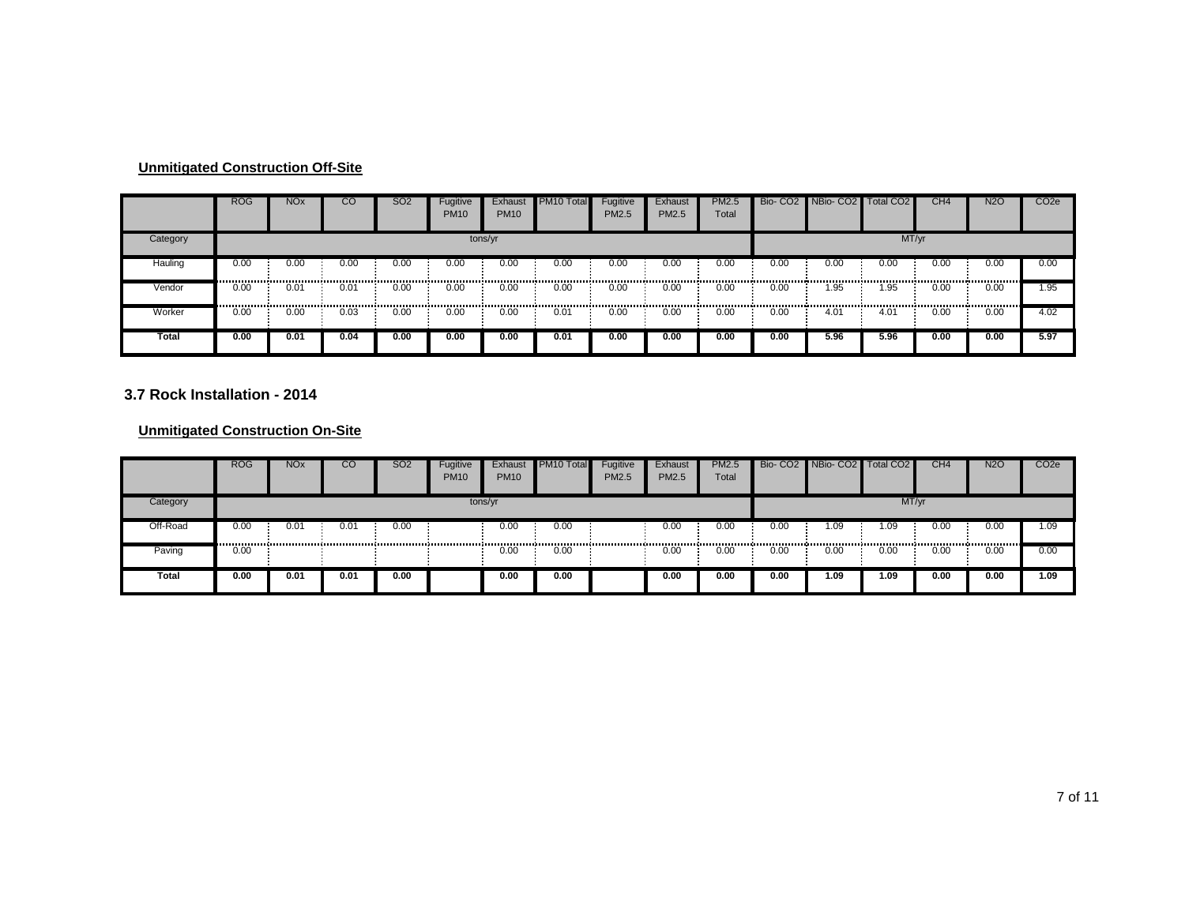**Unmitigated Construction Off-Site**

| | ROG | NOx | CO | SO2 | Fugitive PM10 | Exhaust PM10 | PM10 Total | Fugitive PM2.5 | Exhaust PM2.5 | PM2.5 Total | Bio- CO2 | NBio- CO2 | Total CO2 | CH4 | N2O | CO2e |
|---|---|---|---|---|---|---|---|---|---|---|---|---|---|---|---|---|
| Category | tons/yr | | | | | | | | | | MT/yr | | | | | |
| Hauling | 0.00 | 0.00 | 0.00 | 0.00 | 0.00 | 0.00 | 0.00 | 0.00 | 0.00 | 0.00 | 0.00 | 0.00 | 0.00 | 0.00 | 0.00 | 0.00 |
| Vendor | 0.00 | 0.01 | 0.01 | 0.00 | 0.00 | 0.00 | 0.00 | 0.00 | 0.00 | 0.00 | 0.00 | 1.95 | 1.95 | 0.00 | 0.00 | 1.95 |
| Worker | 0.00 | 0.00 | 0.03 | 0.00 | 0.00 | 0.00 | 0.01 | 0.00 | 0.00 | 0.00 | 0.00 | 4.01 | 4.01 | 0.00 | 0.00 | 4.02 |
| **Total** | **0.00** | **0.01** | **0.04** | **0.00** | **0.00** | **0.00** | **0.01** | **0.00** | **0.00** | **0.00** | **0.00** | **5.96** | **5.96** | **0.00** | **0.00** | **5.97** |

### 3.7 Rock Installation - 2014

**Unmitigated Construction On-Site**

| | ROG | NOx | CO | SO2 | Fugitive PM10 | Exhaust PM10 | PM10 Total | Fugitive PM2.5 | Exhaust PM2.5 | PM2.5 Total | Bio- CO2 | NBio- CO2 | Total CO2 | CH4 | N2O | CO2e |
|---|---|---|---|---|---|---|---|---|---|---|---|---|---|---|---|---|
| Category | tons/yr | | | | | | | | | | MT/yr | | | | | |
| Off-Road | 0.00 | 0.01 | 0.01 | 0.00 | | 0.00 | 0.00 | | 0.00 | 0.00 | 0.00 | 1.09 | 1.09 | 0.00 | 0.00 | 1.09 |
| Paving | 0.00 | | | | | 0.00 | 0.00 | | 0.00 | 0.00 | 0.00 | 0.00 | 0.00 | 0.00 | 0.00 | 0.00 |
| **Total** | **0.00** | **0.01** | **0.01** | **0.00** | | **0.00** | **0.00** | | **0.00** | **0.00** | **0.00** | **1.09** | **1.09** | **0.00** | **0.00** | **1.09** |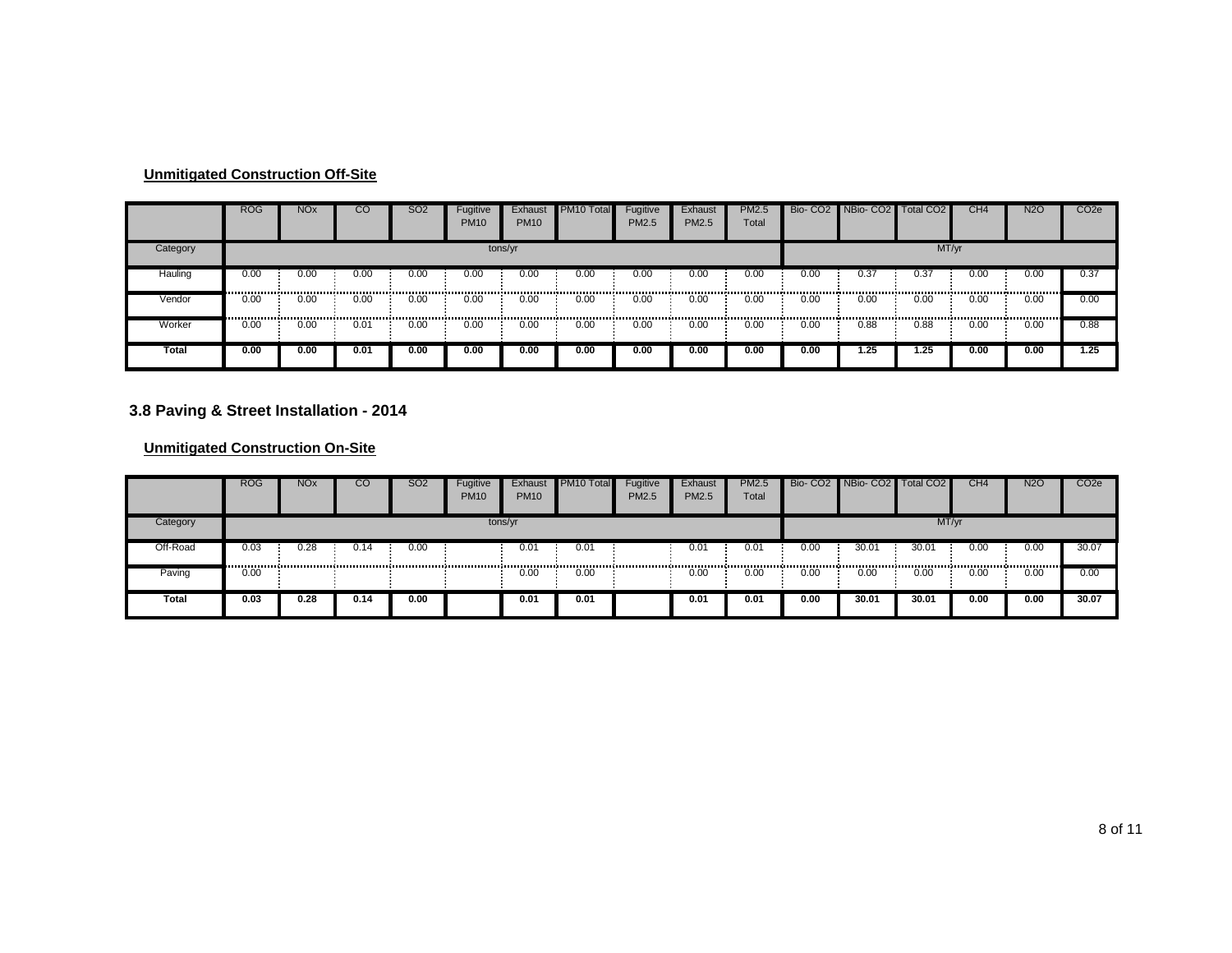### Unmitigated Construction Off-Site

| | ROG | NOx | CO | SO2 | Fugitive PM10 | Exhaust PM10 | PM10 Total | Fugitive PM2.5 | Exhaust PM2.5 | PM2.5 Total | Bio- CO2 | NBio- CO2 | Total CO2 | CH4 | N2O | CO2e |
|---|---|---|---|---|---|---|---|---|---|---|---|---|---|---|---|---|
| Category | tons/yr | | | | | | | | | | MT/yr | | | | | |
| Hauling | 0.00 | 0.00 | 0.00 | 0.00 | 0.00 | 0.00 | 0.00 | 0.00 | 0.00 | 0.00 | 0.00 | 0.37 | 0.37 | 0.00 | 0.00 | 0.37 |
| Vendor | 0.00 | 0.00 | 0.00 | 0.00 | 0.00 | 0.00 | 0.00 | 0.00 | 0.00 | 0.00 | 0.00 | 0.00 | 0.00 | 0.00 | 0.00 | 0.00 |
| Worker | 0.00 | 0.00 | 0.01 | 0.00 | 0.00 | 0.00 | 0.00 | 0.00 | 0.00 | 0.00 | 0.00 | 0.88 | 0.88 | 0.00 | 0.00 | 0.88 |
| **Total** | **0.00** | **0.00** | **0.01** | **0.00** | **0.00** | **0.00** | **0.00** | **0.00** | **0.00** | **0.00** | **0.00** | **1.25** | **1.25** | **0.00** | **0.00** | **1.25** |

## 3.8 Paving & Street Installation - 2014

### Unmitigated Construction On-Site

| | ROG | NOx | CO | SO2 | Fugitive PM10 | Exhaust PM10 | PM10 Total | Fugitive PM2.5 | Exhaust PM2.5 | PM2.5 Total | Bio- CO2 | NBio- CO2 | Total CO2 | CH4 | N2O | CO2e |
|---|---|---|---|---|---|---|---|---|---|---|---|---|---|---|---|---|
| Category | tons/yr | | | | | | | | | | MT/yr | | | | | |
| Off-Road | 0.03 | 0.28 | 0.14 | 0.00 | | 0.01 | 0.01 | | 0.01 | 0.01 | 0.00 | 30.01 | 30.01 | 0.00 | 0.00 | 30.07 |
| Paving | 0.00 | | | | | 0.00 | 0.00 | | 0.00 | 0.00 | 0.00 | 0.00 | 0.00 | 0.00 | 0.00 | 0.00 |
| **Total** | **0.03** | **0.28** | **0.14** | **0.00** | | **0.01** | **0.01** | | **0.01** | **0.01** | **0.00** | **30.01** | **30.01** | **0.00** | **0.00** | **30.07** |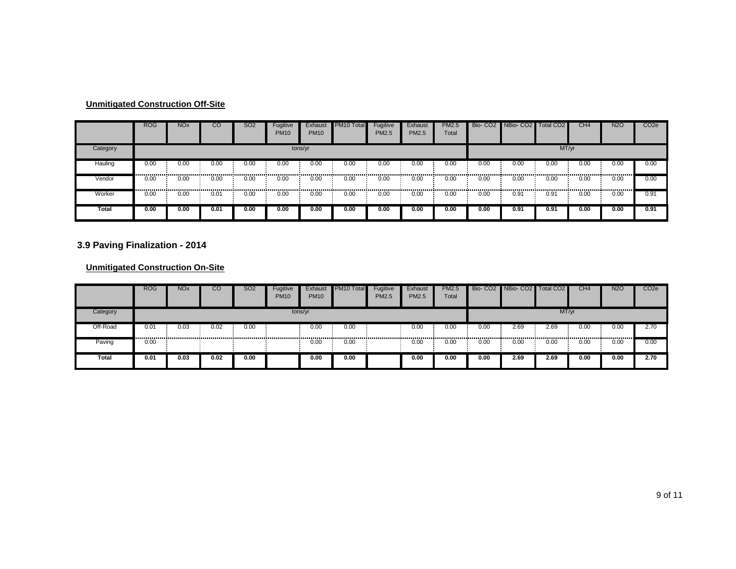### Unmitigated Construction Off-Site

| | ROG | NOx | CO | SO2 | Fugitive PM10 | Exhaust PM10 | PM10 Total | Fugitive PM2.5 | Exhaust PM2.5 | PM2.5 Total | Bio- CO2 | NBio- CO2 | Total CO2 | CH4 | N2O | CO2e |
|---|---|---|---|---|---|---|---|---|---|---|---|---|---|---|---|---|
| Category | tons/yr | | | | | | | | | | MT/yr | | | | | |
| Hauling | 0.00 | 0.00 | 0.00 | 0.00 | 0.00 | 0.00 | 0.00 | 0.00 | 0.00 | 0.00 | 0.00 | 0.00 | 0.00 | 0.00 | 0.00 | 0.00 |
| Vendor | 0.00 | 0.00 | 0.00 | 0.00 | 0.00 | 0.00 | 0.00 | 0.00 | 0.00 | 0.00 | 0.00 | 0.00 | 0.00 | 0.00 | 0.00 | 0.00 |
| Worker | 0.00 | 0.00 | 0.01 | 0.00 | 0.00 | 0.00 | 0.00 | 0.00 | 0.00 | 0.00 | 0.00 | 0.91 | 0.91 | 0.00 | 0.00 | 0.91 |
| **Total** | **0.00** | **0.00** | **0.01** | **0.00** | **0.00** | **0.00** | **0.00** | **0.00** | **0.00** | **0.00** | **0.00** | **0.91** | **0.91** | **0.00** | **0.00** | **0.91** |

## 3.9 Paving Finalization - 2014

### Unmitigated Construction On-Site

| | ROG | NOx | CO | SO2 | Fugitive PM10 | Exhaust PM10 | PM10 Total | Fugitive PM2.5 | Exhaust PM2.5 | PM2.5 Total | Bio- CO2 | NBio- CO2 | Total CO2 | CH4 | N2O | CO2e |
|---|---|---|---|---|---|---|---|---|---|---|---|---|---|---|---|---|
| Category | tons/yr | | | | | | | | | | MT/yr | | | | | |
| Off-Road | 0.01 | 0.03 | 0.02 | 0.00 | | 0.00 | 0.00 | | 0.00 | 0.00 | 0.00 | 2.69 | 2.69 | 0.00 | 0.00 | 2.70 |
| Paving | 0.00 | | | | | 0.00 | 0.00 | | 0.00 | 0.00 | 0.00 | 0.00 | 0.00 | 0.00 | 0.00 | 0.00 |
| **Total** | **0.01** | **0.03** | **0.02** | **0.00** | | **0.00** | **0.00** | | **0.00** | **0.00** | **0.00** | **2.69** | **2.69** | **0.00** | **0.00** | **2.70** |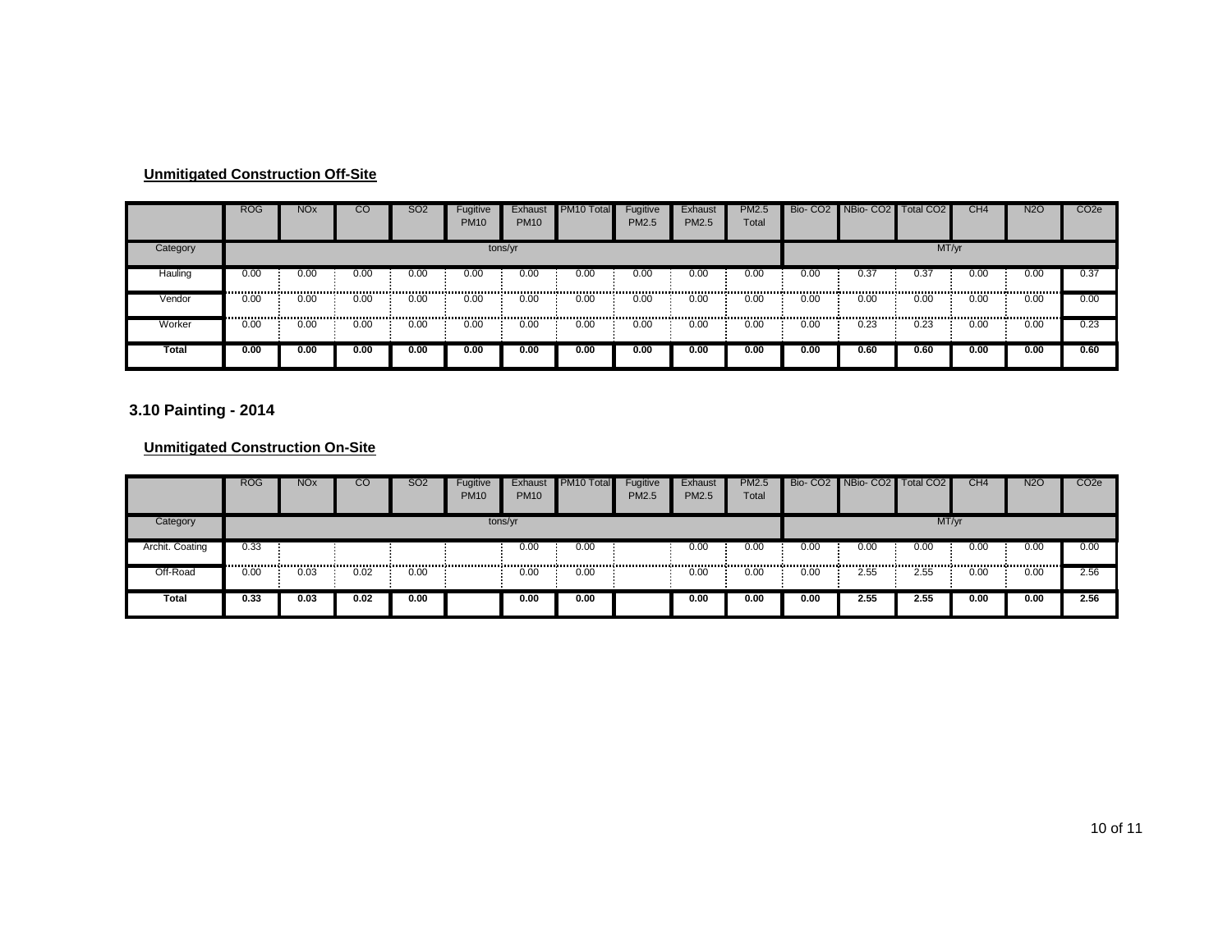### Unmitigated Construction Off-Site

| | ROG | NOx | CO | SO2 | Fugitive PM10 | Exhaust PM10 | PM10 Total | Fugitive PM2.5 | Exhaust PM2.5 | PM2.5 Total | Bio- CO2 | NBio- CO2 | Total CO2 | CH4 | N2O | CO2e |
|---|---|---|---|---|---|---|---|---|---|---|---|---|---|---|---|---|
| Category | tons/yr | | | | | | | | | | MT/yr | | | | | |
| Hauling | 0.00 | 0.00 | 0.00 | 0.00 | 0.00 | 0.00 | 0.00 | 0.00 | 0.00 | 0.00 | 0.00 | 0.37 | 0.37 | 0.00 | 0.00 | 0.37 |
| Vendor | 0.00 | 0.00 | 0.00 | 0.00 | 0.00 | 0.00 | 0.00 | 0.00 | 0.00 | 0.00 | 0.00 | 0.00 | 0.00 | 0.00 | 0.00 | 0.00 |
| Worker | 0.00 | 0.00 | 0.00 | 0.00 | 0.00 | 0.00 | 0.00 | 0.00 | 0.00 | 0.00 | 0.00 | 0.23 | 0.23 | 0.00 | 0.00 | 0.23 |
| **Total** | **0.00** | **0.00** | **0.00** | **0.00** | **0.00** | **0.00** | **0.00** | **0.00** | **0.00** | **0.00** | **0.00** | **0.60** | **0.60** | **0.00** | **0.00** | **0.60** |

## 3.10 Painting - 2014

### Unmitigated Construction On-Site

| | ROG | NOx | CO | SO2 | Fugitive PM10 | Exhaust PM10 | PM10 Total | Fugitive PM2.5 | Exhaust PM2.5 | PM2.5 Total | Bio- CO2 | NBio- CO2 | Total CO2 | CH4 | N2O | CO2e |
|---|---|---|---|---|---|---|---|---|---|---|---|---|---|---|---|---|
| Category | tons/yr | | | | | | | | | | MT/yr | | | | | |
| Archit. Coating | 0.33 | | | | | 0.00 | 0.00 | | 0.00 | 0.00 | 0.00 | 0.00 | 0.00 | 0.00 | 0.00 | 0.00 |
| Off-Road | 0.00 | 0.03 | 0.02 | 0.00 | | 0.00 | 0.00 | | 0.00 | 0.00 | 0.00 | 2.55 | 2.55 | 0.00 | 0.00 | 2.56 |
| **Total** | **0.33** | **0.03** | **0.02** | **0.00** | | **0.00** | **0.00** | | **0.00** | **0.00** | **0.00** | **2.55** | **2.55** | **0.00** | **0.00** | **2.56** |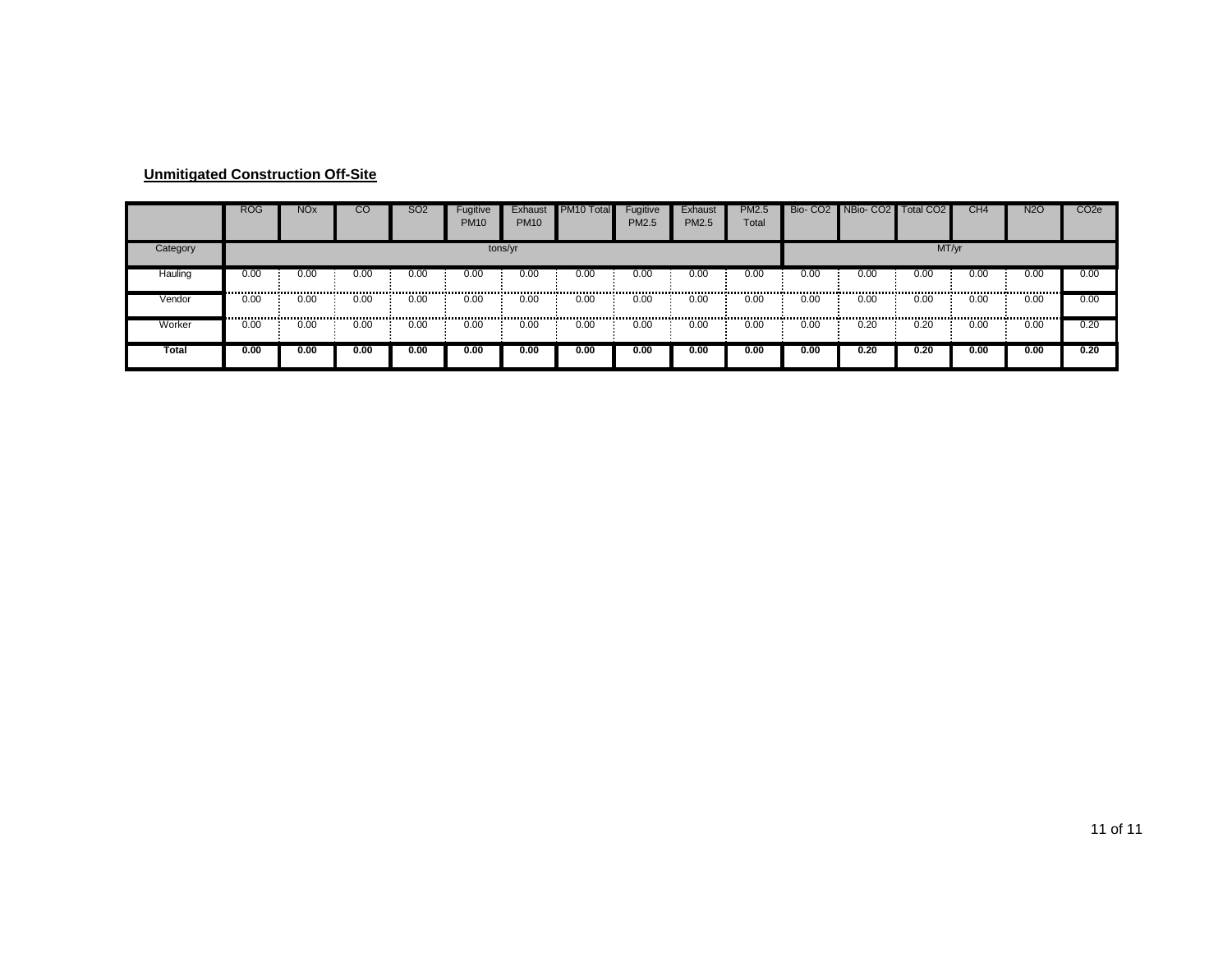**Unmitigated Construction Off-Site**

| | ROG | NOx | CO | SO2 | Fugitive PM10 | Exhaust PM10 | PM10 Total | Fugitive PM2.5 | Exhaust PM2.5 | PM2.5 Total | Bio- CO2 | NBio- CO2 | Total CO2 | CH4 | N2O | CO2e |
|---|---|---|---|---|---|---|---|---|---|---|---|---|---|---|---|---|
| Category | tons/yr | | | | | | | | | | MT/yr | | | | | |
| Hauling | 0.00 | 0.00 | 0.00 | 0.00 | 0.00 | 0.00 | 0.00 | 0.00 | 0.00 | 0.00 | 0.00 | 0.00 | 0.00 | 0.00 | 0.00 | 0.00 |
| Vendor | 0.00 | 0.00 | 0.00 | 0.00 | 0.00 | 0.00 | 0.00 | 0.00 | 0.00 | 0.00 | 0.00 | 0.00 | 0.00 | 0.00 | 0.00 | 0.00 |
| Worker | 0.00 | 0.00 | 0.00 | 0.00 | 0.00 | 0.00 | 0.00 | 0.00 | 0.00 | 0.00 | 0.00 | 0.20 | 0.20 | 0.00 | 0.00 | 0.20 |
| **Total** | **0.00** | **0.00** | **0.00** | **0.00** | **0.00** | **0.00** | **0.00** | **0.00** | **0.00** | **0.00** | **0.00** | **0.20** | **0.20** | **0.00** | **0.00** | **0.20** |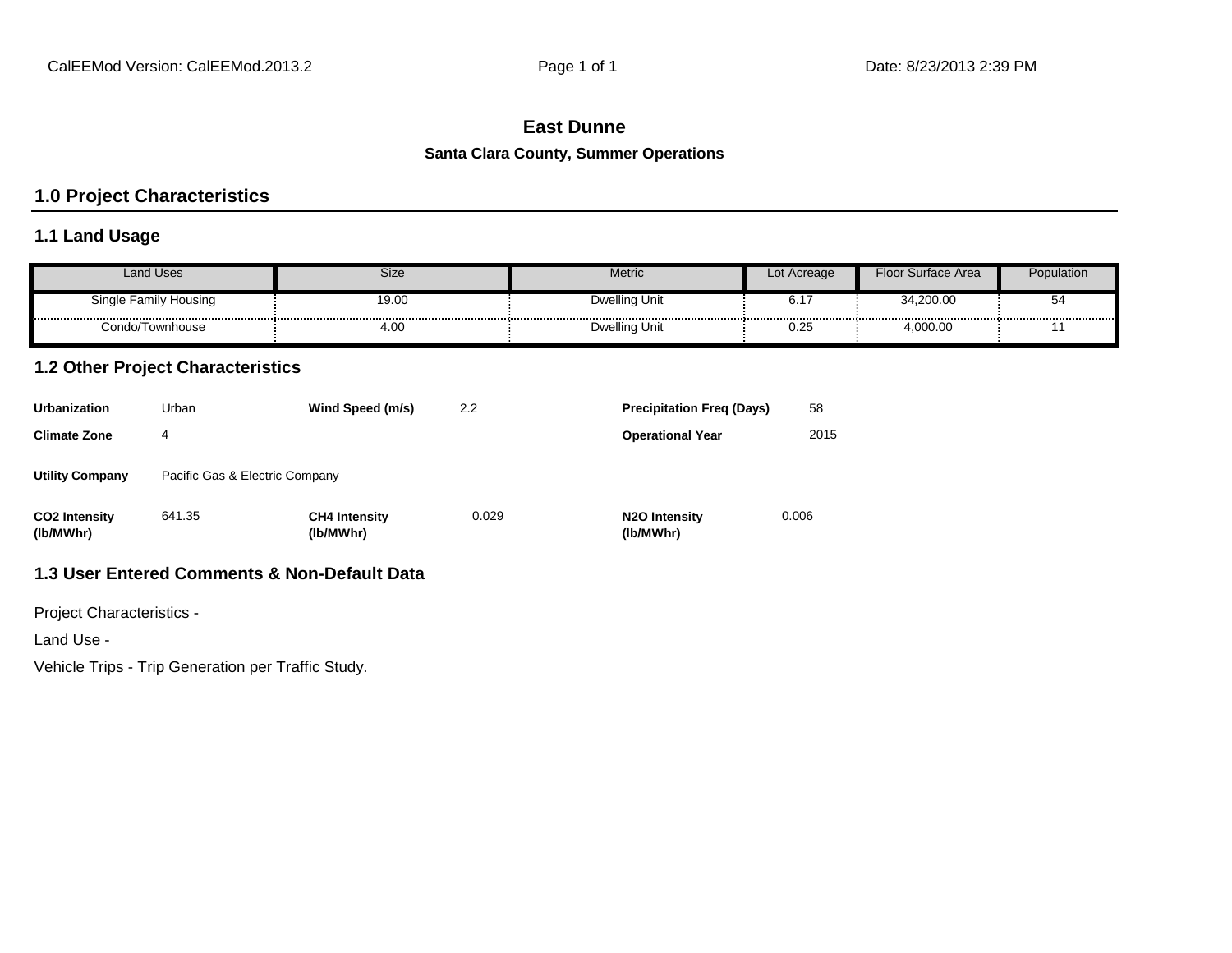CalEEMod Version: CalEEMod.2013.2

Date: 8/23/2013 2:39 PM

# East Dunne

### Santa Clara County, Summer Operations

## 1.0 Project Characteristics

### 1.1 Land Usage

| Land Uses | Size | Metric | Lot Acreage | Floor Surface Area | Population |
|---|---|---|---|---|---|
| Single Family Housing | 19.00 | Dwelling Unit | 6.17 | 34,200.00 | 54 |
| Condo/Townhouse | 4.00 | Dwelling Unit | 0.25 | 4,000.00 | 11 |

### 1.2 Other Project Characteristics

**Urbanization** Urban **Wind Speed (m/s)** 2.2 **Precipitation Freq (Days)** 58

**Climate Zone** 4 **Operational Year** 2015

**Utility Company** Pacific Gas & Electric Company

**CO2 Intensity (lb/MWhr)** 641.35 **CH4 Intensity (lb/MWhr)** 0.029 **N2O Intensity (lb/MWhr)** 0.006

### 1.3 User Entered Comments & Non-Default Data

Project Characteristics -

Land Use -

Vehicle Trips - Trip Generation per Traffic Study.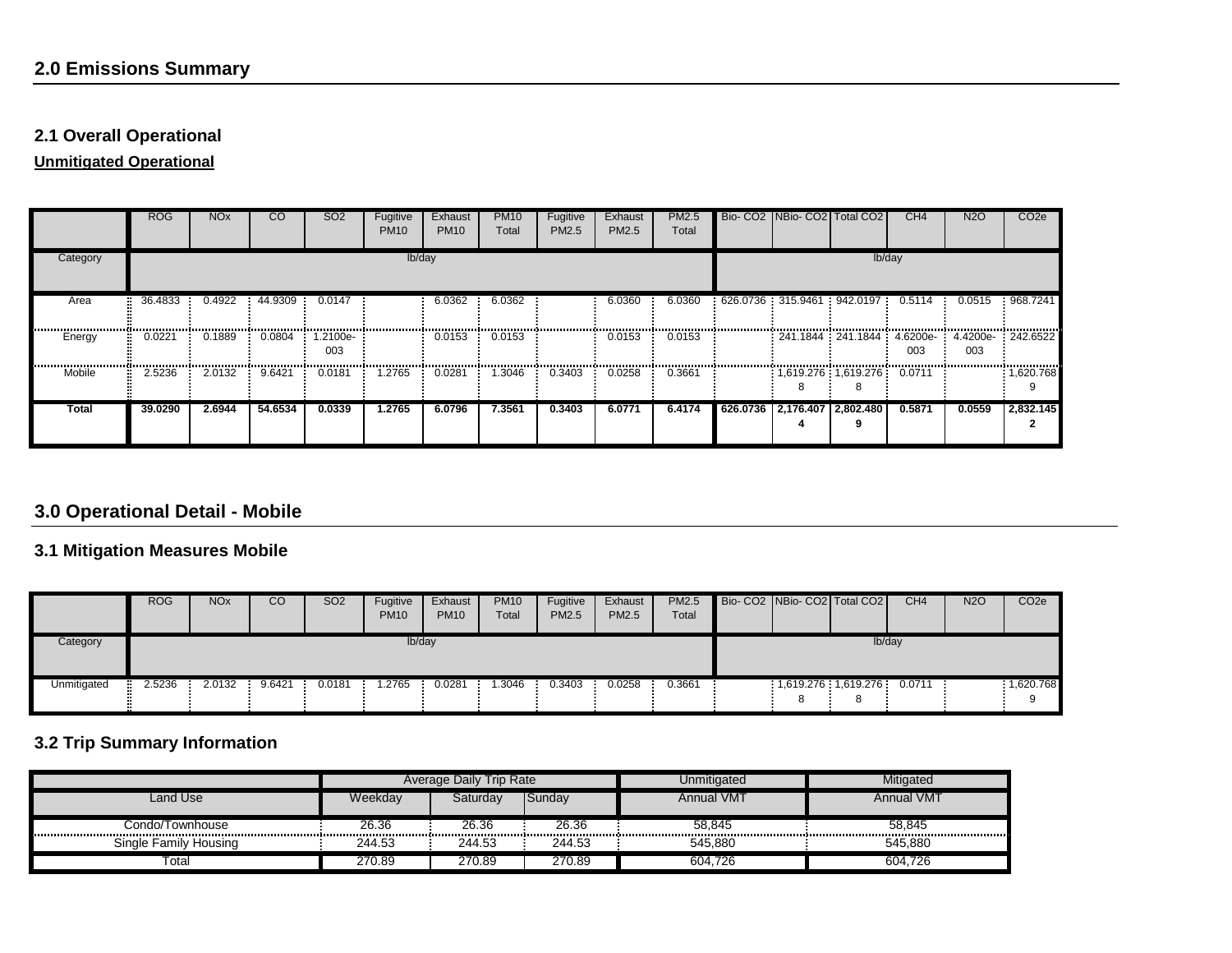## 2.0 Emissions Summary

### 2.1 Overall Operational

**Unmitigated Operational**

| | ROG | NOx | CO | SO2 | Fugitive PM10 | Exhaust PM10 | PM10 Total | Fugitive PM2.5 | Exhaust PM2.5 | PM2.5 Total | Bio- CO2 | NBio- CO2 | Total CO2 | CH4 | N2O | CO2e |
|---|---|---|---|---|---|---|---|---|---|---|---|---|---|---|---|---|
| Category | lb/day | | | | | | | | | | lb/day | | | | | |
| Area | 36.4833 | 0.4922 | 44.9309 | 0.0147 | | 6.0362 | 6.0362 | | 6.0360 | 6.0360 | 626.0736 | 315.9461 | 942.0197 | 0.5114 | 0.0515 | 968.7241 |
| Energy | 0.0221 | 0.1889 | 0.0804 | 1.2100e-003 | | 0.0153 | 0.0153 | | 0.0153 | 0.0153 | | 241.1844 | 241.1844 | 4.6200e-003 | 4.4200e-003 | 242.6522 |
| Mobile | 2.5236 | 2.0132 | 9.6421 | 0.0181 | 1.2765 | 0.0281 | 1.3046 | 0.3403 | 0.0258 | 0.3661 | | 1,619.2768 | 1,619.2768 | 0.0711 | | 1,620.7689 |
| **Total** | **39.0290** | **2.6944** | **54.6534** | **0.0339** | **1.2765** | **6.0796** | **7.3561** | **0.3403** | **6.0771** | **6.4174** | **626.0736** | **2,176.4074** | **2,802.4809** | **0.5871** | **0.0559** | **2,832.1452** |

## 3.0 Operational Detail - Mobile

### 3.1 Mitigation Measures Mobile

| | ROG | NOx | CO | SO2 | Fugitive PM10 | Exhaust PM10 | PM10 Total | Fugitive PM2.5 | Exhaust PM2.5 | PM2.5 Total | Bio- CO2 | NBio- CO2 | Total CO2 | CH4 | N2O | CO2e |
|---|---|---|---|---|---|---|---|---|---|---|---|---|---|---|---|---|
| Category | lb/day | | | | | | | | | | lb/day | | | | | |
| Unmitigated | 2.5236 | 2.0132 | 9.6421 | 0.0181 | 1.2765 | 0.0281 | 1.3046 | 0.3403 | 0.0258 | 0.3661 | | 1,619.2768 | 1,619.2768 | 0.0711 | | 1,620.7689 |

### 3.2 Trip Summary Information

| | Average Daily Trip Rate | | | Unmitigated | Mitigated |
|---|---|---|---|---|---|
| Land Use | Weekday | Saturday | Sunday | Annual VMT | Annual VMT |
| Condo/Townhouse | 26.36 | 26.36 | 26.36 | 58,845 | 58,845 |
| Single Family Housing | 244.53 | 244.53 | 244.53 | 545,880 | 545,880 |
| Total | 270.89 | 270.89 | 270.89 | 604,726 | 604,726 |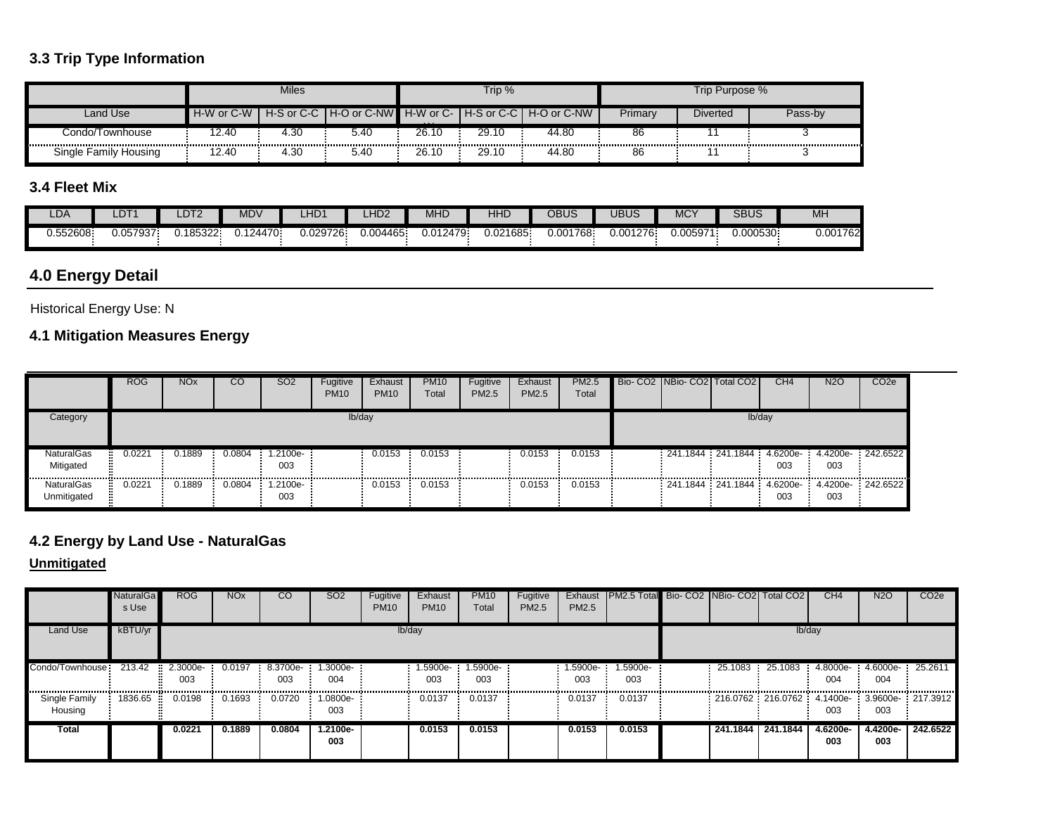### 3.3 Trip Type Information

| | Miles | | | Trip % | | | Trip Purpose % | | |
|---|---|---|---|---|---|---|---|---|---|
| Land Use | H-W or C-W | H-S or C-C | H-O or C-NW | H-W or C-W | H-S or C-C | H-O or C-NW | Primary | Diverted | Pass-by |
| Condo/Townhouse | 12.40 | 4.30 | 5.40 | 26.10 | 29.10 | 44.80 | 86 | 11 | 3 |
| Single Family Housing | 12.40 | 4.30 | 5.40 | 26.10 | 29.10 | 44.80 | 86 | 11 | 3 |

### 3.4 Fleet Mix

| LDA | LDT1 | LDT2 | MDV | LHD1 | LHD2 | MHD | HHD | OBUS | UBUS | MCY | SBUS | MH |
|---|---|---|---|---|---|---|---|---|---|---|---|---|
| 0.552608 | 0.057937 | 0.185322 | 0.124470 | 0.029726 | 0.004465 | 0.012479 | 0.021685 | 0.001768 | 0.001276 | 0.005971 | 0.000530 | 0.001762 |

## 4.0 Energy Detail

Historical Energy Use: N

### 4.1 Mitigation Measures Energy

| | ROG | NOx | CO | SO2 | Fugitive PM10 | Exhaust PM10 | PM10 Total | Fugitive PM2.5 | Exhaust PM2.5 | PM2.5 Total | Bio- CO2 | NBio- CO2 | Total CO2 | CH4 | N2O | CO2e |
|---|---|---|---|---|---|---|---|---|---|---|---|---|---|---|---|---|
| Category | lb/day | | | | | | | | | | lb/day | | | | | |
| NaturalGas Mitigated | 0.0221 | 0.1889 | 0.0804 | 1.2100e-003 | | 0.0153 | 0.0153 | | 0.0153 | 0.0153 | | 241.1844 | 241.1844 | 4.6200e-003 | 4.4200e-003 | 242.6522 |
| NaturalGas Unmitigated | 0.0221 | 0.1889 | 0.0804 | 1.2100e-003 | | 0.0153 | 0.0153 | | 0.0153 | 0.0153 | | 241.1844 | 241.1844 | 4.6200e-003 | 4.4200e-003 | 242.6522 |

### 4.2 Energy by Land Use - NaturalGas

**Unmitigated**

| | NaturalGas Use | ROG | NOx | CO | SO2 | Fugitive PM10 | Exhaust PM10 | PM10 Total | Fugitive PM2.5 | Exhaust PM2.5 | PM2.5 Total | Bio- CO2 | NBio- CO2 | Total CO2 | CH4 | N2O | CO2e |
|---|---|---|---|---|---|---|---|---|---|---|---|---|---|---|---|---|---|
| Land Use | kBTU/yr | lb/day | | | | | | | | | | lb/day | | | | | |
| Condo/Townhouse | 213.42 | 2.3000e-003 | 0.0197 | 8.3700e-003 | 1.3000e-004 | | 1.5900e-003 | 1.5900e-003 | | 1.5900e-003 | 1.5900e-003 | | 25.1083 | 25.1083 | 4.8000e-004 | 4.6000e-004 | 25.2611 |
| Single Family Housing | 1836.65 | 0.0198 | 0.1693 | 0.0720 | 1.0800e-003 | | 0.0137 | 0.0137 | | 0.0137 | 0.0137 | | 216.0762 | 216.0762 | 4.1400e-003 | 3.9600e-003 | 217.3912 |
| **Total** | | **0.0221** | **0.1889** | **0.0804** | **1.2100e-003** | | **0.0153** | **0.0153** | | **0.0153** | **0.0153** | | **241.1844** | **241.1844** | **4.6200e-003** | **4.4200e-003** | **242.6522** |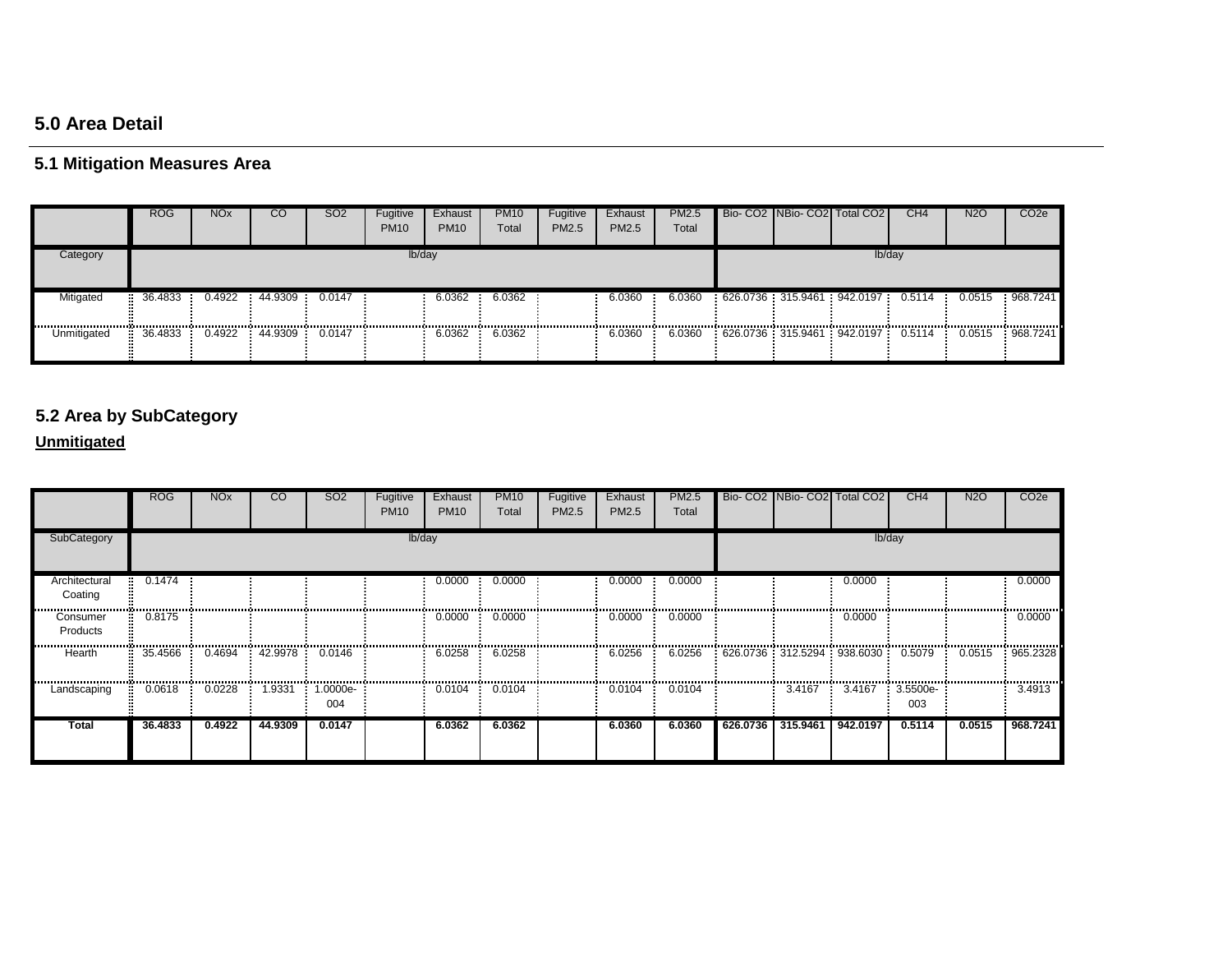## 5.0 Area Detail

### 5.1 Mitigation Measures Area

| | ROG | NOx | CO | SO2 | Fugitive PM10 | Exhaust PM10 | PM10 Total | Fugitive PM2.5 | Exhaust PM2.5 | PM2.5 Total | Bio- CO2 | NBio- CO2 | Total CO2 | CH4 | N2O | CO2e |
|---|---|---|---|---|---|---|---|---|---|---|---|---|---|---|---|---|
| Category | lb/day | | | | | | | | | | lb/day | | | | | |
| Mitigated | 36.4833 | 0.4922 | 44.9309 | 0.0147 | | 6.0362 | 6.0362 | | 6.0360 | 6.0360 | 626.0736 | 315.9461 | 942.0197 | 0.5114 | 0.0515 | 968.7241 |
| Unmitigated | 36.4833 | 0.4922 | 44.9309 | 0.0147 | | 6.0362 | 6.0362 | | 6.0360 | 6.0360 | 626.0736 | 315.9461 | 942.0197 | 0.5114 | 0.0515 | 968.7241 |

### 5.2 Area by SubCategory

**Unmitigated**

| | ROG | NOx | CO | SO2 | Fugitive PM10 | Exhaust PM10 | PM10 Total | Fugitive PM2.5 | Exhaust PM2.5 | PM2.5 Total | Bio- CO2 | NBio- CO2 | Total CO2 | CH4 | N2O | CO2e |
|---|---|---|---|---|---|---|---|---|---|---|---|---|---|---|---|---|
| SubCategory | lb/day | | | | | | | | | | lb/day | | | | | |
| Architectural Coating | 0.1474 | | | | | 0.0000 | 0.0000 | | 0.0000 | 0.0000 | | | 0.0000 | | | 0.0000 |
| Consumer Products | 0.8175 | | | | | 0.0000 | 0.0000 | | 0.0000 | 0.0000 | | | 0.0000 | | | 0.0000 |
| Hearth | 35.4566 | 0.4694 | 42.9978 | 0.0146 | | 6.0258 | 6.0258 | | 6.0256 | 6.0256 | 626.0736 | 312.5294 | 938.6030 | 0.5079 | 0.0515 | 965.2328 |
| Landscaping | 0.0618 | 0.0228 | 1.9331 | 1.0000e-004 | | 0.0104 | 0.0104 | | 0.0104 | 0.0104 | | 3.4167 | 3.4167 | 3.5500e-003 | | 3.4913 |
| **Total** | **36.4833** | **0.4922** | **44.9309** | **0.0147** | | **6.0362** | **6.0362** | | **6.0360** | **6.0360** | **626.0736** | **315.9461** | **942.0197** | **0.5114** | **0.0515** | **968.7241** |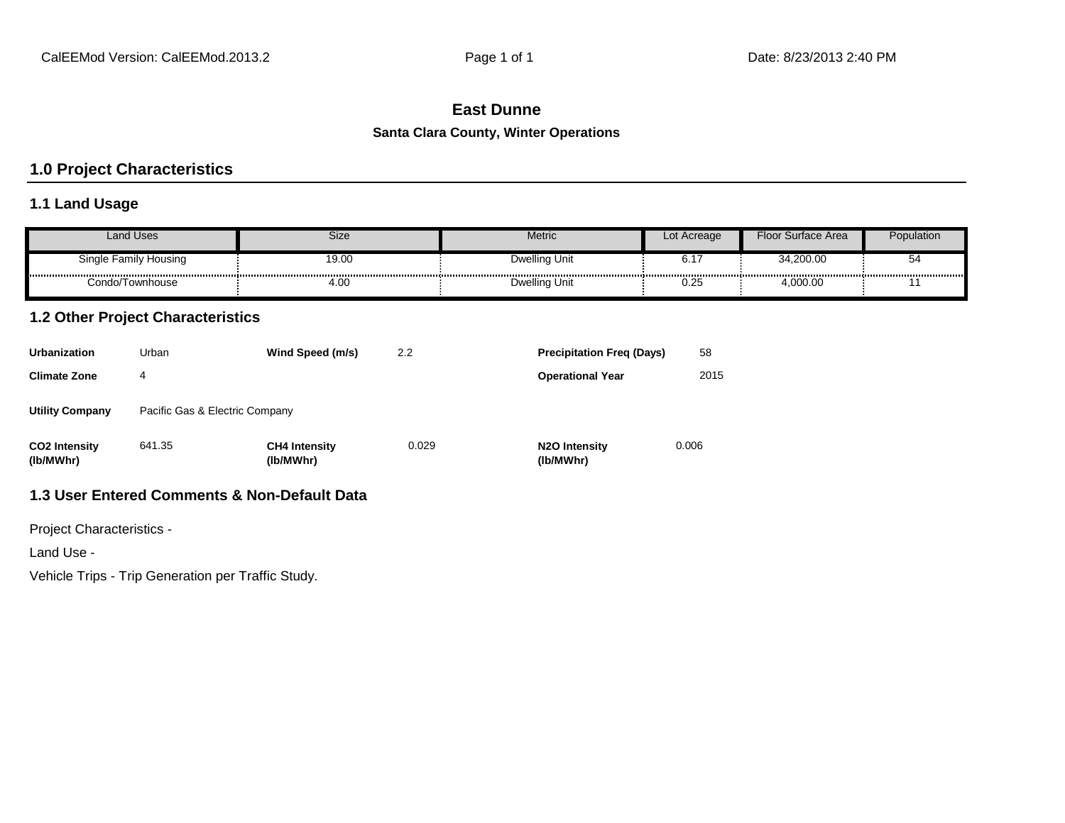# East Dunne

**Santa Clara County, Winter Operations**

## 1.0 Project Characteristics

### 1.1 Land Usage

| Land Uses | Size | Metric | Lot Acreage | Floor Surface Area | Population |
|---|---|---|---|---|---|
| Single Family Housing | 19.00 | Dwelling Unit | 6.17 | 34,200.00 | 54 |
| Condo/Townhouse | 4.00 | Dwelling Unit | 0.25 | 4,000.00 | 11 |

### 1.2 Other Project Characteristics

| | | | | | |
|---|---|---|---|---|---|
| **Urbanization** | Urban | **Wind Speed (m/s)** | 2.2 | **Precipitation Freq (Days)** | 58 |
| **Climate Zone** | 4 | | | **Operational Year** | 2015 |
| **Utility Company** | Pacific Gas & Electric Company | | | | |
| **$CO_2$ Intensity (lb/MWhr)** | 641.35 | **$CH_4$ Intensity (lb/MWhr)** | 0.029 | **$N_2O$ Intensity (lb/MWhr)** | 0.006 |

### 1.3 User Entered Comments & Non-Default Data

Project Characteristics -

Land Use -

Vehicle Trips - Trip Generation per Traffic Study.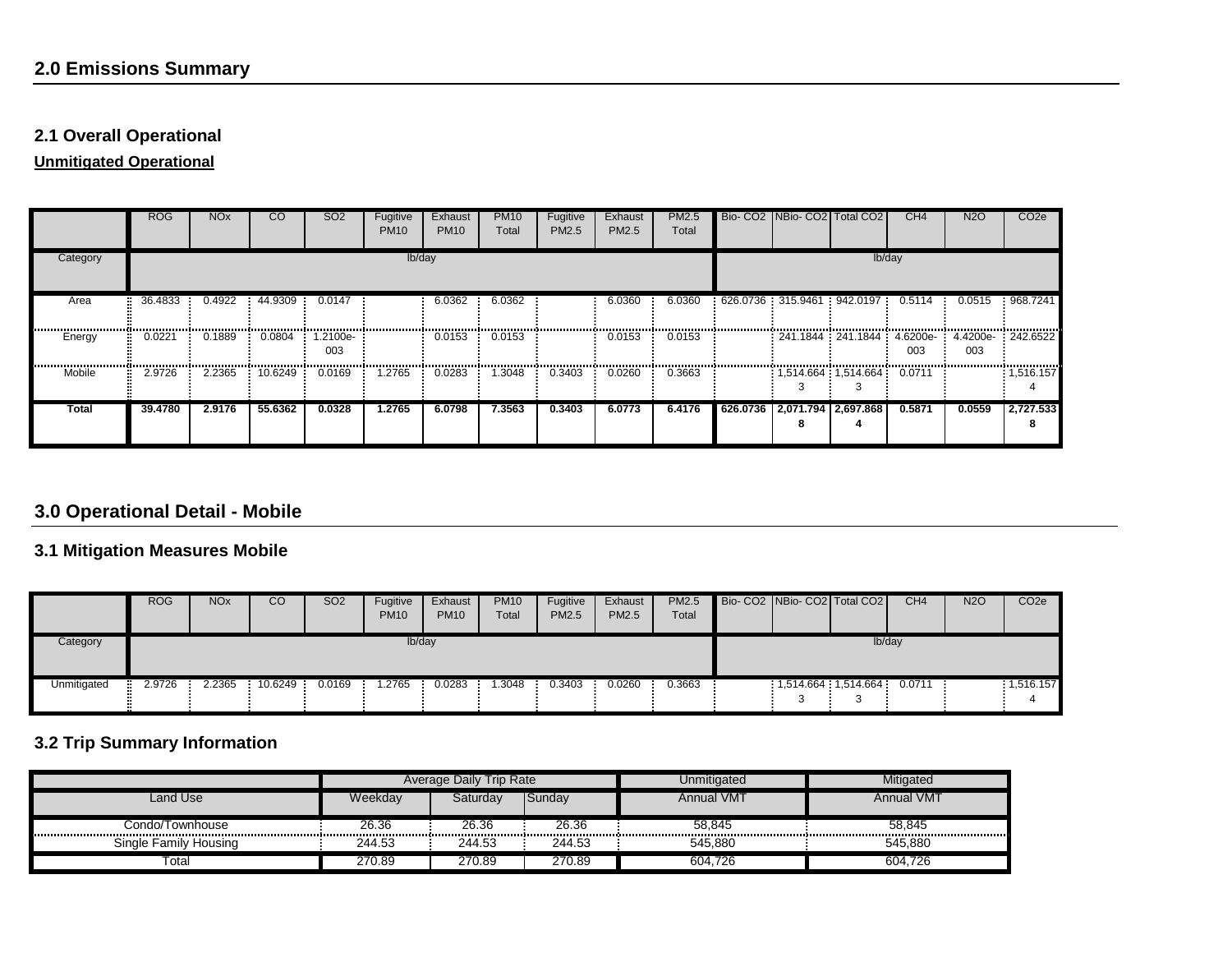## 2.0 Emissions Summary

### 2.1 Overall Operational

**Unmitigated Operational**

| | ROG | NOx | CO | SO2 | Fugitive PM10 | Exhaust PM10 | PM10 Total | Fugitive PM2.5 | Exhaust PM2.5 | PM2.5 Total | Bio- CO2 | NBio- CO2 | Total CO2 | CH4 | N2O | CO2e |
|---|---|---|---|---|---|---|---|---|---|---|---|---|---|---|---|---|
| Category | lb/day | | | | | | | | | | lb/day | | | | | |
| Area | 36.4833 | 0.4922 | 44.9309 | 0.0147 | | 6.0362 | 6.0362 | | 6.0360 | 6.0360 | 626.0736 | 315.9461 | 942.0197 | 0.5114 | 0.0515 | 968.7241 |
| Energy | 0.0221 | 0.1889 | 0.0804 | 1.2100e-003 | | 0.0153 | 0.0153 | | 0.0153 | 0.0153 | | 241.1844 | 241.1844 | 4.6200e-003 | 4.4200e-003 | 242.6522 |
| Mobile | 2.9726 | 2.2365 | 10.6249 | 0.0169 | 1.2765 | 0.0283 | 1.3048 | 0.3403 | 0.0260 | 0.3663 | | 1,514.6643 | 1,514.6643 | 0.0711 | | 1,516.1574 |
| **Total** | **39.4780** | **2.9176** | **55.6362** | **0.0328** | **1.2765** | **6.0798** | **7.3563** | **0.3403** | **6.0773** | **6.4176** | **626.0736** | **2,071.7948** | **2,697.8684** | **0.5871** | **0.0559** | **2,727.5338** |

## 3.0 Operational Detail - Mobile

### 3.1 Mitigation Measures Mobile

| | ROG | NOx | CO | SO2 | Fugitive PM10 | Exhaust PM10 | PM10 Total | Fugitive PM2.5 | Exhaust PM2.5 | PM2.5 Total | Bio- CO2 | NBio- CO2 | Total CO2 | CH4 | N2O | CO2e |
|---|---|---|---|---|---|---|---|---|---|---|---|---|---|---|---|---|
| Category | lb/day | | | | | | | | | | lb/day | | | | | |
| Unmitigated | 2.9726 | 2.2365 | 10.6249 | 0.0169 | 1.2765 | 0.0283 | 1.3048 | 0.3403 | 0.0260 | 0.3663 | | 1,514.6643 | 1,514.6643 | 0.0711 | | 1,516.1574 |

### 3.2 Trip Summary Information

| | Average Daily Trip Rate | | | Unmitigated | Mitigated |
|---|---|---|---|---|---|
| Land Use | Weekday | Saturday | Sunday | Annual VMT | Annual VMT |
| Condo/Townhouse | 26.36 | 26.36 | 26.36 | 58,845 | 58,845 |
| Single Family Housing | 244.53 | 244.53 | 244.53 | 545,880 | 545,880 |
| Total | 270.89 | 270.89 | 270.89 | 604,726 | 604,726 |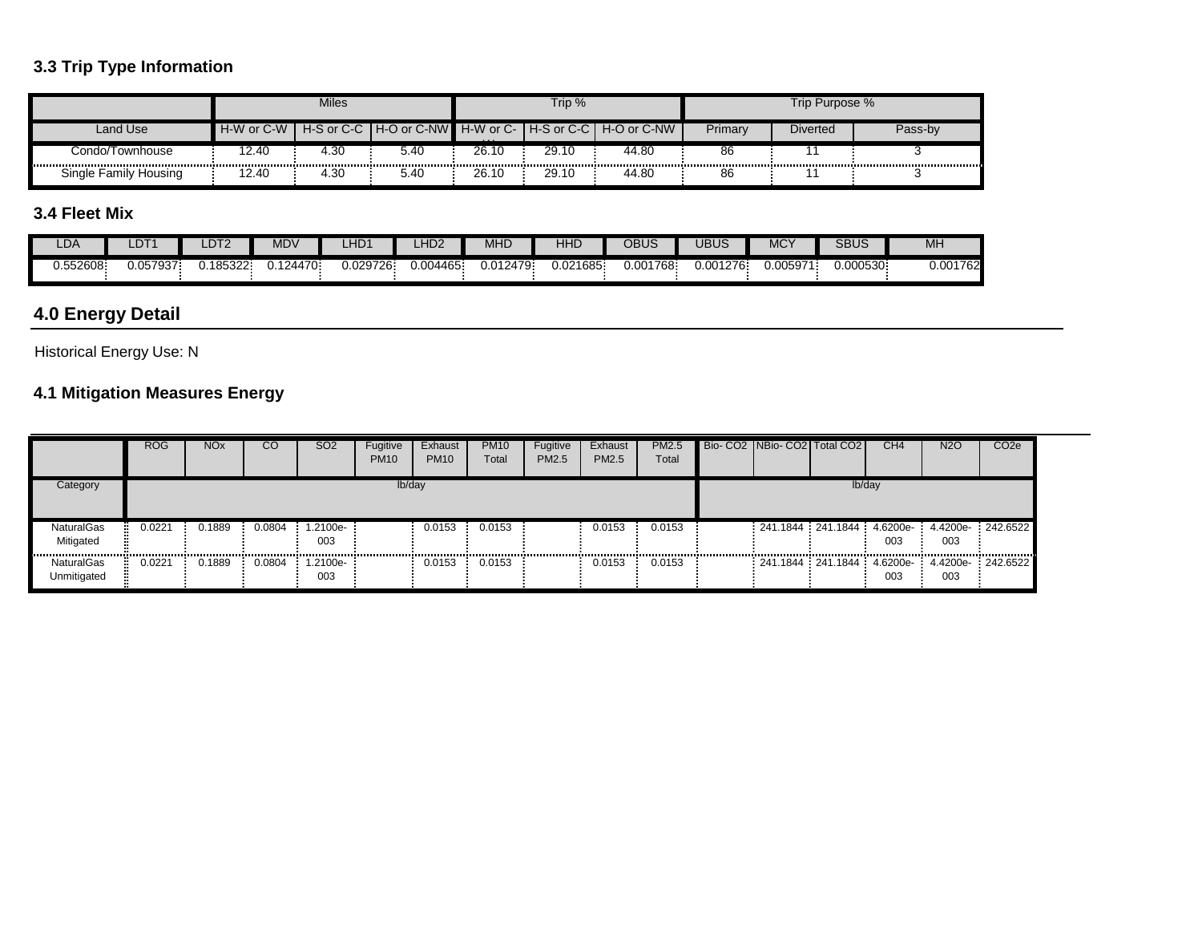### 3.3 Trip Type Information

| | Miles | | | Trip % | | | Trip Purpose % | | |
|---|---|---|---|---|---|---|---|---|---|
| Land Use | H-W or C-W | H-S or C-C | H-O or C-NW | H-W or C-W | H-S or C-C | H-O or C-NW | Primary | Diverted | Pass-by |
| Condo/Townhouse | 12.40 | 4.30 | 5.40 | 26.10 | 29.10 | 44.80 | 86 | 11 | 3 |
| Single Family Housing | 12.40 | 4.30 | 5.40 | 26.10 | 29.10 | 44.80 | 86 | 11 | 3 |

### 3.4 Fleet Mix

| LDA | LDT1 | LDT2 | MDV | LHD1 | LHD2 | MHD | HHD | OBUS | UBUS | MCY | SBUS | MH |
|---|---|---|---|---|---|---|---|---|---|---|---|---|
| 0.552608 | 0.057937 | 0.185322 | 0.124470 | 0.029726 | 0.004465 | 0.012479 | 0.021685 | 0.001768 | 0.001276 | 0.005971 | 0.000530 | 0.001762 |

## 4.0 Energy Detail

Historical Energy Use: N

### 4.1 Mitigation Measures Energy

| | ROG | NOx | CO | SO2 | Fugitive PM10 | Exhaust PM10 | PM10 Total | Fugitive PM2.5 | Exhaust PM2.5 | PM2.5 Total | Bio- CO2 | NBio- CO2 | Total CO2 | CH4 | N2O | CO2e |
|---|---|---|---|---|---|---|---|---|---|---|---|---|---|---|---|---|
| Category | lb/day | | | | | | | | | | lb/day | | | | | |
| NaturalGas Mitigated | 0.0221 | 0.1889 | 0.0804 | 1.2100e-003 | | 0.0153 | 0.0153 | | 0.0153 | 0.0153 | | 241.1844 | 241.1844 | 4.6200e-003 | 4.4200e-003 | 242.6522 |
| NaturalGas Unmitigated | 0.0221 | 0.1889 | 0.0804 | 1.2100e-003 | | 0.0153 | 0.0153 | | 0.0153 | 0.0153 | | 241.1844 | 241.1844 | 4.6200e-003 | 4.4200e-003 | 242.6522 |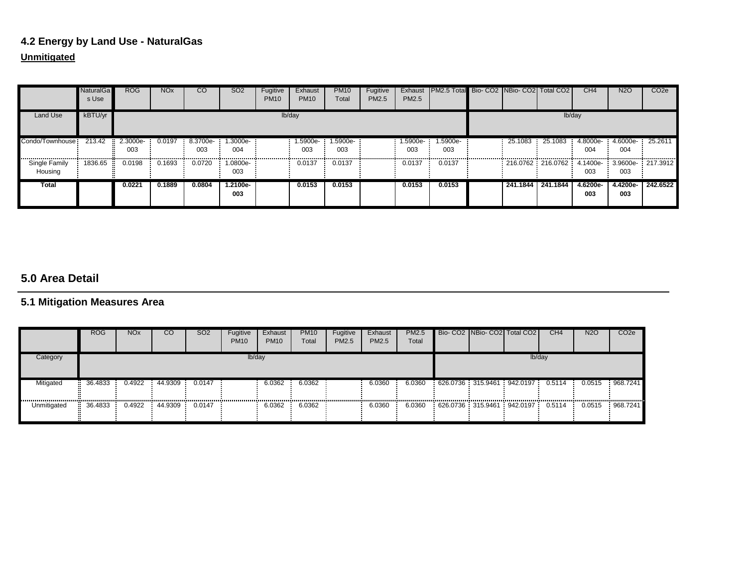### 4.2 Energy by Land Use - NaturalGas

**Unmitigated**

| | NaturalGas Use | ROG | NOx | CO | SO2 | Fugitive PM10 | Exhaust PM10 | PM10 Total | Fugitive PM2.5 | Exhaust PM2.5 | PM2.5 Total | Bio- CO2 | NBio- CO2 | Total CO2 | CH4 | N2O | CO2e |
|---|---|---|---|---|---|---|---|---|---|---|---|---|---|---|---|---|---|
| Land Use | kBTU/yr | lb/day | | | | | | | | | | lb/day | | | | | |
| Condo/Townhouse | 213.42 | 2.3000e-003 | 0.0197 | 8.3700e-003 | 1.3000e-004 | | 1.5900e-003 | 1.5900e-003 | | 1.5900e-003 | 1.5900e-003 | | 25.1083 | 25.1083 | 4.8000e-004 | 4.6000e-004 | 25.2611 |
| Single Family Housing | 1836.65 | 0.0198 | 0.1693 | 0.0720 | 1.0800e-003 | | 0.0137 | 0.0137 | | 0.0137 | 0.0137 | | 216.0762 | 216.0762 | 4.1400e-003 | 3.9600e-003 | 217.3912 |
| **Total** | | **0.0221** | **0.1889** | **0.0804** | **1.2100e-003** | | **0.0153** | **0.0153** | | **0.0153** | **0.0153** | | **241.1844** | **241.1844** | **4.6200e-003** | **4.4200e-003** | **242.6522** |

## 5.0 Area Detail

### 5.1 Mitigation Measures Area

| | ROG | NOx | CO | SO2 | Fugitive PM10 | Exhaust PM10 | PM10 Total | Fugitive PM2.5 | Exhaust PM2.5 | PM2.5 Total | Bio- CO2 | NBio- CO2 | Total CO2 | CH4 | N2O | CO2e |
|---|---|---|---|---|---|---|---|---|---|---|---|---|---|---|---|---|
| Category | lb/day | | | | | | | | | | lb/day | | | | | |
| Mitigated | 36.4833 | 0.4922 | 44.9309 | 0.0147 | | 6.0362 | 6.0362 | | 6.0360 | 6.0360 | 626.0736 | 315.9461 | 942.0197 | 0.5114 | 0.0515 | 968.7241 |
| Unmitigated | 36.4833 | 0.4922 | 44.9309 | 0.0147 | | 6.0362 | 6.0362 | | 6.0360 | 6.0360 | 626.0736 | 315.9461 | 942.0197 | 0.5114 | 0.0515 | 968.7241 |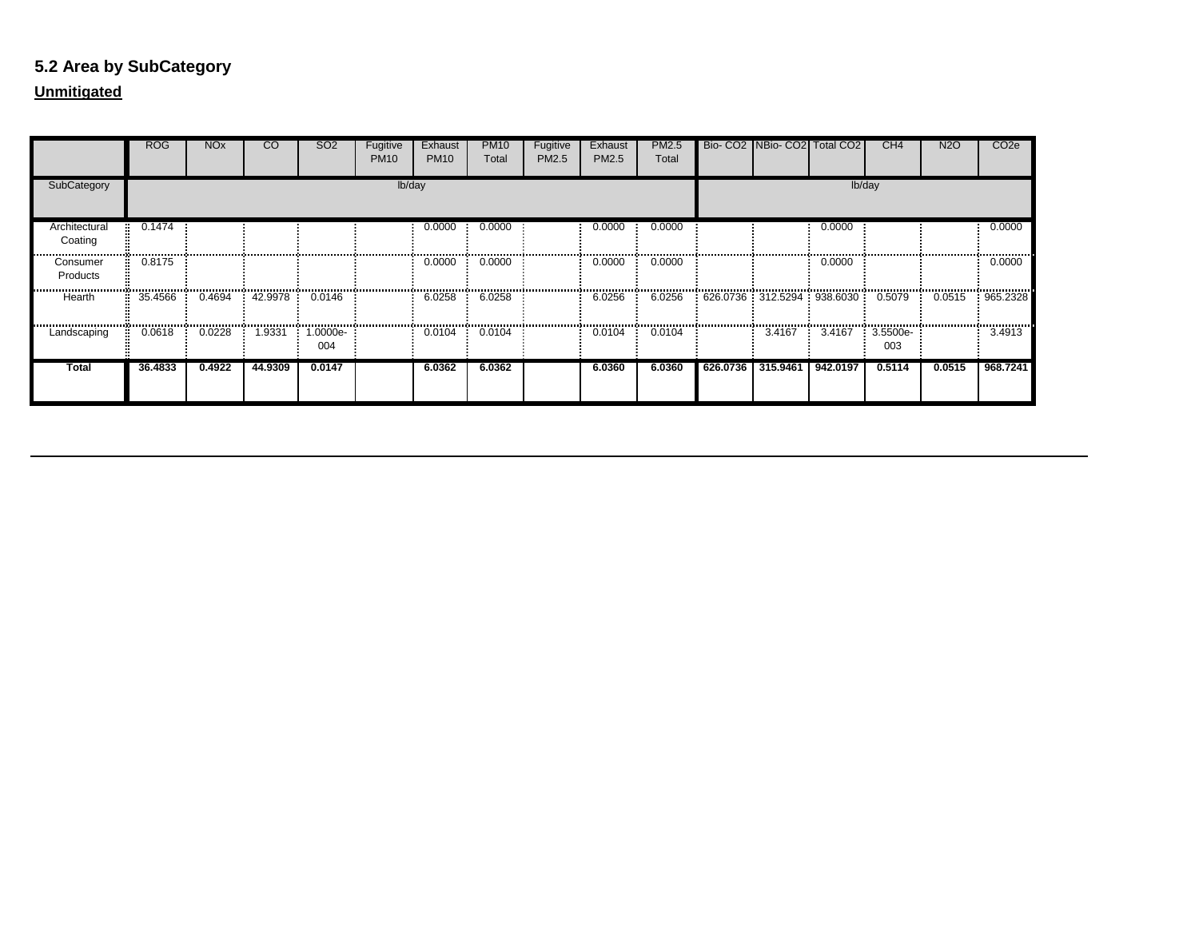## 5.2 Area by SubCategory

**Unmitigated**

| | ROG | NOx | CO | SO2 | Fugitive PM10 | Exhaust PM10 | PM10 Total | Fugitive PM2.5 | Exhaust PM2.5 | PM2.5 Total | Bio- CO2 | NBio- CO2 | Total CO2 | CH4 | N2O | CO2e |
|---|---|---|---|---|---|---|---|---|---|---|---|---|---|---|---|---|
| SubCategory | lb/day | | | | | | | | | | lb/day | | | | | |
| Architectural Coating | 0.1474 | | | | | 0.0000 | 0.0000 | | 0.0000 | 0.0000 | | | 0.0000 | | | 0.0000 |
| Consumer Products | 0.8175 | | | | | 0.0000 | 0.0000 | | 0.0000 | 0.0000 | | | 0.0000 | | | 0.0000 |
| Hearth | 35.4566 | 0.4694 | 42.9978 | 0.0146 | | 6.0258 | 6.0258 | | 6.0256 | 6.0256 | 626.0736 | 312.5294 | 938.6030 | 0.5079 | 0.0515 | 965.2328 |
| Landscaping | 0.0618 | 0.0228 | 1.9331 | 1.0000e-004 | | 0.0104 | 0.0104 | | 0.0104 | 0.0104 | | 3.4167 | 3.4167 | 3.5500e-003 | | 3.4913 |
| **Total** | **36.4833** | **0.4922** | **44.9309** | **0.0147** | | **6.0362** | **6.0362** | | **6.0360** | **6.0360** | **626.0736** | **315.9461** | **942.0197** | **0.5114** | **0.0515** | **968.7241** |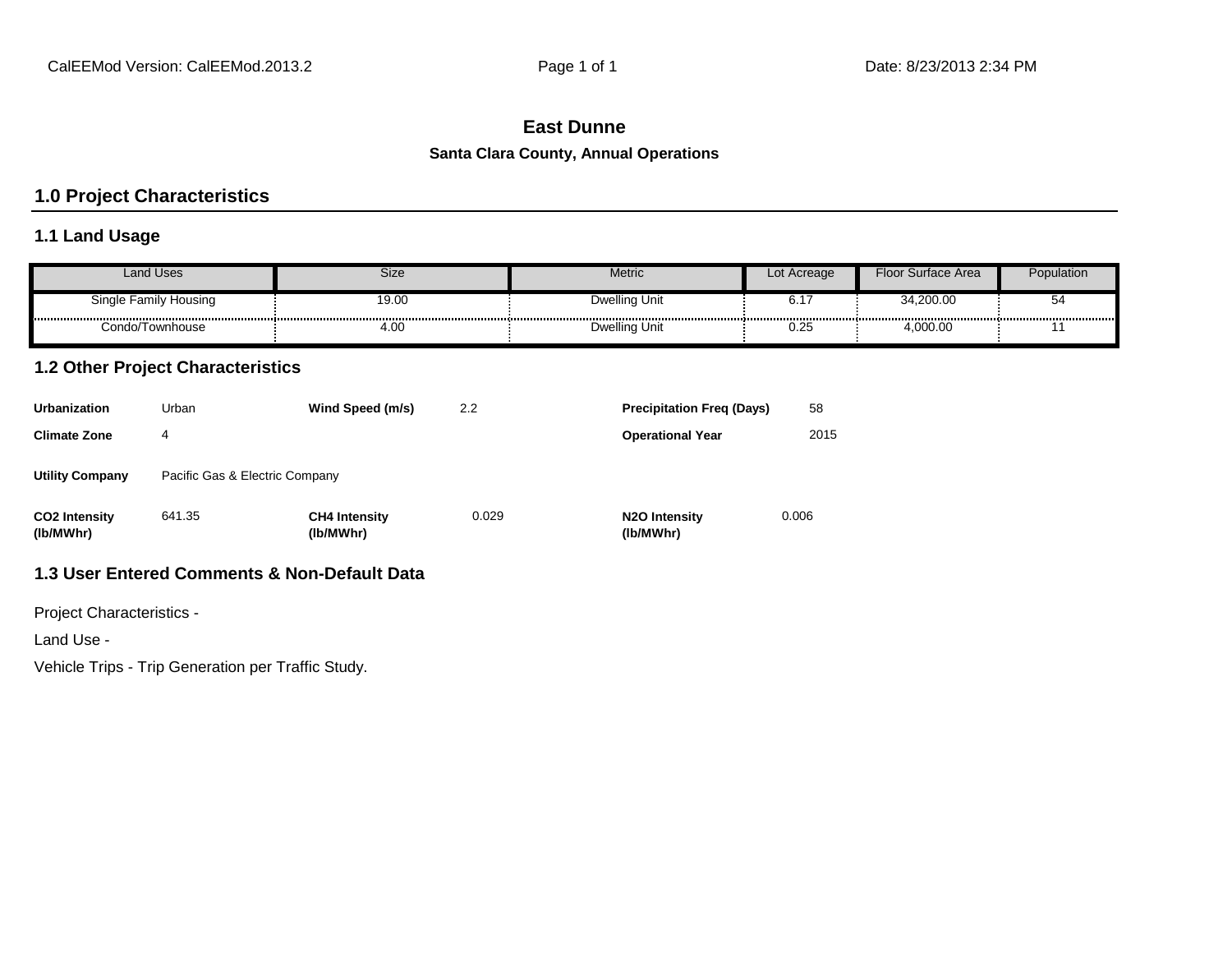**East Dunne**

**Santa Clara County, Annual Operations**

## 1.0 Project Characteristics

### 1.1 Land Usage

| Land Uses | Size | Metric | Lot Acreage | Floor Surface Area | Population |
|---|---|---|---|---|---|
| Single Family Housing | 19.00 | Dwelling Unit | 6.17 | 34,200.00 | 54 |
| Condo/Townhouse | 4.00 | Dwelling Unit | 0.25 | 4,000.00 | 11 |

### 1.2 Other Project Characteristics

| | | | | | |
|---|---|---|---|---|---|
| **Urbanization** | Urban | **Wind Speed (m/s)** | 2.2 | **Precipitation Freq (Days)** | 58 |
| **Climate Zone** | 4 | | | **Operational Year** | 2015 |
| **Utility Company** | Pacific Gas & Electric Company | | | | |
| **CO2 Intensity (lb/MWhr)** | 641.35 | **CH4 Intensity (lb/MWhr)** | 0.029 | **N2O Intensity (lb/MWhr)** | 0.006 |

### 1.3 User Entered Comments & Non-Default Data

Project Characteristics -

Land Use -

Vehicle Trips - Trip Generation per Traffic Study.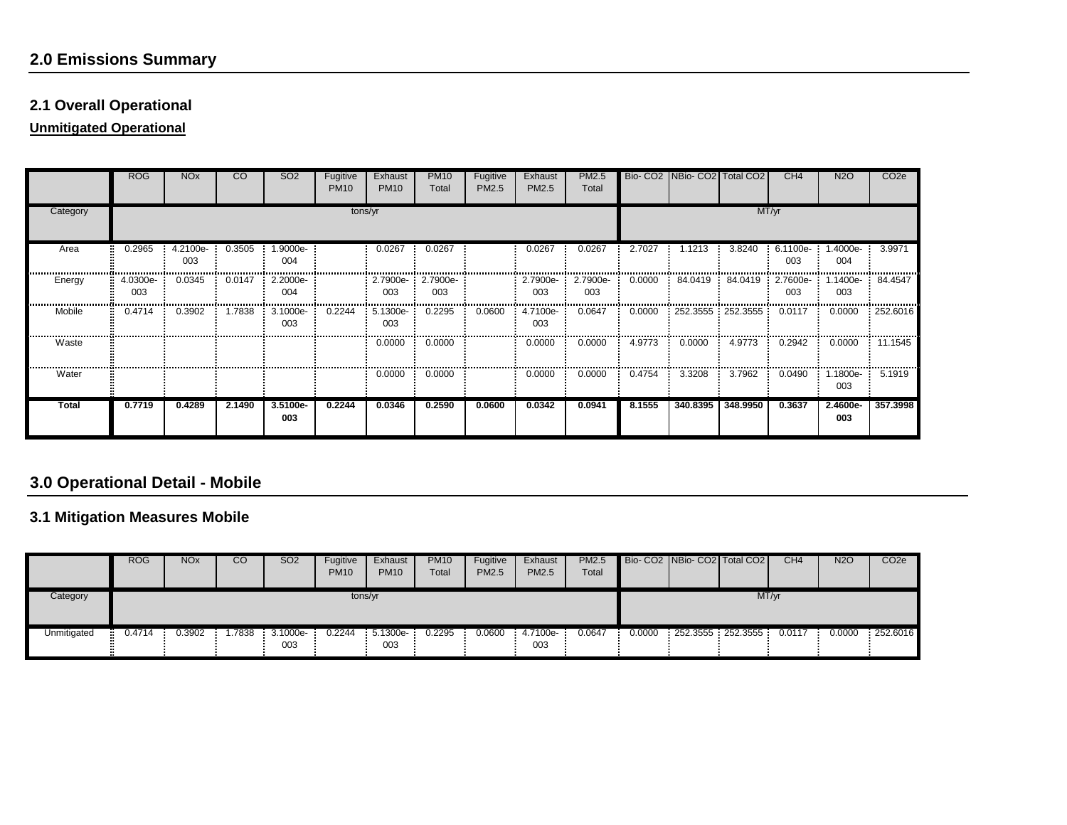## 2.0 Emissions Summary

### 2.1 Overall Operational

**Unmitigated Operational**

| | ROG | NOx | CO | SO2 | Fugitive PM10 | Exhaust PM10 | PM10 Total | Fugitive PM2.5 | Exhaust PM2.5 | PM2.5 Total | Bio- CO2 | NBio- CO2 | Total CO2 | CH4 | N2O | CO2e |
|---|---|---|---|---|---|---|---|---|---|---|---|---|---|---|---|---|
| Category | tons/yr | | | | | | | | | | MT/yr | | | | | |
| Area | 0.2965 | 4.2100e-003 | 0.3505 | 1.9000e-004 | | 0.0267 | 0.0267 | | 0.0267 | 0.0267 | 2.7027 | 1.1213 | 3.8240 | 6.1100e-003 | 1.4000e-004 | 3.9971 |
| Energy | 4.0300e-003 | 0.0345 | 0.0147 | 2.2000e-004 | | 2.7900e-003 | 2.7900e-003 | | 2.7900e-003 | 2.7900e-003 | 0.0000 | 84.0419 | 84.0419 | 2.7600e-003 | 1.1400e-003 | 84.4547 |
| Mobile | 0.4714 | 0.3902 | 1.7838 | 3.1000e-003 | 0.2244 | 5.1300e-003 | 0.2295 | 0.0600 | 4.7100e-003 | 0.0647 | 0.0000 | 252.3555 | 252.3555 | 0.0117 | 0.0000 | 252.6016 |
| Waste | | | | | | 0.0000 | 0.0000 | | 0.0000 | 0.0000 | 4.9773 | 0.0000 | 4.9773 | 0.2942 | 0.0000 | 11.1545 |
| Water | | | | | | 0.0000 | 0.0000 | | 0.0000 | 0.0000 | 0.4754 | 3.3208 | 3.7962 | 0.0490 | 1.1800e-003 | 5.1919 |
| **Total** | **0.7719** | **0.4289** | **2.1490** | **3.5100e-003** | **0.2244** | **0.0346** | **0.2590** | **0.0600** | **0.0342** | **0.0941** | **8.1555** | **340.8395** | **348.9950** | **0.3637** | **2.4600e-003** | **357.3998** |

## 3.0 Operational Detail - Mobile

### 3.1 Mitigation Measures Mobile

| | ROG | NOx | CO | SO2 | Fugitive PM10 | Exhaust PM10 | PM10 Total | Fugitive PM2.5 | Exhaust PM2.5 | PM2.5 Total | Bio- CO2 | NBio- CO2 | Total CO2 | CH4 | N2O | CO2e |
|---|---|---|---|---|---|---|---|---|---|---|---|---|---|---|---|---|
| Category | tons/yr | | | | | | | | | | MT/yr | | | | | |
| Unmitigated | 0.4714 | 0.3902 | 1.7838 | 3.1000e-003 | 0.2244 | 5.1300e-003 | 0.2295 | 0.0600 | 4.7100e-003 | 0.0647 | 0.0000 | 252.3555 | 252.3555 | 0.0117 | 0.0000 | 252.6016 |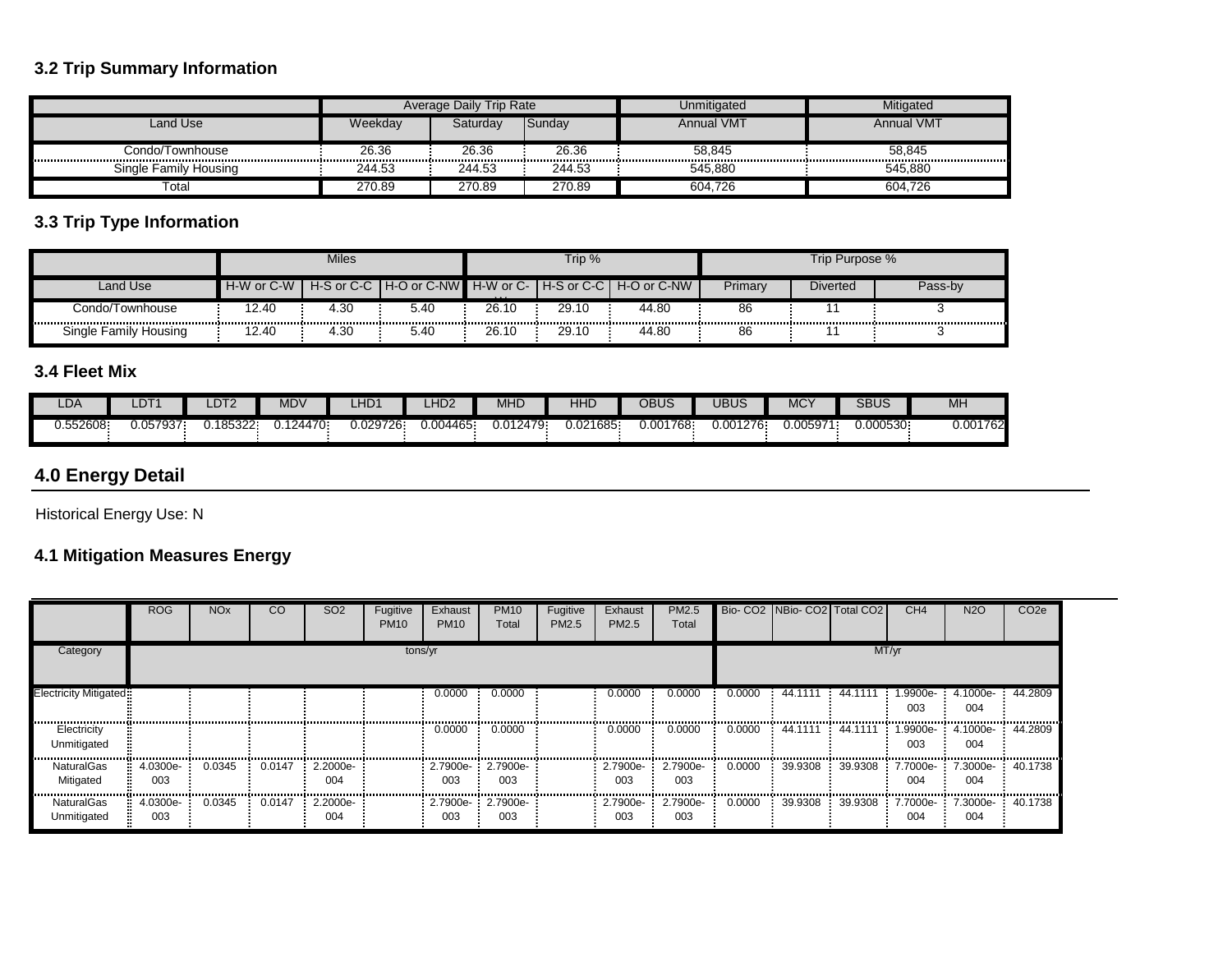### 3.2 Trip Summary Information

| | Average Daily Trip Rate | | | Unmitigated | Mitigated |
|---|---|---|---|---|---|
| Land Use | Weekday | Saturday | Sunday | Annual VMT | Annual VMT |
| Condo/Townhouse | 26.36 | 26.36 | 26.36 | 58,845 | 58,845 |
| Single Family Housing | 244.53 | 244.53 | 244.53 | 545,880 | 545,880 |
| Total | 270.89 | 270.89 | 270.89 | 604,726 | 604,726 |

### 3.3 Trip Type Information

| | Miles | | | Trip % | | | Trip Purpose % | | |
|---|---|---|---|---|---|---|---|---|---|
| Land Use | H-W or C-W | H-S or C-C | H-O or C-NW | H-W or C-W | H-S or C-C | H-O or C-NW | Primary | Diverted | Pass-by |
| Condo/Townhouse | 12.40 | 4.30 | 5.40 | 26.10 | 29.10 | 44.80 | 86 | 11 | 3 |
| Single Family Housing | 12.40 | 4.30 | 5.40 | 26.10 | 29.10 | 44.80 | 86 | 11 | 3 |

### 3.4 Fleet Mix

| LDA | LDT1 | LDT2 | MDV | LHD1 | LHD2 | MHD | HHD | OBUS | UBUS | MCY | SBUS | MH |
|---|---|---|---|---|---|---|---|---|---|---|---|---|
| 0.552608 | 0.057937 | 0.185322 | 0.124470 | 0.029726 | 0.004465 | 0.012479 | 0.021685 | 0.001768 | 0.001276 | 0.005971 | 0.000530 | 0.001762 |

## 4.0 Energy Detail

Historical Energy Use: N

### 4.1 Mitigation Measures Energy

| | ROG | NOx | CO | SO2 | Fugitive PM10 | Exhaust PM10 | PM10 Total | Fugitive PM2.5 | Exhaust PM2.5 | PM2.5 Total | Bio- CO2 | NBio- CO2 | Total CO2 | CH4 | N2O | CO2e |
|---|---|---|---|---|---|---|---|---|---|---|---|---|---|---|---|---|
| Category | tons/yr | | | | | | | | | | MT/yr | | | | | |
| Electricity Mitigated | | | | | | 0.0000 | 0.0000 | | 0.0000 | 0.0000 | 0.0000 | 44.1111 | 44.1111 | 1.9900e-003 | 4.1000e-004 | 44.2809 |
| Electricity Unmitigated | | | | | | 0.0000 | 0.0000 | | 0.0000 | 0.0000 | 0.0000 | 44.1111 | 44.1111 | 1.9900e-003 | 4.1000e-004 | 44.2809 |
| NaturalGas Mitigated | 4.0300e-003 | 0.0345 | 0.0147 | 2.2000e-004 | | 2.7900e-003 | 2.7900e-003 | | 2.7900e-003 | 2.7900e-003 | 0.0000 | 39.9308 | 39.9308 | 7.7000e-004 | 7.3000e-004 | 40.1738 |
| NaturalGas Unmitigated | 4.0300e-003 | 0.0345 | 0.0147 | 2.2000e-004 | | 2.7900e-003 | 2.7900e-003 | | 2.7900e-003 | 2.7900e-003 | 0.0000 | 39.9308 | 39.9308 | 7.7000e-004 | 7.3000e-004 | 40.1738 |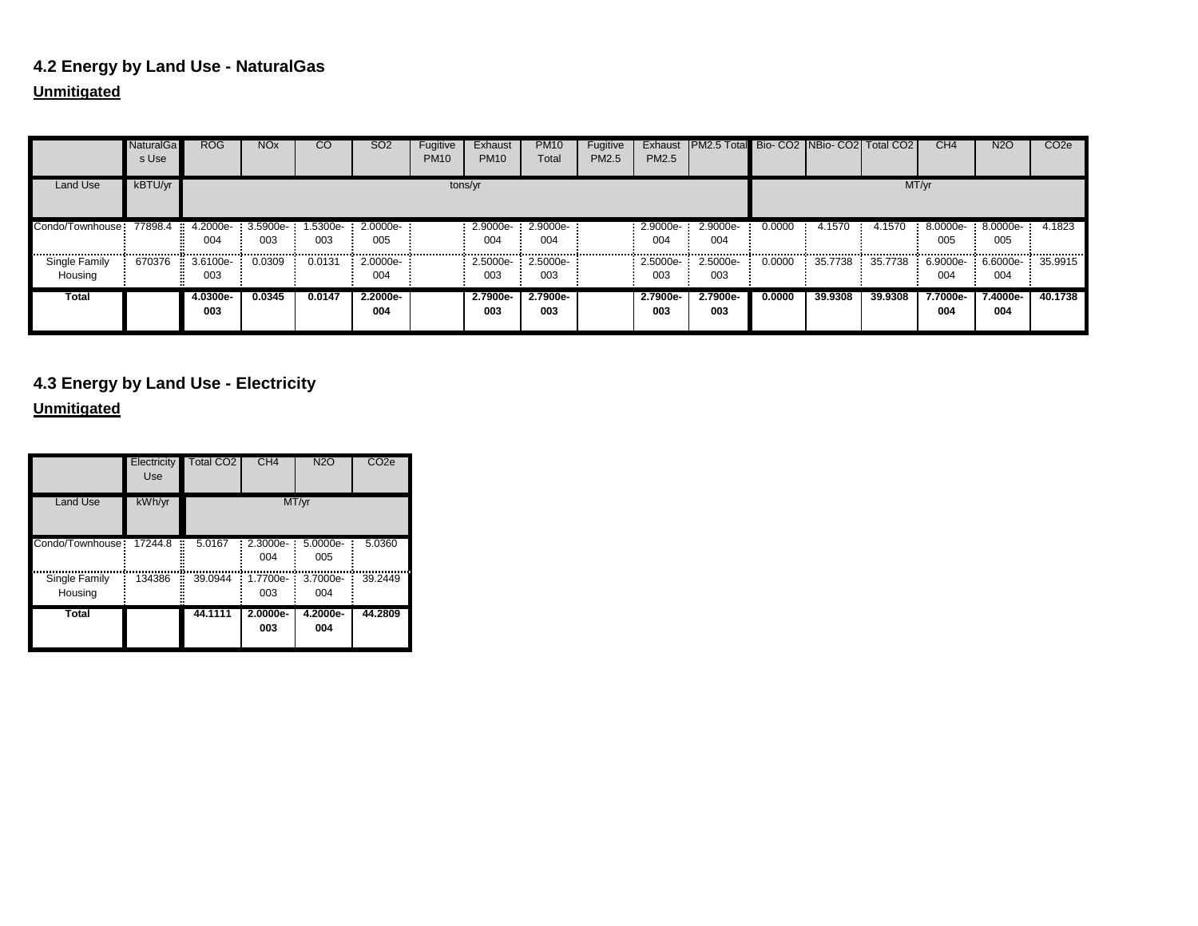### 4.2 Energy by Land Use - NaturalGas

**Unmitigated**

| | NaturalGas Use | ROG | NOx | CO | SO2 | Fugitive PM10 | Exhaust PM10 | PM10 Total | Fugitive PM2.5 | Exhaust PM2.5 | PM2.5 Total | Bio- CO2 | NBio- CO2 | Total CO2 | CH4 | N2O | CO2e |
|---|---|---|---|---|---|---|---|---|---|---|---|---|---|---|---|---|---|
| Land Use | kBTU/yr | tons/yr | | | | | | | | | | MT/yr | | | | | |
| Condo/Townhouse | 77898.4 | 4.2000e-004 | 3.5900e-003 | 1.5300e-003 | 2.0000e-005 | | 2.9000e-004 | 2.9000e-004 | | 2.9000e-004 | 2.9000e-004 | 0.0000 | 4.1570 | 4.1570 | 8.0000e-005 | 8.0000e-005 | 4.1823 |
| Single Family Housing | 670376 | 3.6100e-003 | 0.0309 | 0.0131 | 2.0000e-004 | | 2.5000e-003 | 2.5000e-003 | | 2.5000e-003 | 2.5000e-003 | 0.0000 | 35.7738 | 35.7738 | 6.9000e-004 | 6.6000e-004 | 35.9915 |
| **Total** | | **4.0300e-003** | **0.0345** | **0.0147** | **2.2000e-004** | | **2.7900e-003** | **2.7900e-003** | | **2.7900e-003** | **2.7900e-003** | **0.0000** | **39.9308** | **39.9308** | **7.7000e-004** | **7.4000e-004** | **40.1738** |

### 4.3 Energy by Land Use - Electricity

**Unmitigated**

| | Electricity Use | Total CO2 | CH4 | N2O | CO2e |
|---|---|---|---|---|---|
| Land Use | kWh/yr | MT/yr | | | |
| Condo/Townhouse | 17244.8 | 5.0167 | 2.3000e-004 | 5.0000e-005 | 5.0360 |
| Single Family Housing | 134386 | 39.0944 | 1.7700e-003 | 3.7000e-004 | 39.2449 |
| **Total** | | **44.1111** | **2.0000e-003** | **4.2000e-004** | **44.2809** |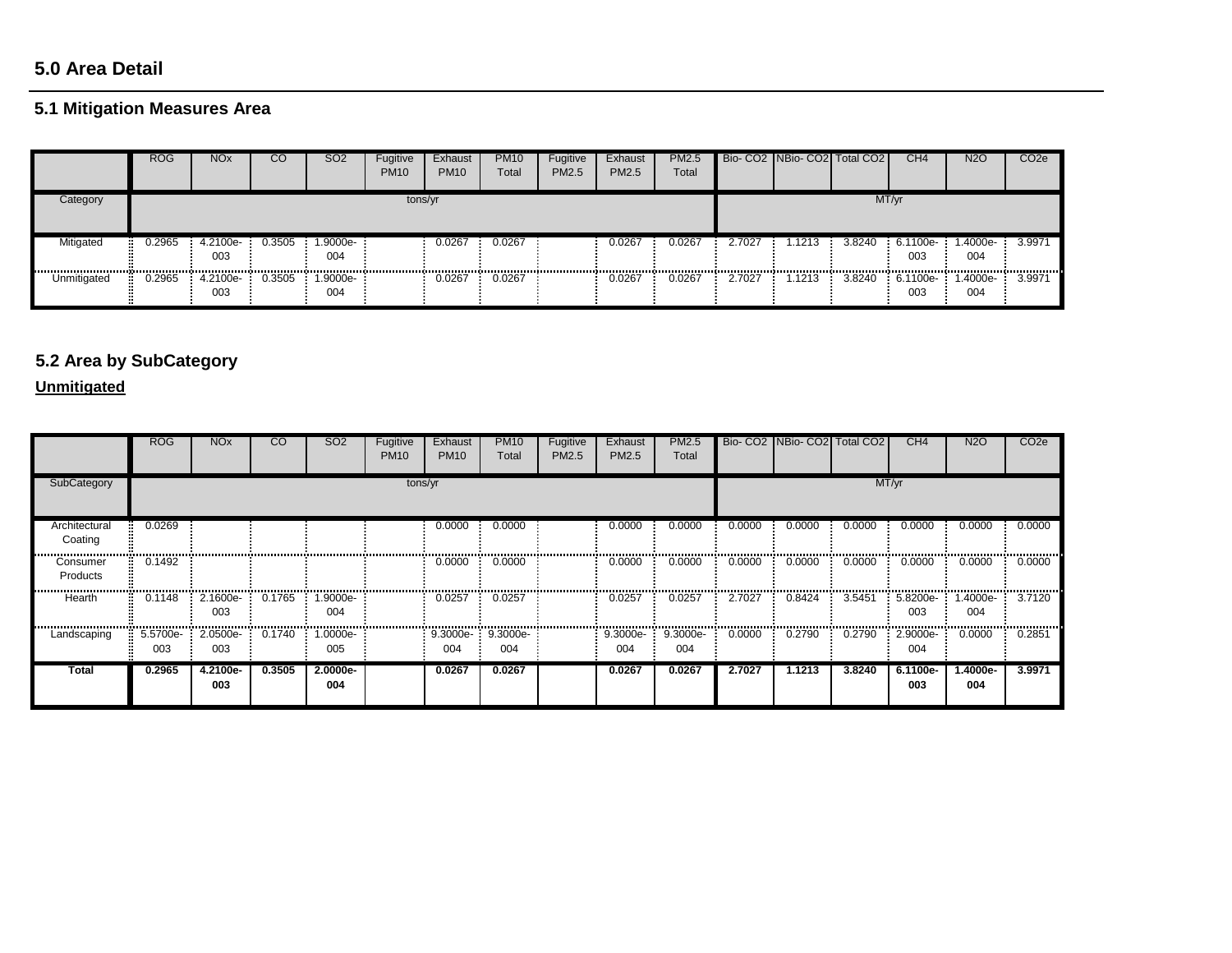## 5.0 Area Detail

### 5.1 Mitigation Measures Area

| | ROG | NOx | CO | SO2 | Fugitive PM10 | Exhaust PM10 | PM10 Total | Fugitive PM2.5 | Exhaust PM2.5 | PM2.5 Total | Bio- CO2 | NBio- CO2 | Total CO2 | CH4 | N2O | CO2e |
|---|---|---|---|---|---|---|---|---|---|---|---|---|---|---|---|---|
| Category | tons/yr | | | | | | | | | | MT/yr | | | | | |
| Mitigated | 0.2965 | 4.2100e-003 | 0.3505 | 1.9000e-004 | | 0.0267 | 0.0267 | | 0.0267 | 0.0267 | 2.7027 | 1.1213 | 3.8240 | 6.1100e-003 | 1.4000e-004 | 3.9971 |
| Unmitigated | 0.2965 | 4.2100e-003 | 0.3505 | 1.9000e-004 | | 0.0267 | 0.0267 | | 0.0267 | 0.0267 | 2.7027 | 1.1213 | 3.8240 | 6.1100e-003 | 1.4000e-004 | 3.9971 |

### 5.2 Area by SubCategory

**Unmitigated**

| | ROG | NOx | CO | SO2 | Fugitive PM10 | Exhaust PM10 | PM10 Total | Fugitive PM2.5 | Exhaust PM2.5 | PM2.5 Total | Bio- CO2 | NBio- CO2 | Total CO2 | CH4 | N2O | CO2e |
|---|---|---|---|---|---|---|---|---|---|---|---|---|---|---|---|---|
| SubCategory | tons/yr | | | | | | | | | | MT/yr | | | | | |
| Architectural Coating | 0.0269 | | | | | 0.0000 | 0.0000 | | 0.0000 | 0.0000 | 0.0000 | 0.0000 | 0.0000 | 0.0000 | 0.0000 | 0.0000 |
| Consumer Products | 0.1492 | | | | | 0.0000 | 0.0000 | | 0.0000 | 0.0000 | 0.0000 | 0.0000 | 0.0000 | 0.0000 | 0.0000 | 0.0000 |
| Hearth | 0.1148 | 2.1600e-003 | 0.1765 | 1.9000e-004 | | 0.0257 | 0.0257 | | 0.0257 | 0.0257 | 2.7027 | 0.8424 | 3.5451 | 5.8200e-003 | 1.4000e-004 | 3.7120 |
| Landscaping | 5.5700e-003 | 2.0500e-003 | 0.1740 | 1.0000e-005 | | 9.3000e-004 | 9.3000e-004 | | 9.3000e-004 | 9.3000e-004 | 0.0000 | 0.2790 | 0.2790 | 2.9000e-004 | 0.0000 | 0.2851 |
| **Total** | **0.2965** | **4.2100e-003** | **0.3505** | **2.0000e-004** | | **0.0267** | **0.0267** | | **0.0267** | **0.0267** | **2.7027** | **1.1213** | **3.8240** | **6.1100e-003** | **1.4000e-004** | **3.9971** |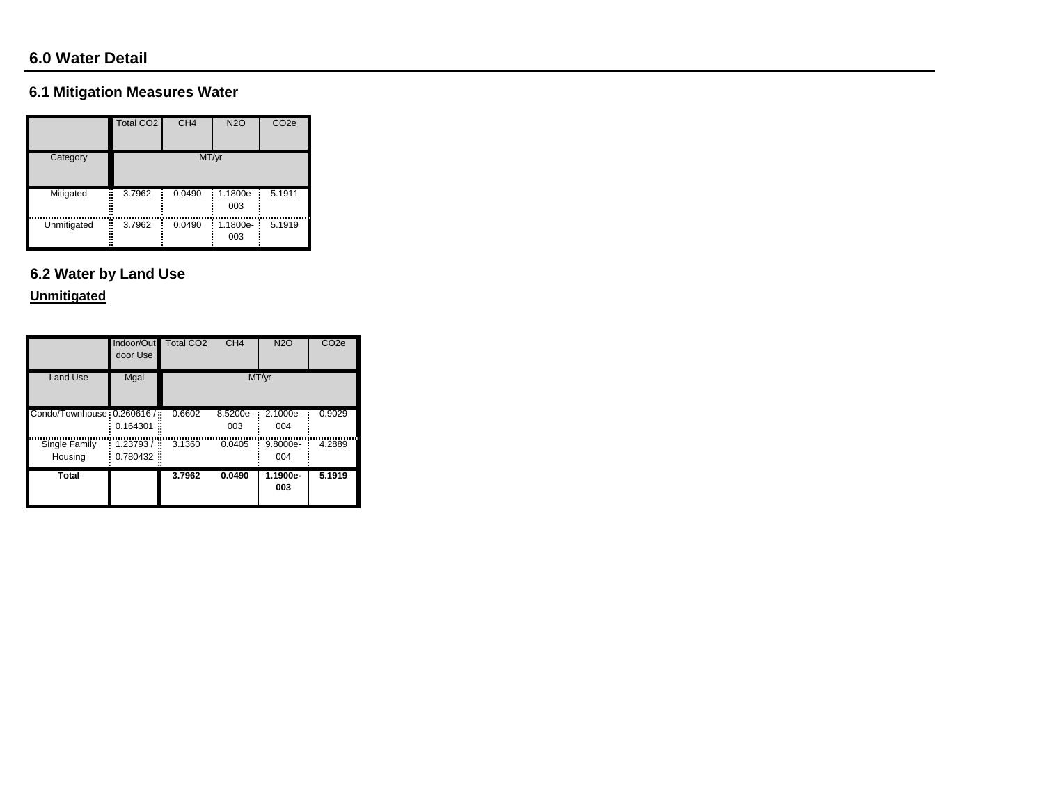## 6.0 Water Detail

### 6.1 Mitigation Measures Water

| | Total CO2 | CH4 | N2O | CO2e |
|---|---|---|---|---|
| Category | MT/yr | | | |
| Mitigated | 3.7962 | 0.0490 | 1.1800e-003 | 5.1911 |
| Unmitigated | 3.7962 | 0.0490 | 1.1800e-003 | 5.1919 |

### 6.2 Water by Land Use

**Unmitigated**

| | Indoor/Outdoor Use | Total CO2 | CH4 | N2O | CO2e |
|---|---|---|---|---|---|
| Land Use | Mgal | MT/yr | | | |
| Condo/Townhouse | 0.260616 / 0.164301 | 0.6602 | 8.5200e-003 | 2.1000e-004 | 0.9029 |
| Single Family Housing | 1.23793 / 0.780432 | 3.1360 | 0.0405 | 9.8000e-004 | 4.2889 |
| **Total** | | **3.7962** | **0.0490** | **1.1900e-003** | **5.1919** |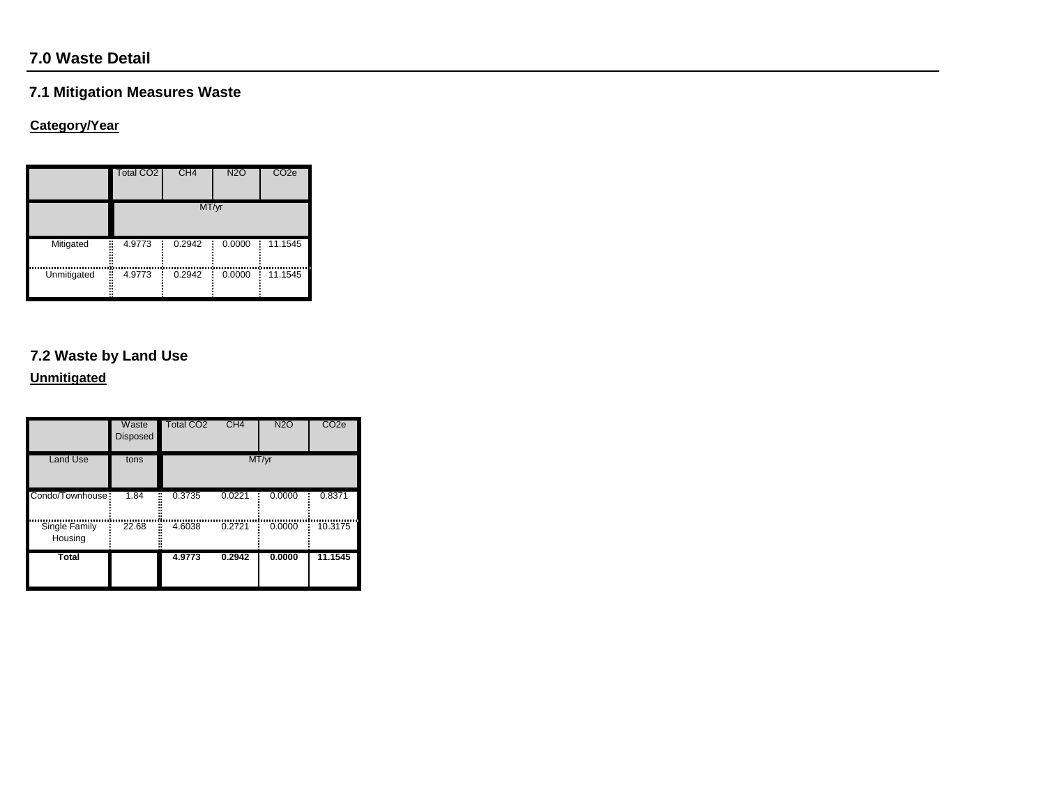## 7.0 Waste Detail

### 7.1 Mitigation Measures Waste

**Category/Year**

| | Total CO2 | CH4 | N2O | CO2e |
|---|---|---|---|---|
| | MT/yr | | | |
| Mitigated | 4.9773 | 0.2942 | 0.0000 | 11.1545 |
| Unmitigated | 4.9773 | 0.2942 | 0.0000 | 11.1545 |

### 7.2 Waste by Land Use

**Unmitigated**

| | Waste Disposed | Total CO2 | CH4 | N2O | CO2e |
|---|---|---|---|---|---|
| Land Use | tons | MT/yr | | | |
| Condo/Townhouse | 1.84 | 0.3735 | 0.0221 | 0.0000 | 0.8371 |
| Single Family Housing | 22.68 | 4.6038 | 0.2721 | 0.0000 | 10.3175 |
| **Total** | | **4.9773** | **0.2942** | **0.0000** | **11.1545** |